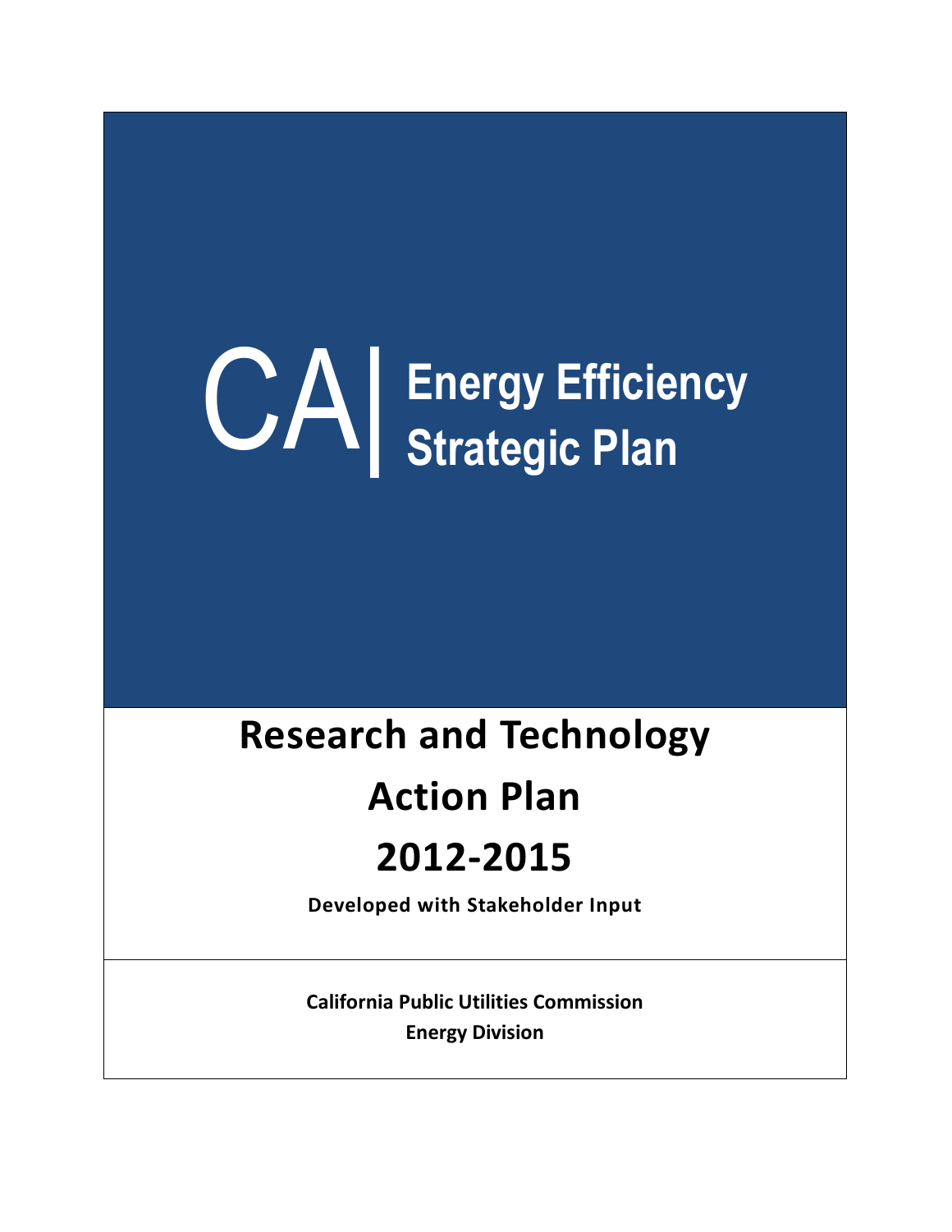# CA | Energy Efficiency Strategic Plan

## Research and Technology Action Plan

## 2012-2015

**Developed with Stakeholder Input**

**California Public Utilities Commission**
**Energy Division**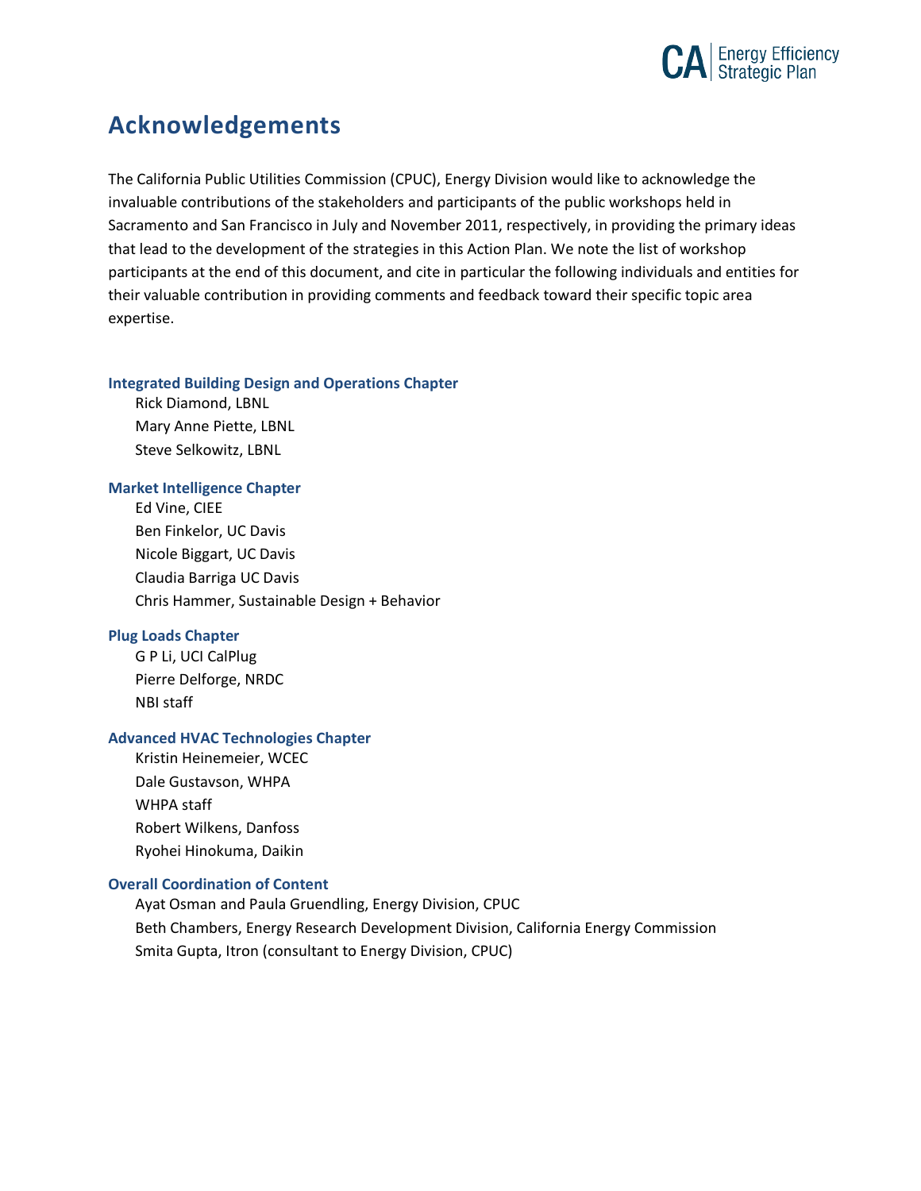# Acknowledgements

The California Public Utilities Commission (CPUC), Energy Division would like to acknowledge the invaluable contributions of the stakeholders and participants of the public workshops held in Sacramento and San Francisco in July and November 2011, respectively, in providing the primary ideas that lead to the development of the strategies in this Action Plan. We note the list of workshop participants at the end of this document, and cite in particular the following individuals and entities for their valuable contribution in providing comments and feedback toward their specific topic area expertise.

### Integrated Building Design and Operations Chapter

Rick Diamond, LBNL
Mary Anne Piette, LBNL
Steve Selkowitz, LBNL

### Market Intelligence Chapter

Ed Vine, CIEE
Ben Finkelor, UC Davis
Nicole Biggart, UC Davis
Claudia Barriga UC Davis
Chris Hammer, Sustainable Design + Behavior

### Plug Loads Chapter

G P Li, UCI CalPlug
Pierre Delforge, NRDC
NBI staff

### Advanced HVAC Technologies Chapter

Kristin Heinemeier, WCEC
Dale Gustavson, WHPA
WHPA staff
Robert Wilkens, Danfoss
Ryohei Hinokuma, Daikin

### Overall Coordination of Content

Ayat Osman and Paula Gruendling, Energy Division, CPUC
Beth Chambers, Energy Research Development Division, California Energy Commission
Smita Gupta, Itron (consultant to Energy Division, CPUC)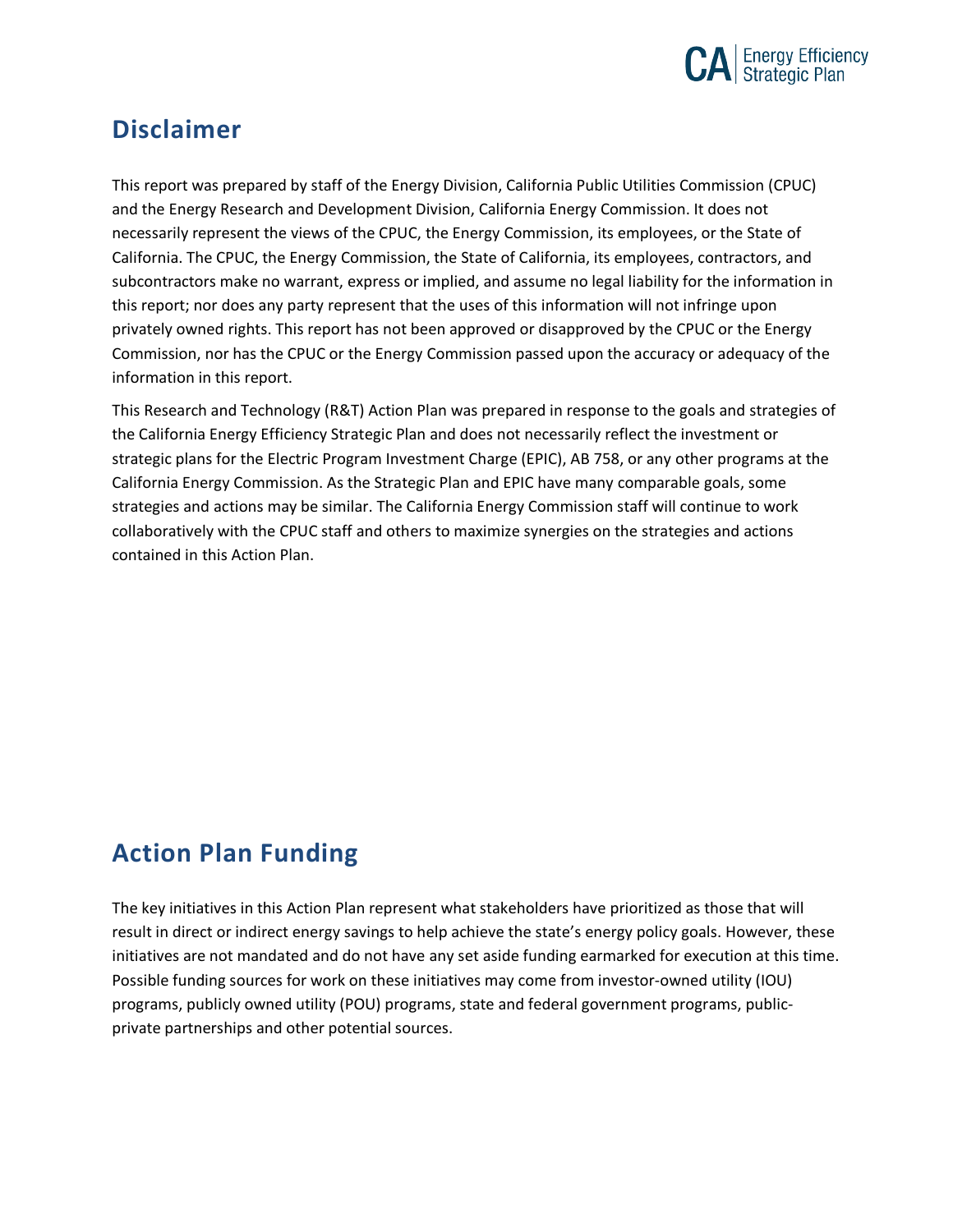## Disclaimer

This report was prepared by staff of the Energy Division, California Public Utilities Commission (CPUC) and the Energy Research and Development Division, California Energy Commission. It does not necessarily represent the views of the CPUC, the Energy Commission, its employees, or the State of California. The CPUC, the Energy Commission, the State of California, its employees, contractors, and subcontractors make no warrant, express or implied, and assume no legal liability for the information in this report; nor does any party represent that the uses of this information will not infringe upon privately owned rights. This report has not been approved or disapproved by the CPUC or the Energy Commission, nor has the CPUC or the Energy Commission passed upon the accuracy or adequacy of the information in this report.

This Research and Technology (R&T) Action Plan was prepared in response to the goals and strategies of the California Energy Efficiency Strategic Plan and does not necessarily reflect the investment or strategic plans for the Electric Program Investment Charge (EPIC), AB 758, or any other programs at the California Energy Commission. As the Strategic Plan and EPIC have many comparable goals, some strategies and actions may be similar. The California Energy Commission staff will continue to work collaboratively with the CPUC staff and others to maximize synergies on the strategies and actions contained in this Action Plan.

## Action Plan Funding

The key initiatives in this Action Plan represent what stakeholders have prioritized as those that will result in direct or indirect energy savings to help achieve the state's energy policy goals. However, these initiatives are not mandated and do not have any set aside funding earmarked for execution at this time. Possible funding sources for work on these initiatives may come from investor-owned utility (IOU) programs, publicly owned utility (POU) programs, state and federal government programs, public-private partnerships and other potential sources.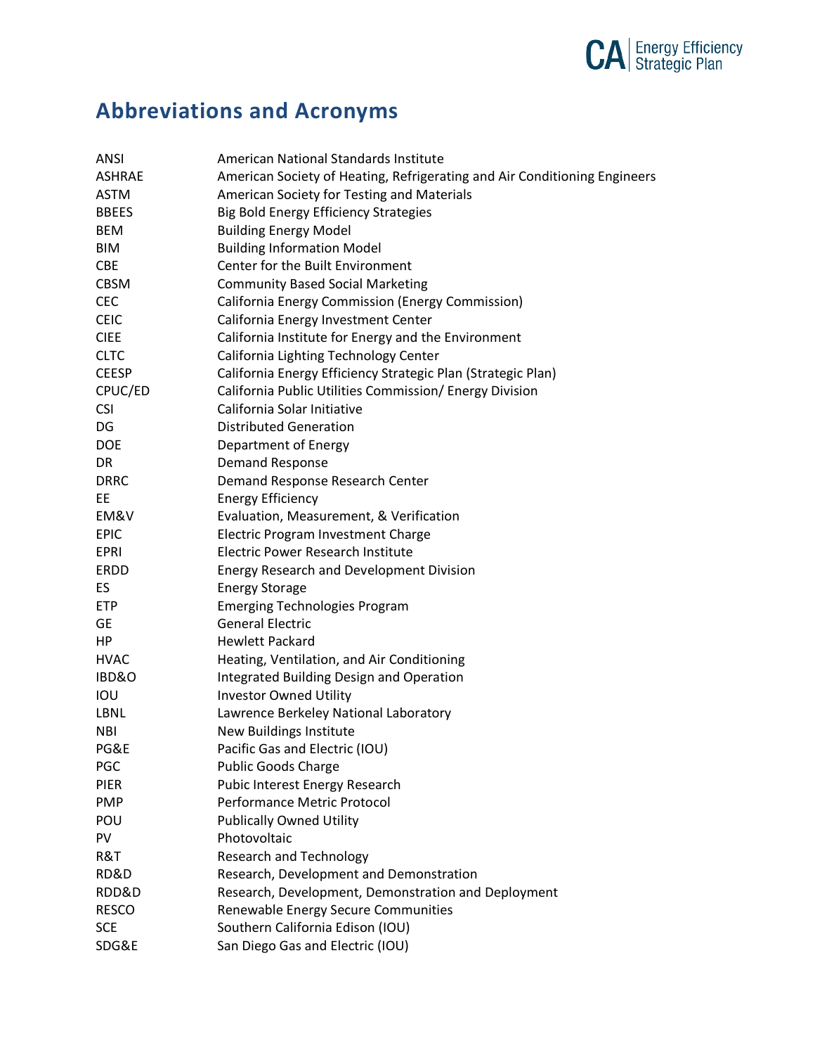# Abbreviations and Acronyms

| | |
|---|---|
| ANSI | American National Standards Institute |
| ASHRAE | American Society of Heating, Refrigerating and Air Conditioning Engineers |
| ASTM | American Society for Testing and Materials |
| BBEES | Big Bold Energy Efficiency Strategies |
| BEM | Building Energy Model |
| BIM | Building Information Model |
| CBE | Center for the Built Environment |
| CBSM | Community Based Social Marketing |
| CEC | California Energy Commission (Energy Commission) |
| CEIC | California Energy Investment Center |
| CIEE | California Institute for Energy and the Environment |
| CLTC | California Lighting Technology Center |
| CEESP | California Energy Efficiency Strategic Plan (Strategic Plan) |
| CPUC/ED | California Public Utilities Commission/ Energy Division |
| CSI | California Solar Initiative |
| DG | Distributed Generation |
| DOE | Department of Energy |
| DR | Demand Response |
| DRRC | Demand Response Research Center |
| EE | Energy Efficiency |
| EM&V | Evaluation, Measurement, & Verification |
| EPIC | Electric Program Investment Charge |
| EPRI | Electric Power Research Institute |
| ERDD | Energy Research and Development Division |
| ES | Energy Storage |
| ETP | Emerging Technologies Program |
| GE | General Electric |
| HP | Hewlett Packard |
| HVAC | Heating, Ventilation, and Air Conditioning |
| IBD&O | Integrated Building Design and Operation |
| IOU | Investor Owned Utility |
| LBNL | Lawrence Berkeley National Laboratory |
| NBI | New Buildings Institute |
| PG&E | Pacific Gas and Electric (IOU) |
| PGC | Public Goods Charge |
| PIER | Pubic Interest Energy Research |
| PMP | Performance Metric Protocol |
| POU | Publically Owned Utility |
| PV | Photovoltaic |
| R&T | Research and Technology |
| RD&D | Research, Development and Demonstration |
| RDD&D | Research, Development, Demonstration and Deployment |
| RESCO | Renewable Energy Secure Communities |
| SCE | Southern California Edison (IOU) |
| SDG&E | San Diego Gas and Electric (IOU) |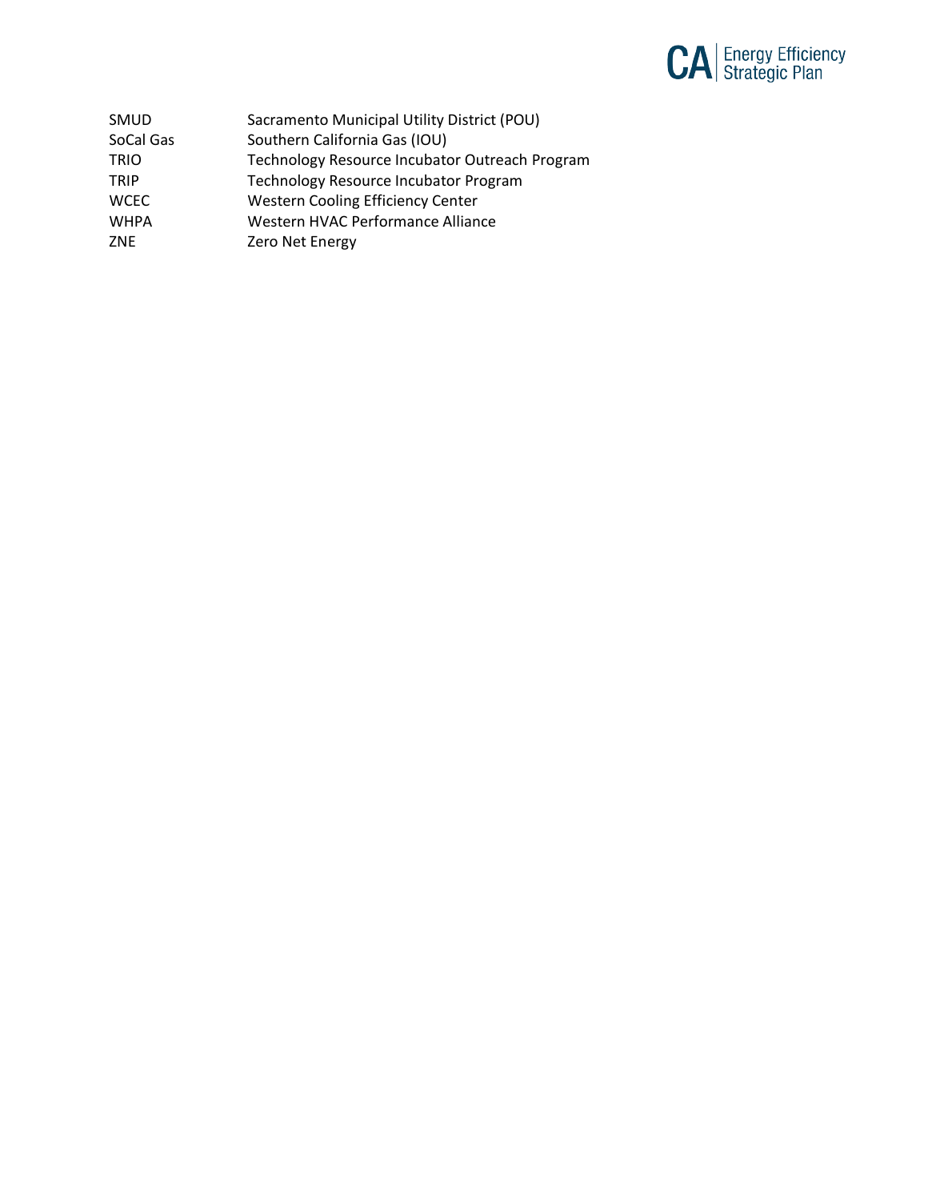| | |
|---|---|
| SMUD | Sacramento Municipal Utility District (POU) |
| SoCal Gas | Southern California Gas (IOU) |
| TRIO | Technology Resource Incubator Outreach Program |
| TRIP | Technology Resource Incubator Program |
| WCEC | Western Cooling Efficiency Center |
| WHPA | Western HVAC Performance Alliance |
| ZNE | Zero Net Energy |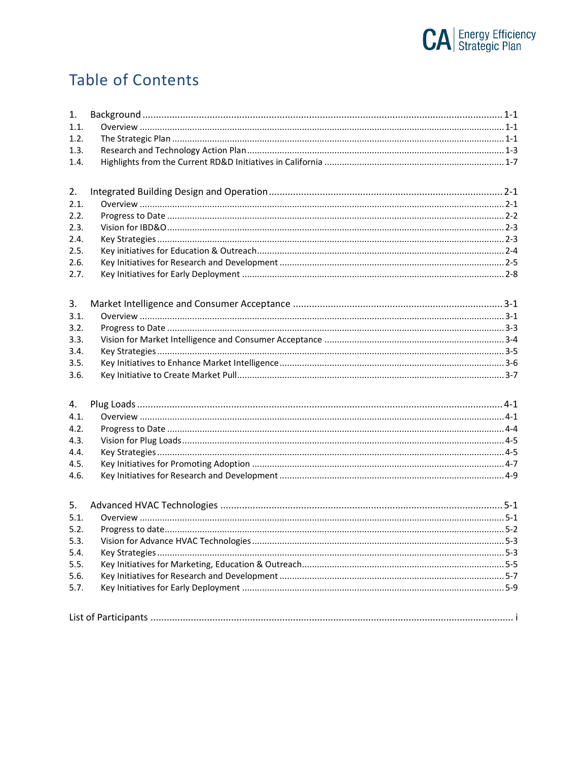# Table of Contents

1. Background ........ 1-1
   - 1.1. Overview ........ 1-1
   - 1.2. The Strategic Plan ........ 1-1
   - 1.3. Research and Technology Action Plan ........ 1-3
   - 1.4. Highlights from the Current RD&D Initiatives in California ........ 1-7

2. Integrated Building Design and Operation ........ 2-1
   - 2.1. Overview ........ 2-1
   - 2.2. Progress to Date ........ 2-2
   - 2.3. Vision for IBD&O ........ 2-3
   - 2.4. Key Strategies ........ 2-3
   - 2.5. Key initiatives for Education & Outreach ........ 2-4
   - 2.6. Key Initiatives for Research and Development ........ 2-5
   - 2.7. Key Initiatives for Early Deployment ........ 2-8

3. Market Intelligence and Consumer Acceptance ........ 3-1
   - 3.1. Overview ........ 3-1
   - 3.2. Progress to Date ........ 3-3
   - 3.3. Vision for Market Intelligence and Consumer Acceptance ........ 3-4
   - 3.4. Key Strategies ........ 3-5
   - 3.5. Key Initiatives to Enhance Market Intelligence ........ 3-6
   - 3.6. Key Initiative to Create Market Pull ........ 3-7

4. Plug Loads ........ 4-1
   - 4.1. Overview ........ 4-1
   - 4.2. Progress to Date ........ 4-4
   - 4.3. Vision for Plug Loads ........ 4-5
   - 4.4. Key Strategies ........ 4-5
   - 4.5. Key Initiatives for Promoting Adoption ........ 4-7
   - 4.6. Key Initiatives for Research and Development ........ 4-9

5. Advanced HVAC Technologies ........ 5-1
   - 5.1. Overview ........ 5-1
   - 5.2. Progress to date ........ 5-2
   - 5.3. Vision for Advance HVAC Technologies ........ 5-3
   - 5.4. Key Strategies ........ 5-3
   - 5.5. Key Initiatives for Marketing, Education & Outreach ........ 5-5
   - 5.6. Key Initiatives for Research and Development ........ 5-7
   - 5.7. Key Initiatives for Early Deployment ........ 5-9

List of Participants ........ i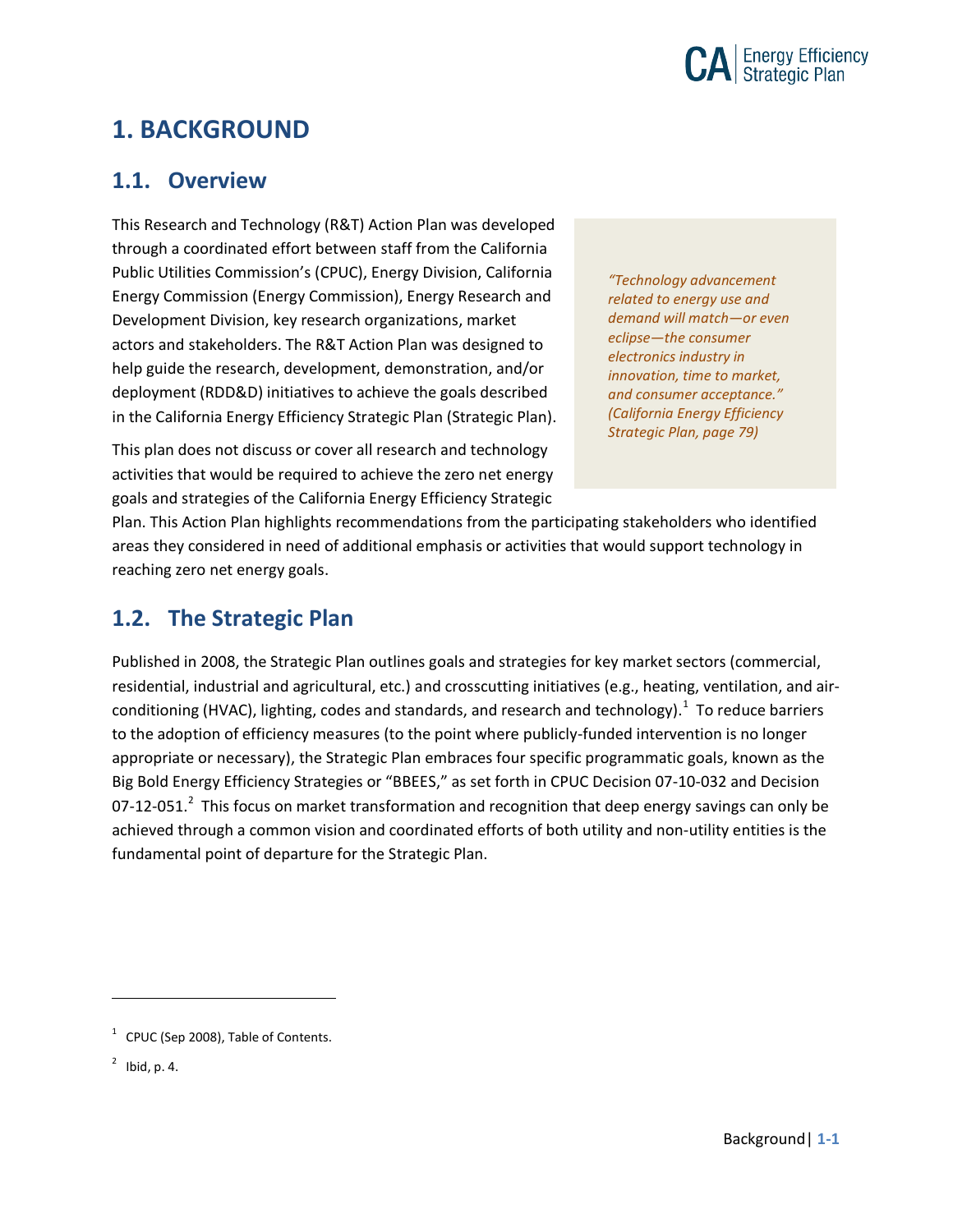# 1. BACKGROUND

## 1.1. Overview

This Research and Technology (R&T) Action Plan was developed through a coordinated effort between staff from the California Public Utilities Commission's (CPUC), Energy Division, California Energy Commission (Energy Commission), Energy Research and Development Division, key research organizations, market actors and stakeholders. The R&T Action Plan was designed to help guide the research, development, demonstration, and/or deployment (RDD&D) initiatives to achieve the goals described in the California Energy Efficiency Strategic Plan (Strategic Plan).

> *"Technology advancement related to energy use and demand will match—or even eclipse—the consumer electronics industry in innovation, time to market, and consumer acceptance." (California Energy Efficiency Strategic Plan, page 79)*

This plan does not discuss or cover all research and technology activities that would be required to achieve the zero net energy goals and strategies of the California Energy Efficiency Strategic Plan. This Action Plan highlights recommendations from the participating stakeholders who identified areas they considered in need of additional emphasis or activities that would support technology in reaching zero net energy goals.

## 1.2. The Strategic Plan

Published in 2008, the Strategic Plan outlines goals and strategies for key market sectors (commercial, residential, industrial and agricultural, etc.) and crosscutting initiatives (e.g., heating, ventilation, and air-conditioning (HVAC), lighting, codes and standards, and research and technology).[1] To reduce barriers to the adoption of efficiency measures (to the point where publicly-funded intervention is no longer appropriate or necessary), the Strategic Plan embraces four specific programmatic goals, known as the Big Bold Energy Efficiency Strategies or "BBEES," as set forth in CPUC Decision 07-10-032 and Decision 07-12-051.[2] This focus on market transformation and recognition that deep energy savings can only be achieved through a common vision and coordinated efforts of both utility and non-utility entities is the fundamental point of departure for the Strategic Plan.

---

[1] CPUC (Sep 2008), Table of Contents.

[2] Ibid, p. 4.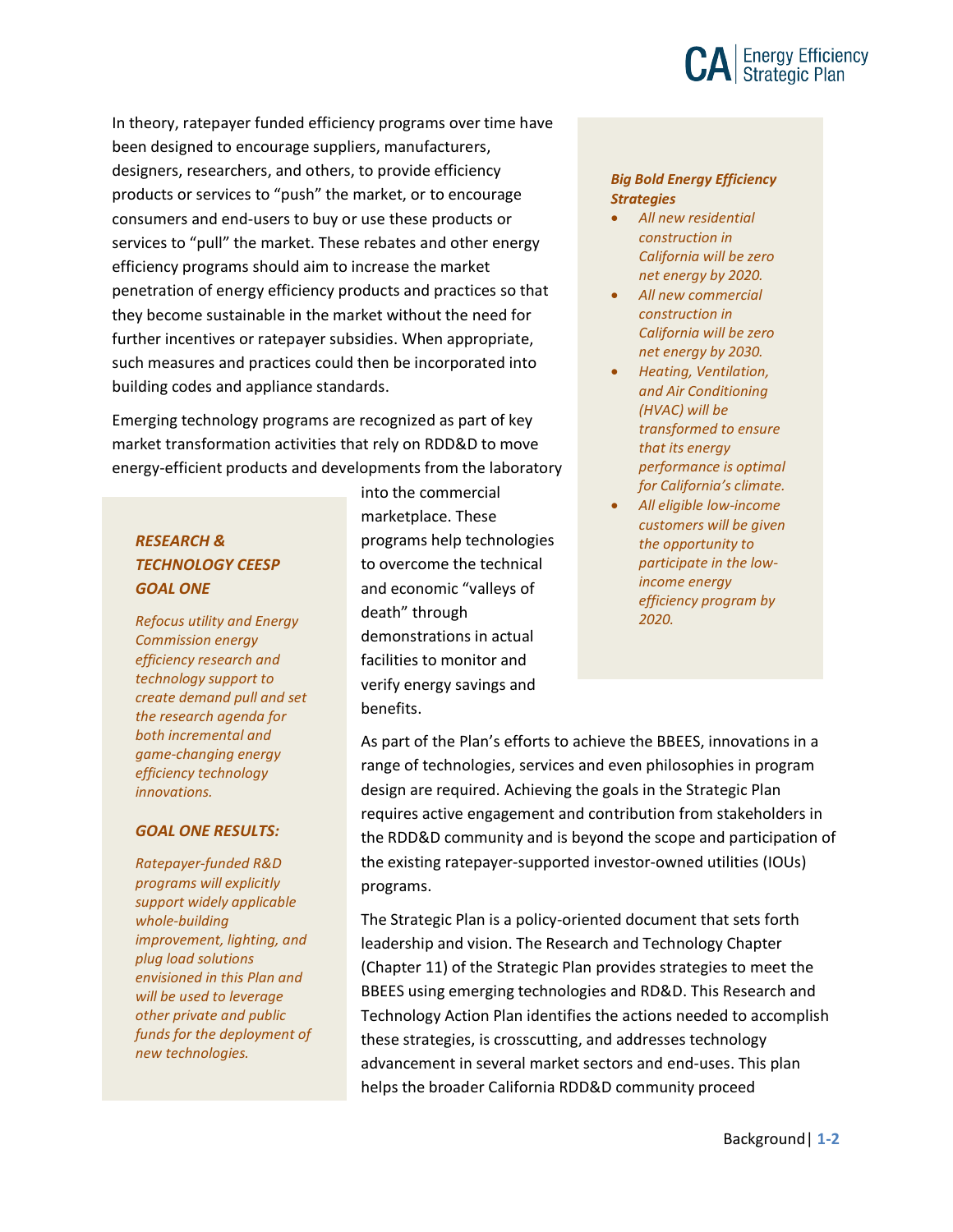In theory, ratepayer funded efficiency programs over time have been designed to encourage suppliers, manufacturers, designers, researchers, and others, to provide efficiency products or services to "push" the market, or to encourage consumers and end-users to buy or use these products or services to "pull" the market. These rebates and other energy efficiency programs should aim to increase the market penetration of energy efficiency products and practices so that they become sustainable in the market without the need for further incentives or ratepayer subsidies. When appropriate, such measures and practices could then be incorporated into building codes and appliance standards.

> ***Big Bold Energy Efficiency Strategies***
>
> - *All new residential construction in California will be zero net energy by 2020.*
> - *All new commercial construction in California will be zero net energy by 2030.*
> - *Heating, Ventilation, and Air Conditioning (HVAC) will be transformed to ensure that its energy performance is optimal for California's climate.*
> - *All eligible low-income customers will be given the opportunity to participate in the low-income energy efficiency program by 2020.*

Emerging technology programs are recognized as part of key market transformation activities that rely on RDD&D to move energy-efficient products and developments from the laboratory into the commercial marketplace. These programs help technologies to overcome the technical and economic "valleys of death" through demonstrations in actual facilities to monitor and verify energy savings and benefits.

> ***RESEARCH & TECHNOLOGY CEESP GOAL ONE***
>
> *Refocus utility and Energy Commission energy efficiency research and technology support to create demand pull and set the research agenda for both incremental and game-changing energy efficiency technology innovations.*
>
> ***GOAL ONE RESULTS:***
>
> *Ratepayer-funded R&D programs will explicitly support widely applicable whole-building improvement, lighting, and plug load solutions envisioned in this Plan and will be used to leverage other private and public funds for the deployment of new technologies.*

As part of the Plan's efforts to achieve the BBEES, innovations in a range of technologies, services and even philosophies in program design are required. Achieving the goals in the Strategic Plan requires active engagement and contribution from stakeholders in the RDD&D community and is beyond the scope and participation of the existing ratepayer-supported investor-owned utilities (IOUs) programs.

The Strategic Plan is a policy-oriented document that sets forth leadership and vision. The Research and Technology Chapter (Chapter 11) of the Strategic Plan provides strategies to meet the BBEES using emerging technologies and RD&D. This Research and Technology Action Plan identifies the actions needed to accomplish these strategies, is crosscutting, and addresses technology advancement in several market sectors and end-uses. This plan helps the broader California RDD&D community proceed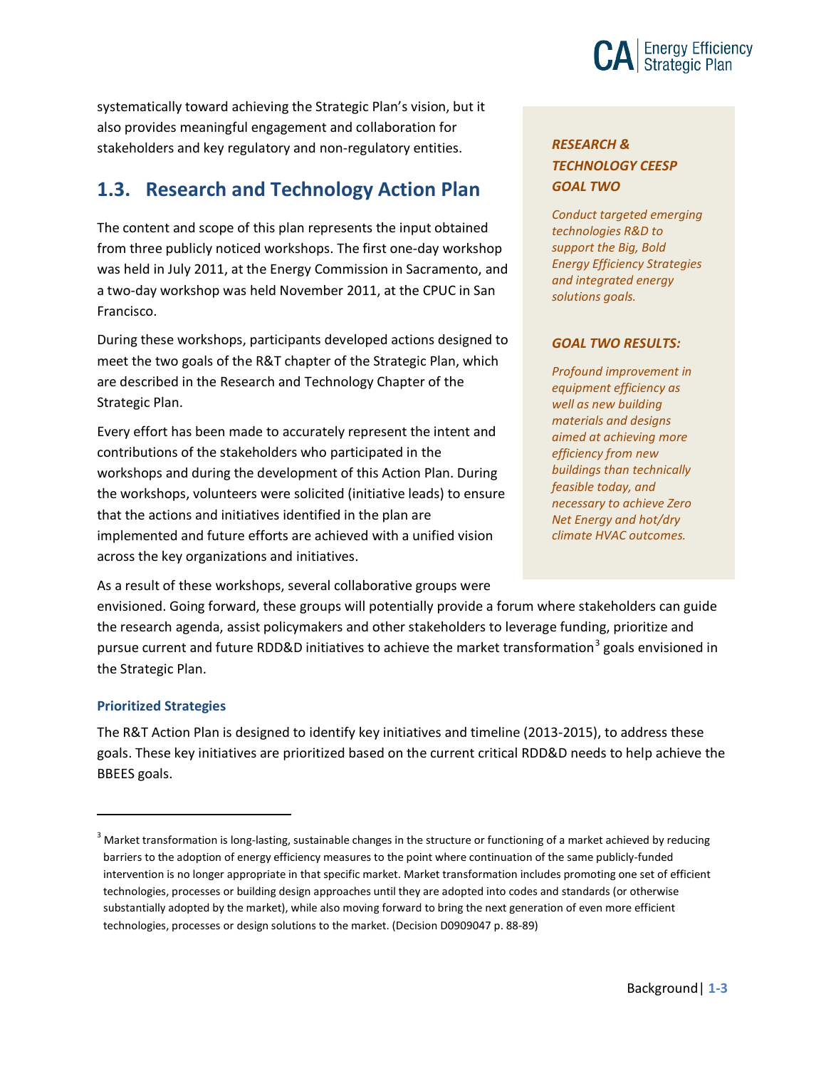systematically toward achieving the Strategic Plan's vision, but it also provides meaningful engagement and collaboration for stakeholders and key regulatory and non-regulatory entities.

## 1.3. Research and Technology Action Plan

The content and scope of this plan represents the input obtained from three publicly noticed workshops. The first one-day workshop was held in July 2011, at the Energy Commission in Sacramento, and a two-day workshop was held November 2011, at the CPUC in San Francisco.

During these workshops, participants developed actions designed to meet the two goals of the R&T chapter of the Strategic Plan, which are described in the Research and Technology Chapter of the Strategic Plan.

Every effort has been made to accurately represent the intent and contributions of the stakeholders who participated in the workshops and during the development of this Action Plan. During the workshops, volunteers were solicited (initiative leads) to ensure that the actions and initiatives identified in the plan are implemented and future efforts are achieved with a unified vision across the key organizations and initiatives.

As a result of these workshops, several collaborative groups were envisioned. Going forward, these groups will potentially provide a forum where stakeholders can guide the research agenda, assist policymakers and other stakeholders to leverage funding, prioritize and pursue current and future RDD&D initiatives to achieve the market transformation[3] goals envisioned in the Strategic Plan.

> ***RESEARCH & TECHNOLOGY CEESP GOAL TWO***
>
> *Conduct targeted emerging technologies R&D to support the Big, Bold Energy Efficiency Strategies and integrated energy solutions goals.*
>
> ***GOAL TWO RESULTS:***
>
> *Profound improvement in equipment efficiency as well as new building materials and designs aimed at achieving more efficiency from new buildings than technically feasible today, and necessary to achieve Zero Net Energy and hot/dry climate HVAC outcomes.*

### Prioritized Strategies

The R&T Action Plan is designed to identify key initiatives and timeline (2013-2015), to address these goals. These key initiatives are prioritized based on the current critical RDD&D needs to help achieve the BBEES goals.

---

[3] Market transformation is long-lasting, sustainable changes in the structure or functioning of a market achieved by reducing barriers to the adoption of energy efficiency measures to the point where continuation of the same publicly-funded intervention is no longer appropriate in that specific market. Market transformation includes promoting one set of efficient technologies, processes or building design approaches until they are adopted into codes and standards (or otherwise substantially adopted by the market), while also moving forward to bring the next generation of even more efficient technologies, processes or design solutions to the market. (Decision D0909047 p. 88-89)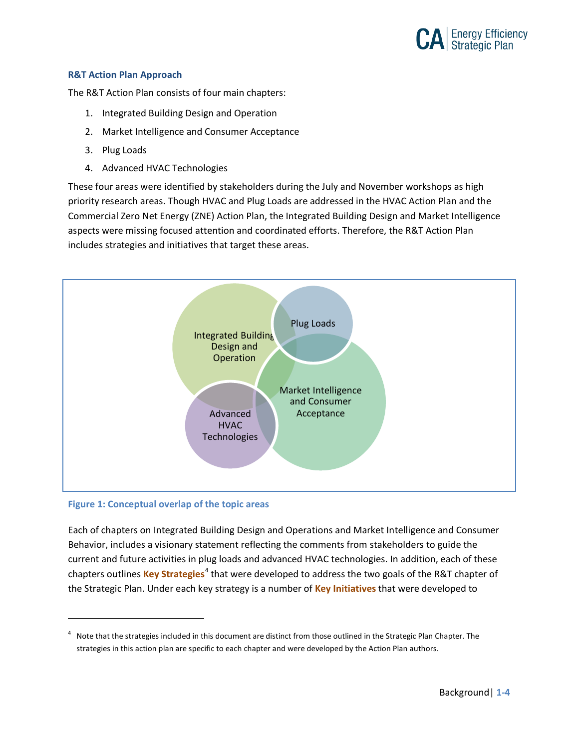### R&T Action Plan Approach

The R&T Action Plan consists of four main chapters:

1. Integrated Building Design and Operation
2. Market Intelligence and Consumer Acceptance
3. Plug Loads
4. Advanced HVAC Technologies

These four areas were identified by stakeholders during the July and November workshops as high priority research areas. Though HVAC and Plug Loads are addressed in the HVAC Action Plan and the Commercial Zero Net Energy (ZNE) Action Plan, the Integrated Building Design and Market Intelligence aspects were missing focused attention and coordinated efforts. Therefore, the R&T Action Plan includes strategies and initiatives that target these areas.

Integrated Building Design and Operation

Plug Loads

Market Intelligence and Consumer Acceptance

Advanced HVAC Technologies

**Figure 1: Conceptual overlap of the topic areas**

Each of chapters on Integrated Building Design and Operations and Market Intelligence and Consumer Behavior, includes a visionary statement reflecting the comments from stakeholders to guide the current and future activities in plug loads and advanced HVAC technologies. In addition, each of these chapters outlines **Key Strategies**[4] that were developed to address the two goals of the R&T chapter of the Strategic Plan. Under each key strategy is a number of **Key Initiatives** that were developed to

[4] Note that the strategies included in this document are distinct from those outlined in the Strategic Plan Chapter. The strategies in this action plan are specific to each chapter and were developed by the Action Plan authors.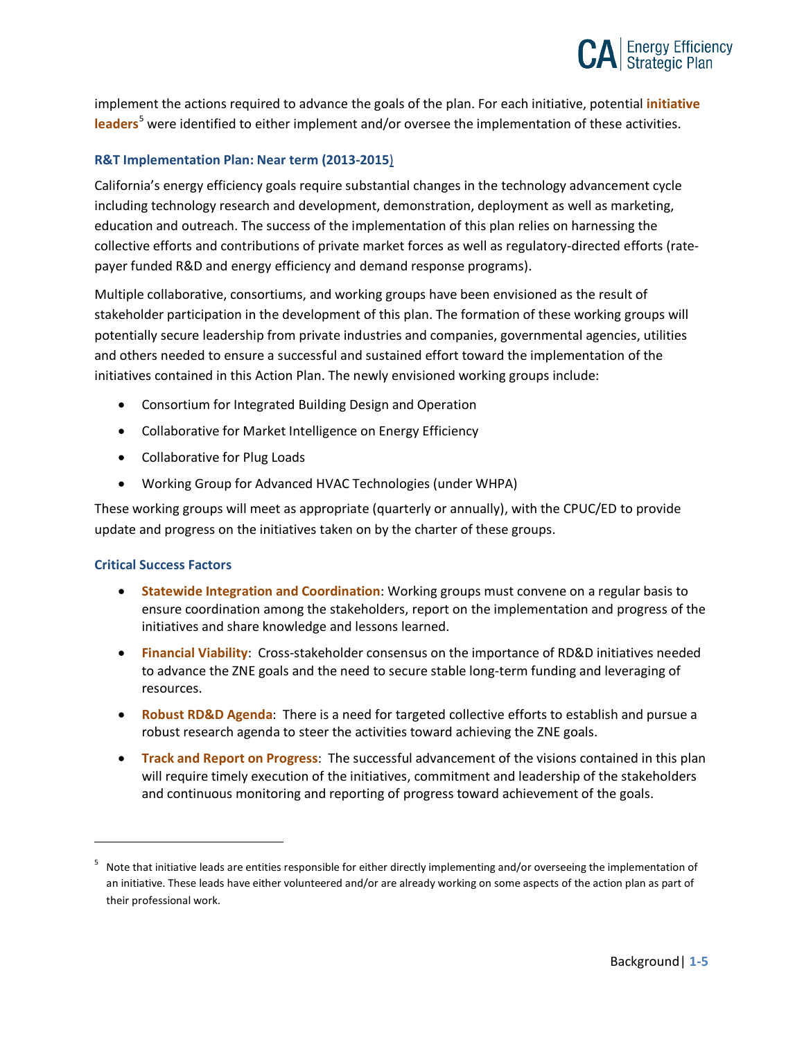implement the actions required to advance the goals of the plan. For each initiative, potential **initiative leaders**[5] were identified to either implement and/or oversee the implementation of these activities.

### R&T Implementation Plan: Near term (2013-2015)

California's energy efficiency goals require substantial changes in the technology advancement cycle including technology research and development, demonstration, deployment as well as marketing, education and outreach. The success of the implementation of this plan relies on harnessing the collective efforts and contributions of private market forces as well as regulatory-directed efforts (rate-payer funded R&D and energy efficiency and demand response programs).

Multiple collaborative, consortiums, and working groups have been envisioned as the result of stakeholder participation in the development of this plan. The formation of these working groups will potentially secure leadership from private industries and companies, governmental agencies, utilities and others needed to ensure a successful and sustained effort toward the implementation of the initiatives contained in this Action Plan. The newly envisioned working groups include:

- Consortium for Integrated Building Design and Operation
- Collaborative for Market Intelligence on Energy Efficiency
- Collaborative for Plug Loads
- Working Group for Advanced HVAC Technologies (under WHPA)

These working groups will meet as appropriate (quarterly or annually), with the CPUC/ED to provide update and progress on the initiatives taken on by the charter of these groups.

### Critical Success Factors

- **Statewide Integration and Coordination**: Working groups must convene on a regular basis to ensure coordination among the stakeholders, report on the implementation and progress of the initiatives and share knowledge and lessons learned.
- **Financial Viability**: Cross-stakeholder consensus on the importance of RD&D initiatives needed to advance the ZNE goals and the need to secure stable long-term funding and leveraging of resources.
- **Robust RD&D Agenda**: There is a need for targeted collective efforts to establish and pursue a robust research agenda to steer the activities toward achieving the ZNE goals.
- **Track and Report on Progress**: The successful advancement of the visions contained in this plan will require timely execution of the initiatives, commitment and leadership of the stakeholders and continuous monitoring and reporting of progress toward achievement of the goals.

---

[5] Note that initiative leads are entities responsible for either directly implementing and/or overseeing the implementation of an initiative. These leads have either volunteered and/or are already working on some aspects of the action plan as part of their professional work.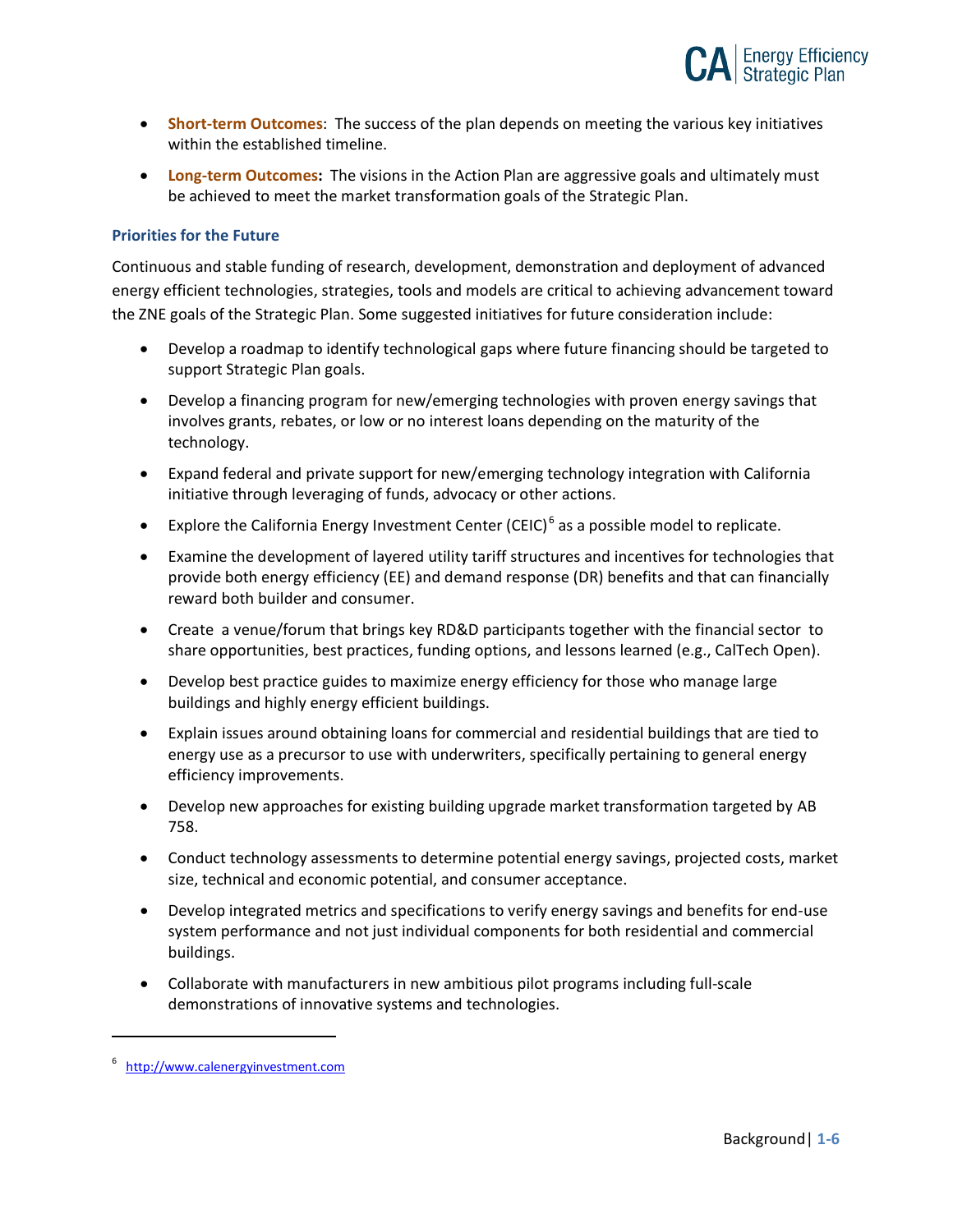- **Short-term Outcomes**: The success of the plan depends on meeting the various key initiatives within the established timeline.
- **Long-term Outcomes:** The visions in the Action Plan are aggressive goals and ultimately must be achieved to meet the market transformation goals of the Strategic Plan.

### Priorities for the Future

Continuous and stable funding of research, development, demonstration and deployment of advanced energy efficient technologies, strategies, tools and models are critical to achieving advancement toward the ZNE goals of the Strategic Plan. Some suggested initiatives for future consideration include:

- Develop a roadmap to identify technological gaps where future financing should be targeted to support Strategic Plan goals.
- Develop a financing program for new/emerging technologies with proven energy savings that involves grants, rebates, or low or no interest loans depending on the maturity of the technology.
- Expand federal and private support for new/emerging technology integration with California initiative through leveraging of funds, advocacy or other actions.
- Explore the California Energy Investment Center (CEIC)[6] as a possible model to replicate.
- Examine the development of layered utility tariff structures and incentives for technologies that provide both energy efficiency (EE) and demand response (DR) benefits and that can financially reward both builder and consumer.
- Create a venue/forum that brings key RD&D participants together with the financial sector to share opportunities, best practices, funding options, and lessons learned (e.g., CalTech Open).
- Develop best practice guides to maximize energy efficiency for those who manage large buildings and highly energy efficient buildings.
- Explain issues around obtaining loans for commercial and residential buildings that are tied to energy use as a precursor to use with underwriters, specifically pertaining to general energy efficiency improvements.
- Develop new approaches for existing building upgrade market transformation targeted by AB 758.
- Conduct technology assessments to determine potential energy savings, projected costs, market size, technical and economic potential, and consumer acceptance.
- Develop integrated metrics and specifications to verify energy savings and benefits for end-use system performance and not just individual components for both residential and commercial buildings.
- Collaborate with manufacturers in new ambitious pilot programs including full-scale demonstrations of innovative systems and technologies.

---

[6] http://www.calenergyinvestment.com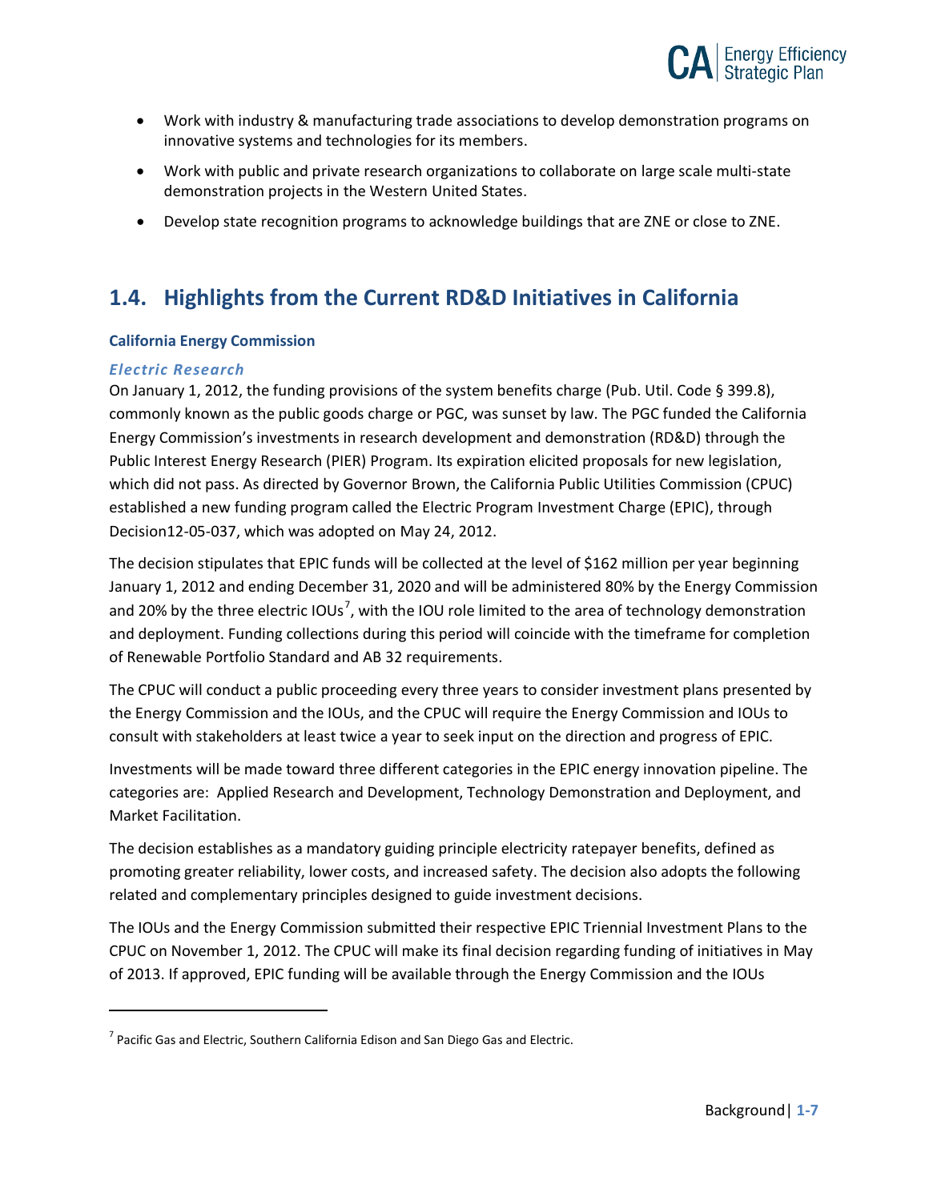- Work with industry & manufacturing trade associations to develop demonstration programs on innovative systems and technologies for its members.
- Work with public and private research organizations to collaborate on large scale multi-state demonstration projects in the Western United States.
- Develop state recognition programs to acknowledge buildings that are ZNE or close to ZNE.

## 1.4. Highlights from the Current RD&D Initiatives in California

**California Energy Commission**

***Electric Research***

On January 1, 2012, the funding provisions of the system benefits charge (Pub. Util. Code § 399.8), commonly known as the public goods charge or PGC, was sunset by law. The PGC funded the California Energy Commission's investments in research development and demonstration (RD&D) through the Public Interest Energy Research (PIER) Program. Its expiration elicited proposals for new legislation, which did not pass. As directed by Governor Brown, the California Public Utilities Commission (CPUC) established a new funding program called the Electric Program Investment Charge (EPIC), through Decision12-05-037, which was adopted on May 24, 2012.

The decision stipulates that EPIC funds will be collected at the level of $162 million per year beginning January 1, 2012 and ending December 31, 2020 and will be administered 80% by the Energy Commission and 20% by the three electric IOUs[7], with the IOU role limited to the area of technology demonstration and deployment. Funding collections during this period will coincide with the timeframe for completion of Renewable Portfolio Standard and AB 32 requirements.

The CPUC will conduct a public proceeding every three years to consider investment plans presented by the Energy Commission and the IOUs, and the CPUC will require the Energy Commission and IOUs to consult with stakeholders at least twice a year to seek input on the direction and progress of EPIC.

Investments will be made toward three different categories in the EPIC energy innovation pipeline. The categories are: Applied Research and Development, Technology Demonstration and Deployment, and Market Facilitation.

The decision establishes as a mandatory guiding principle electricity ratepayer benefits, defined as promoting greater reliability, lower costs, and increased safety. The decision also adopts the following related and complementary principles designed to guide investment decisions.

The IOUs and the Energy Commission submitted their respective EPIC Triennial Investment Plans to the CPUC on November 1, 2012. The CPUC will make its final decision regarding funding of initiatives in May of 2013. If approved, EPIC funding will be available through the Energy Commission and the IOUs

[7] Pacific Gas and Electric, Southern California Edison and San Diego Gas and Electric.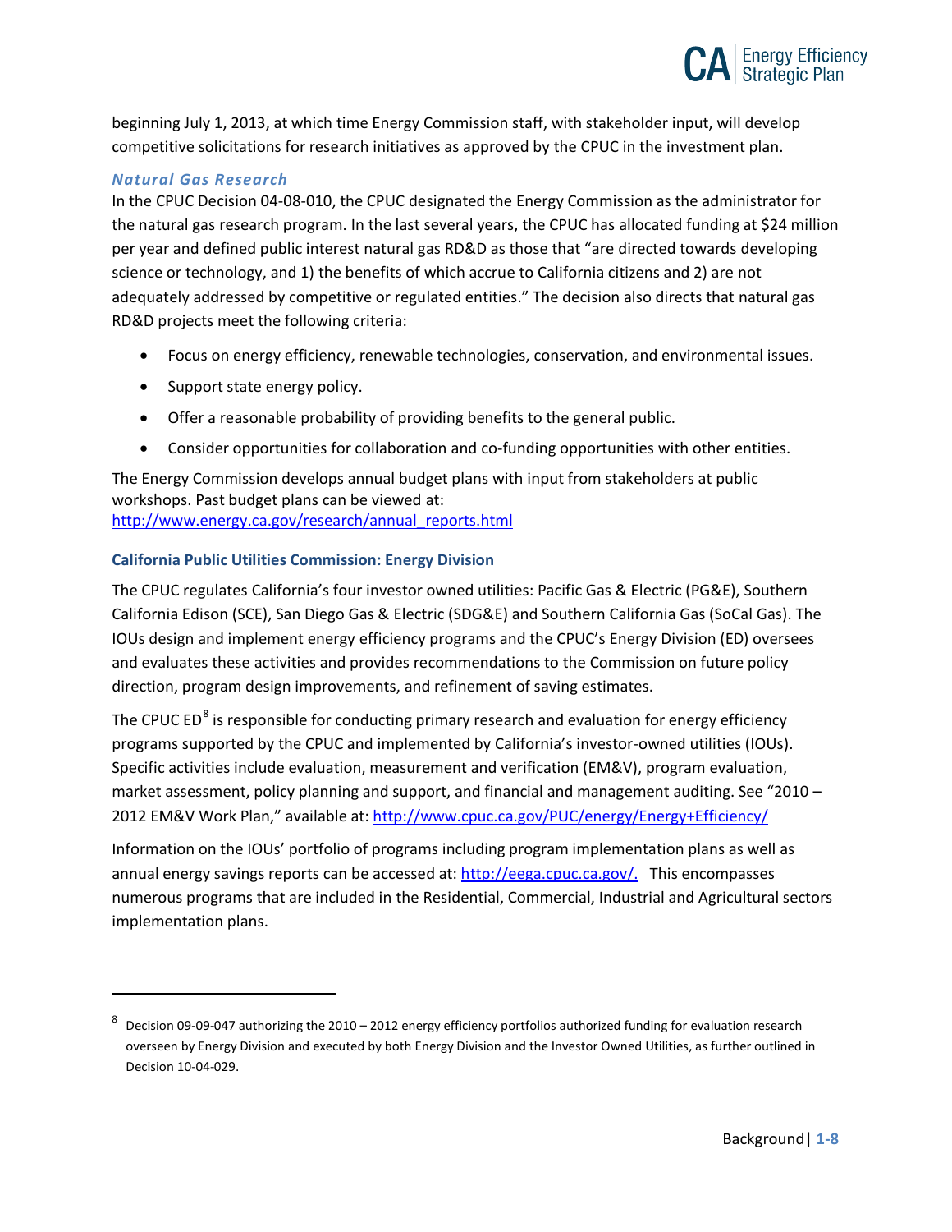beginning July 1, 2013, at which time Energy Commission staff, with stakeholder input, will develop competitive solicitations for research initiatives as approved by the CPUC in the investment plan.

#### *Natural Gas Research*

In the CPUC Decision 04-08-010, the CPUC designated the Energy Commission as the administrator for the natural gas research program. In the last several years, the CPUC has allocated funding at $24 million per year and defined public interest natural gas RD&D as those that "are directed towards developing science or technology, and 1) the benefits of which accrue to California citizens and 2) are not adequately addressed by competitive or regulated entities." The decision also directs that natural gas RD&D projects meet the following criteria:

- Focus on energy efficiency, renewable technologies, conservation, and environmental issues.
- Support state energy policy.
- Offer a reasonable probability of providing benefits to the general public.
- Consider opportunities for collaboration and co-funding opportunities with other entities.

The Energy Commission develops annual budget plans with input from stakeholders at public workshops. Past budget plans can be viewed at: http://www.energy.ca.gov/research/annual_reports.html

### California Public Utilities Commission: Energy Division

The CPUC regulates California's four investor owned utilities: Pacific Gas & Electric (PG&E), Southern California Edison (SCE), San Diego Gas & Electric (SDG&E) and Southern California Gas (SoCal Gas). The IOUs design and implement energy efficiency programs and the CPUC's Energy Division (ED) oversees and evaluates these activities and provides recommendations to the Commission on future policy direction, program design improvements, and refinement of saving estimates.

The CPUC ED[8] is responsible for conducting primary research and evaluation for energy efficiency programs supported by the CPUC and implemented by California's investor-owned utilities (IOUs). Specific activities include evaluation, measurement and verification (EM&V), program evaluation, market assessment, policy planning and support, and financial and management auditing. See "2010 – 2012 EM&V Work Plan," available at: http://www.cpuc.ca.gov/PUC/energy/Energy+Efficiency/

Information on the IOUs' portfolio of programs including program implementation plans as well as annual energy savings reports can be accessed at: http://eega.cpuc.ca.gov/. This encompasses numerous programs that are included in the Residential, Commercial, Industrial and Agricultural sectors implementation plans.

---

[8] Decision 09-09-047 authorizing the 2010 – 2012 energy efficiency portfolios authorized funding for evaluation research overseen by Energy Division and executed by both Energy Division and the Investor Owned Utilities, as further outlined in Decision 10-04-029.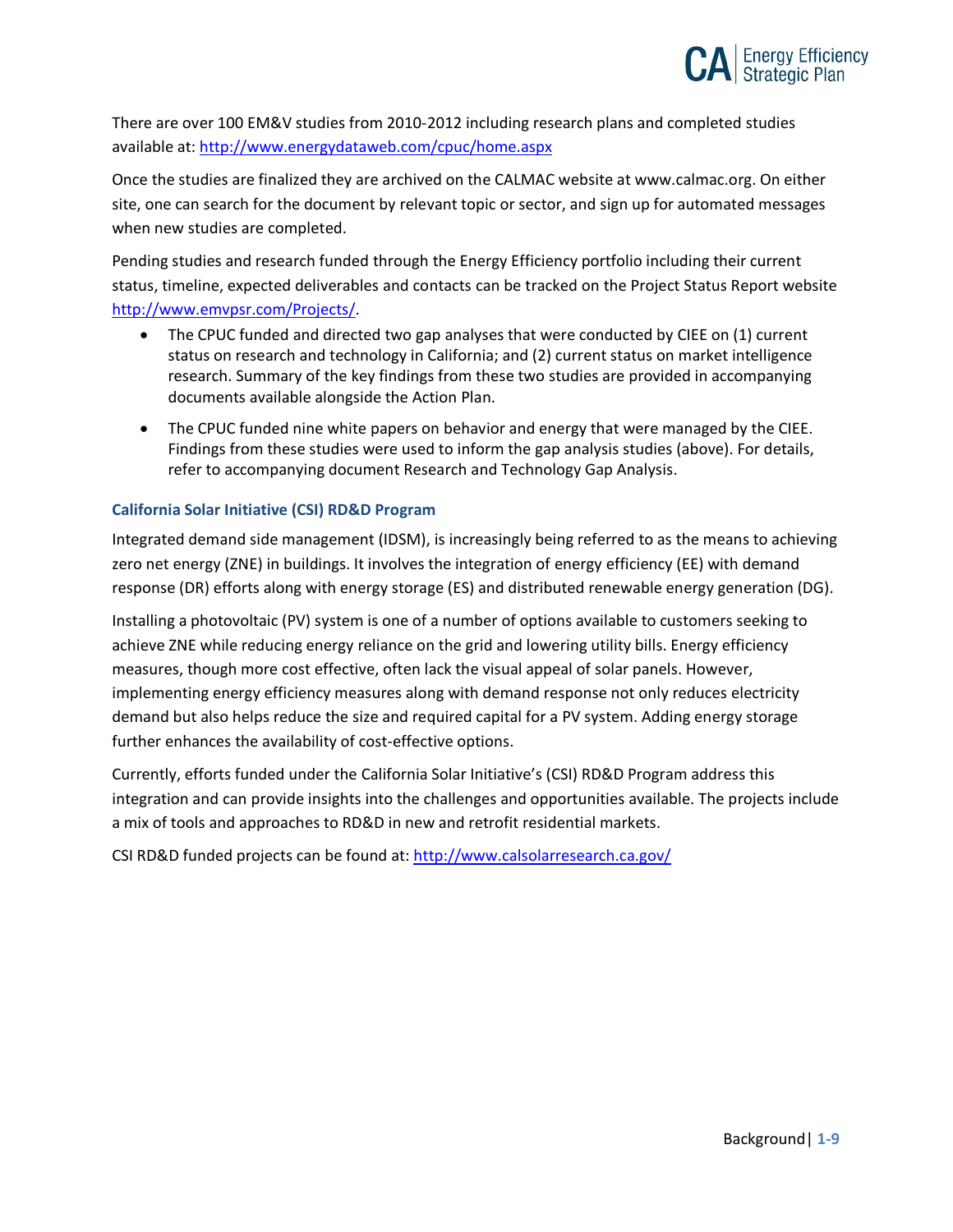There are over 100 EM&V studies from 2010-2012 including research plans and completed studies available at: [http://www.energydataweb.com/cpuc/home.aspx](http://www.energydataweb.com/cpuc/home.aspx)

Once the studies are finalized they are archived on the CALMAC website at www.calmac.org. On either site, one can search for the document by relevant topic or sector, and sign up for automated messages when new studies are completed.

Pending studies and research funded through the Energy Efficiency portfolio including their current status, timeline, expected deliverables and contacts can be tracked on the Project Status Report website [http://www.emvpsr.com/Projects/](http://www.emvpsr.com/Projects/).

- The CPUC funded and directed two gap analyses that were conducted by CIEE on (1) current status on research and technology in California; and (2) current status on market intelligence research. Summary of the key findings from these two studies are provided in accompanying documents available alongside the Action Plan.
- The CPUC funded nine white papers on behavior and energy that were managed by the CIEE. Findings from these studies were used to inform the gap analysis studies (above). For details, refer to accompanying document Research and Technology Gap Analysis.

### California Solar Initiative (CSI) RD&D Program

Integrated demand side management (IDSM), is increasingly being referred to as the means to achieving zero net energy (ZNE) in buildings. It involves the integration of energy efficiency (EE) with demand response (DR) efforts along with energy storage (ES) and distributed renewable energy generation (DG).

Installing a photovoltaic (PV) system is one of a number of options available to customers seeking to achieve ZNE while reducing energy reliance on the grid and lowering utility bills. Energy efficiency measures, though more cost effective, often lack the visual appeal of solar panels. However, implementing energy efficiency measures along with demand response not only reduces electricity demand but also helps reduce the size and required capital for a PV system. Adding energy storage further enhances the availability of cost-effective options.

Currently, efforts funded under the California Solar Initiative's (CSI) RD&D Program address this integration and can provide insights into the challenges and opportunities available. The projects include a mix of tools and approaches to RD&D in new and retrofit residential markets.

CSI RD&D funded projects can be found at: [http://www.calsolarresearch.ca.gov/](http://www.calsolarresearch.ca.gov/)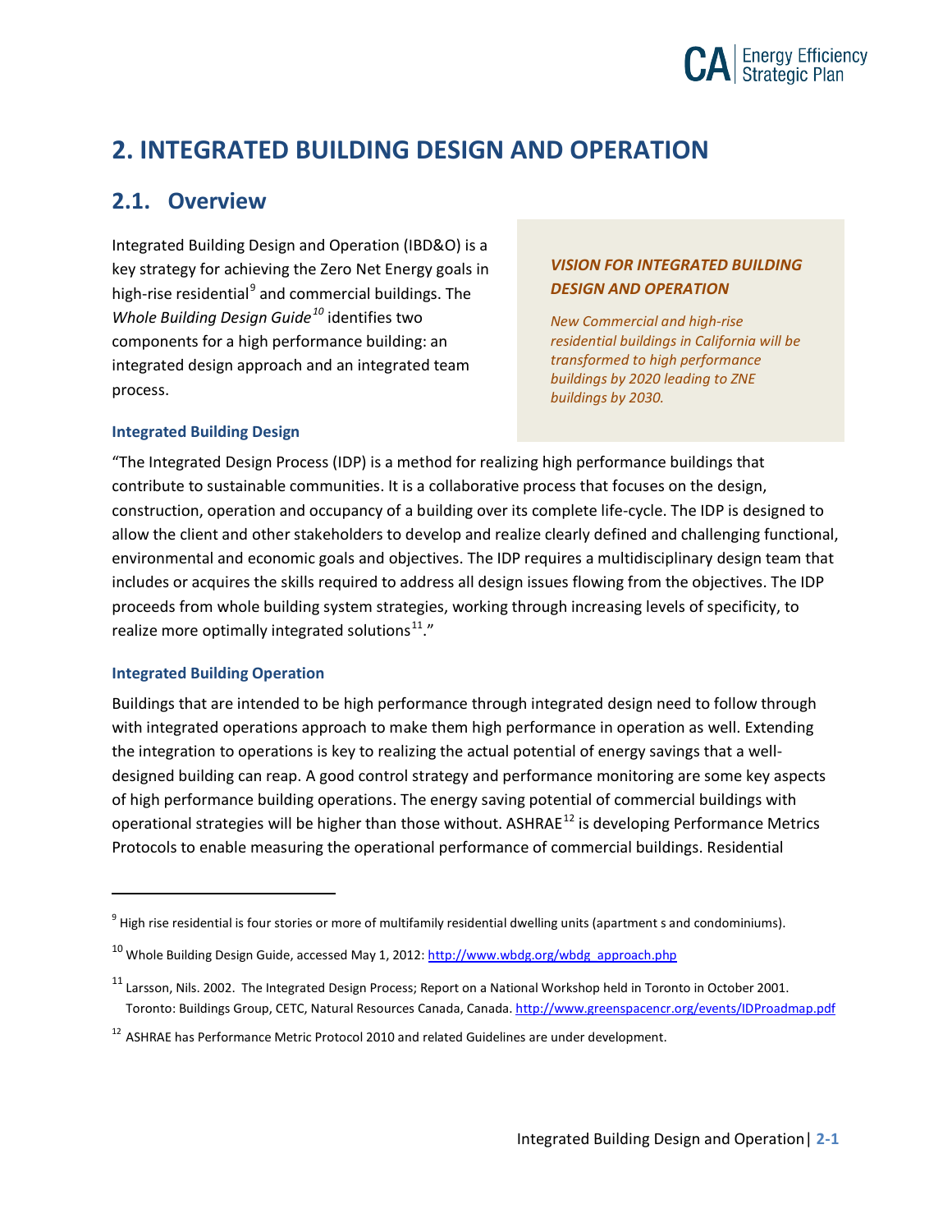# 2. INTEGRATED BUILDING DESIGN AND OPERATION

## 2.1. Overview

Integrated Building Design and Operation (IBD&O) is a key strategy for achieving the Zero Net Energy goals in high-rise residential[9] and commercial buildings. The *Whole Building Design Guide*[10] identifies two components for a high performance building: an integrated design approach and an integrated team process.

> ***VISION FOR INTEGRATED BUILDING DESIGN AND OPERATION***
>
> *New Commercial and high-rise residential buildings in California will be transformed to high performance buildings by 2020 leading to ZNE buildings by 2030.*

### Integrated Building Design

"The Integrated Design Process (IDP) is a method for realizing high performance buildings that contribute to sustainable communities. It is a collaborative process that focuses on the design, construction, operation and occupancy of a building over its complete life-cycle. The IDP is designed to allow the client and other stakeholders to develop and realize clearly defined and challenging functional, environmental and economic goals and objectives. The IDP requires a multidisciplinary design team that includes or acquires the skills required to address all design issues flowing from the objectives. The IDP proceeds from whole building system strategies, working through increasing levels of specificity, to realize more optimally integrated solutions[11]."

### Integrated Building Operation

Buildings that are intended to be high performance through integrated design need to follow through with integrated operations approach to make them high performance in operation as well. Extending the integration to operations is key to realizing the actual potential of energy savings that a well-designed building can reap. A good control strategy and performance monitoring are some key aspects of high performance building operations. The energy saving potential of commercial buildings with operational strategies will be higher than those without. ASHRAE[12] is developing Performance Metrics Protocols to enable measuring the operational performance of commercial buildings. Residential

---

[9] High rise residential is four stories or more of multifamily residential dwelling units (apartment s and condominiums).

[10] Whole Building Design Guide, accessed May 1, 2012: http://www.wbdg.org/wbdg_approach.php

[11] Larsson, Nils. 2002. The Integrated Design Process; Report on a National Workshop held in Toronto in October 2001. Toronto: Buildings Group, CETC, Natural Resources Canada, Canada. http://www.greenspacencr.org/events/IDProadmap.pdf

[12] ASHRAE has Performance Metric Protocol 2010 and related Guidelines are under development.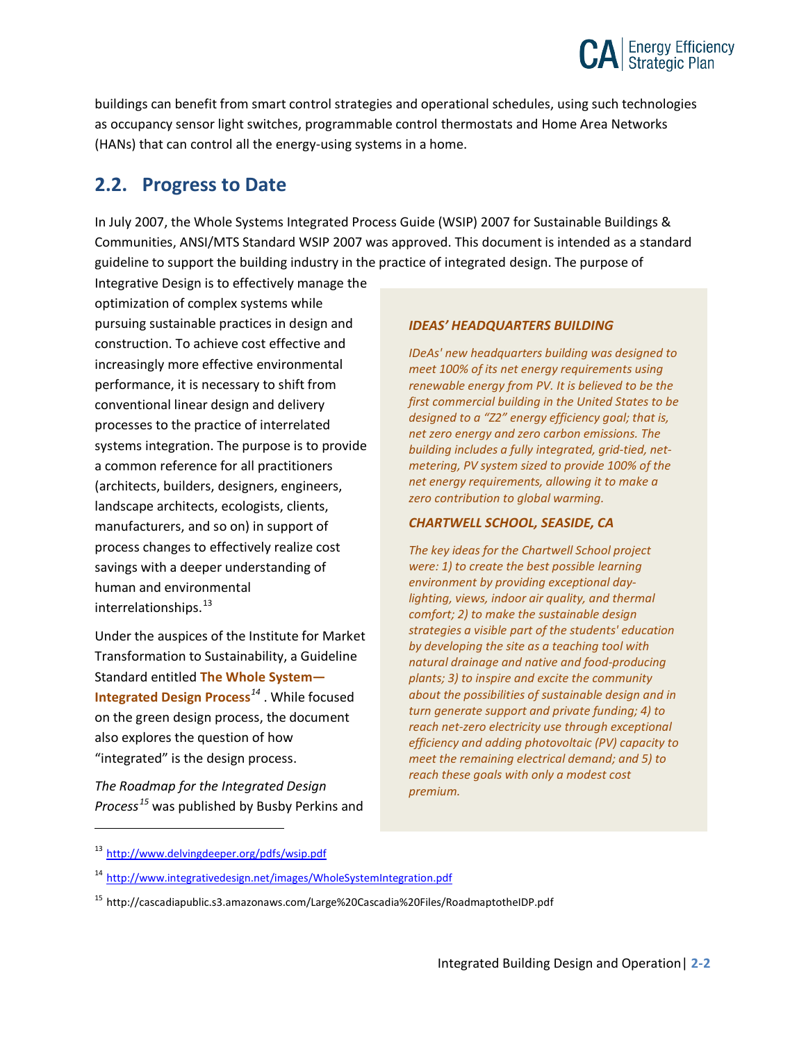buildings can benefit from smart control strategies and operational schedules, using such technologies as occupancy sensor light switches, programmable control thermostats and Home Area Networks (HANs) that can control all the energy-using systems in a home.

## 2.2. Progress to Date

In July 2007, the Whole Systems Integrated Process Guide (WSIP) 2007 for Sustainable Buildings & Communities, ANSI/MTS Standard WSIP 2007 was approved. This document is intended as a standard guideline to support the building industry in the practice of integrated design. The purpose of Integrative Design is to effectively manage the optimization of complex systems while pursuing sustainable practices in design and construction. To achieve cost effective and increasingly more effective environmental performance, it is necessary to shift from conventional linear design and delivery processes to the practice of interrelated systems integration. The purpose is to provide a common reference for all practitioners (architects, builders, designers, engineers, landscape architects, ecologists, clients, manufacturers, and so on) in support of process changes to effectively realize cost savings with a deeper understanding of human and environmental interrelationships.[13]

Under the auspices of the Institute for Market Transformation to Sustainability, a Guideline Standard entitled **The Whole System—Integrated Design Process**[14] . While focused on the green design process, the document also explores the question of how "integrated" is the design process.

*The Roadmap for the Integrated Design Process*[15] was published by Busby Perkins and

> ***IDEAS' HEADQUARTERS BUILDING***
>
> *IDeAs' new headquarters building was designed to meet 100% of its net energy requirements using renewable energy from PV. It is believed to be the first commercial building in the United States to be designed to a "Z2" energy efficiency goal; that is, net zero energy and zero carbon emissions. The building includes a fully integrated, grid-tied, net-metering, PV system sized to provide 100% of the net energy requirements, allowing it to make a zero contribution to global warming.*
>
> ***CHARTWELL SCHOOL, SEASIDE, CA***
>
> *The key ideas for the Chartwell School project were: 1) to create the best possible learning environment by providing exceptional day-lighting, views, indoor air quality, and thermal comfort; 2) to make the sustainable design strategies a visible part of the students' education by developing the site as a teaching tool with natural drainage and native and food-producing plants; 3) to inspire and excite the community about the possibilities of sustainable design and in turn generate support and private funding; 4) to reach net-zero electricity use through exceptional efficiency and adding photovoltaic (PV) capacity to meet the remaining electrical demand; and 5) to reach these goals with only a modest cost premium.*

---

[13] http://www.delvingdeeper.org/pdfs/wsip.pdf

[14] http://www.integrativedesign.net/images/WholeSystemIntegration.pdf

[15] http://cascadiapublic.s3.amazonaws.com/Large%20Cascadia%20Files/RoadmaptotheIDP.pdf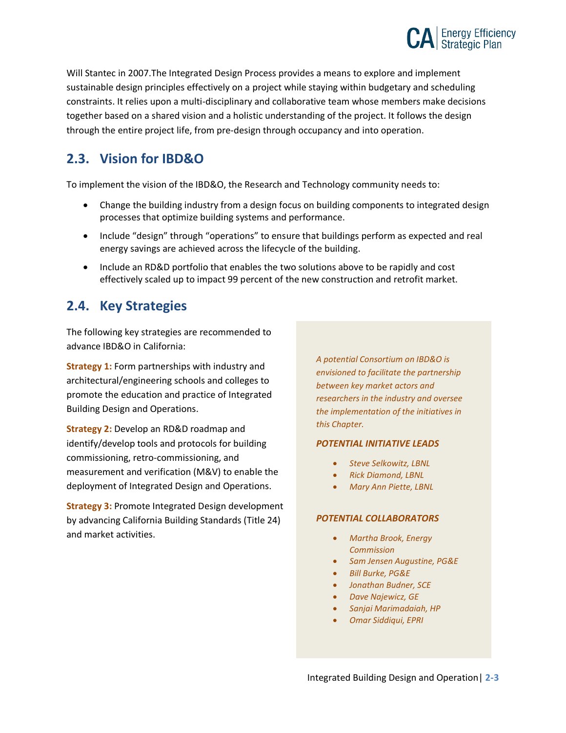Will Stantec in 2007.The Integrated Design Process provides a means to explore and implement sustainable design principles effectively on a project while staying within budgetary and scheduling constraints. It relies upon a multi-disciplinary and collaborative team whose members make decisions together based on a shared vision and a holistic understanding of the project. It follows the design through the entire project life, from pre-design through occupancy and into operation.

## 2.3. Vision for IBD&O

To implement the vision of the IBD&O, the Research and Technology community needs to:

- Change the building industry from a design focus on building components to integrated design processes that optimize building systems and performance.
- Include "design" through "operations" to ensure that buildings perform as expected and real energy savings are achieved across the lifecycle of the building.
- Include an RD&D portfolio that enables the two solutions above to be rapidly and cost effectively scaled up to impact 99 percent of the new construction and retrofit market.

## 2.4. Key Strategies

The following key strategies are recommended to advance IBD&O in California:

**Strategy 1:** Form partnerships with industry and architectural/engineering schools and colleges to promote the education and practice of Integrated Building Design and Operations.

**Strategy 2:** Develop an RD&D roadmap and identify/develop tools and protocols for building commissioning, retro-commissioning, and measurement and verification (M&V) to enable the deployment of Integrated Design and Operations.

**Strategy 3:** Promote Integrated Design development by advancing California Building Standards (Title 24) and market activities.

*A potential Consortium on IBD&O is envisioned to facilitate the partnership between key market actors and researchers in the industry and oversee the implementation of the initiatives in this Chapter.*

***POTENTIAL INITIATIVE LEADS***

- *Steve Selkowitz, LBNL*
- *Rick Diamond, LBNL*
- *Mary Ann Piette, LBNL*

***POTENTIAL COLLABORATORS***

- *Martha Brook, Energy Commission*
- *Sam Jensen Augustine, PG&E*
- *Bill Burke, PG&E*
- *Jonathan Budner, SCE*
- *Dave Najewicz, GE*
- *Sanjai Marimadaiah, HP*
- *Omar Siddiqui, EPRI*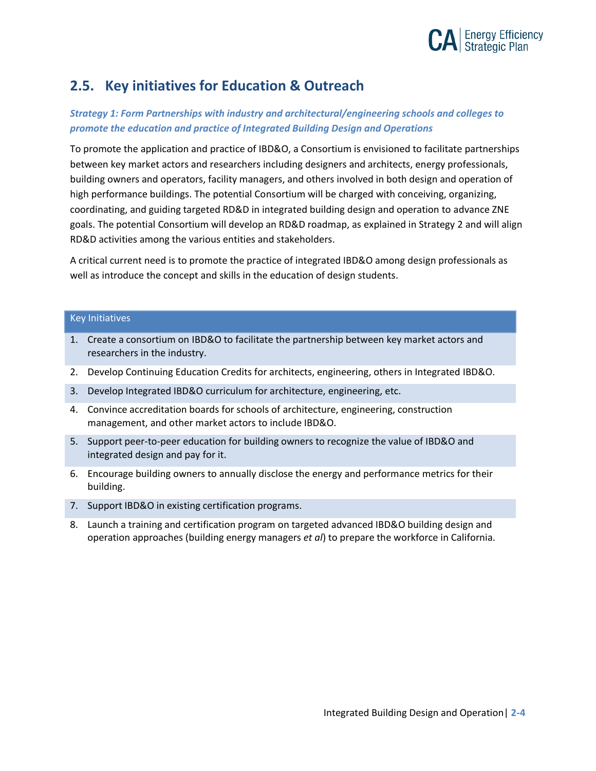## 2.5. Key initiatives for Education & Outreach

***Strategy 1: Form Partnerships with industry and architectural/engineering schools and colleges to promote the education and practice of Integrated Building Design and Operations***

To promote the application and practice of IBD&O, a Consortium is envisioned to facilitate partnerships between key market actors and researchers including designers and architects, energy professionals, building owners and operators, facility managers, and others involved in both design and operation of high performance buildings. The potential Consortium will be charged with conceiving, organizing, coordinating, and guiding targeted RD&D in integrated building design and operation to advance ZNE goals. The potential Consortium will develop an RD&D roadmap, as explained in Strategy 2 and will align RD&D activities among the various entities and stakeholders.

A critical current need is to promote the practice of integrated IBD&O among design professionals as well as introduce the concept and skills in the education of design students.

| Key Initiatives |
| --- |
| 1. Create a consortium on IBD&O to facilitate the partnership between key market actors and researchers in the industry. |
| 2. Develop Continuing Education Credits for architects, engineering, others in Integrated IBD&O. |
| 3. Develop Integrated IBD&O curriculum for architecture, engineering, etc. |
| 4. Convince accreditation boards for schools of architecture, engineering, construction management, and other market actors to include IBD&O. |
| 5. Support peer-to-peer education for building owners to recognize the value of IBD&O and integrated design and pay for it. |
| 6. Encourage building owners to annually disclose the energy and performance metrics for their building. |
| 7. Support IBD&O in existing certification programs. |
| 8. Launch a training and certification program on targeted advanced IBD&O building design and operation approaches (building energy managers *et al*) to prepare the workforce in California. |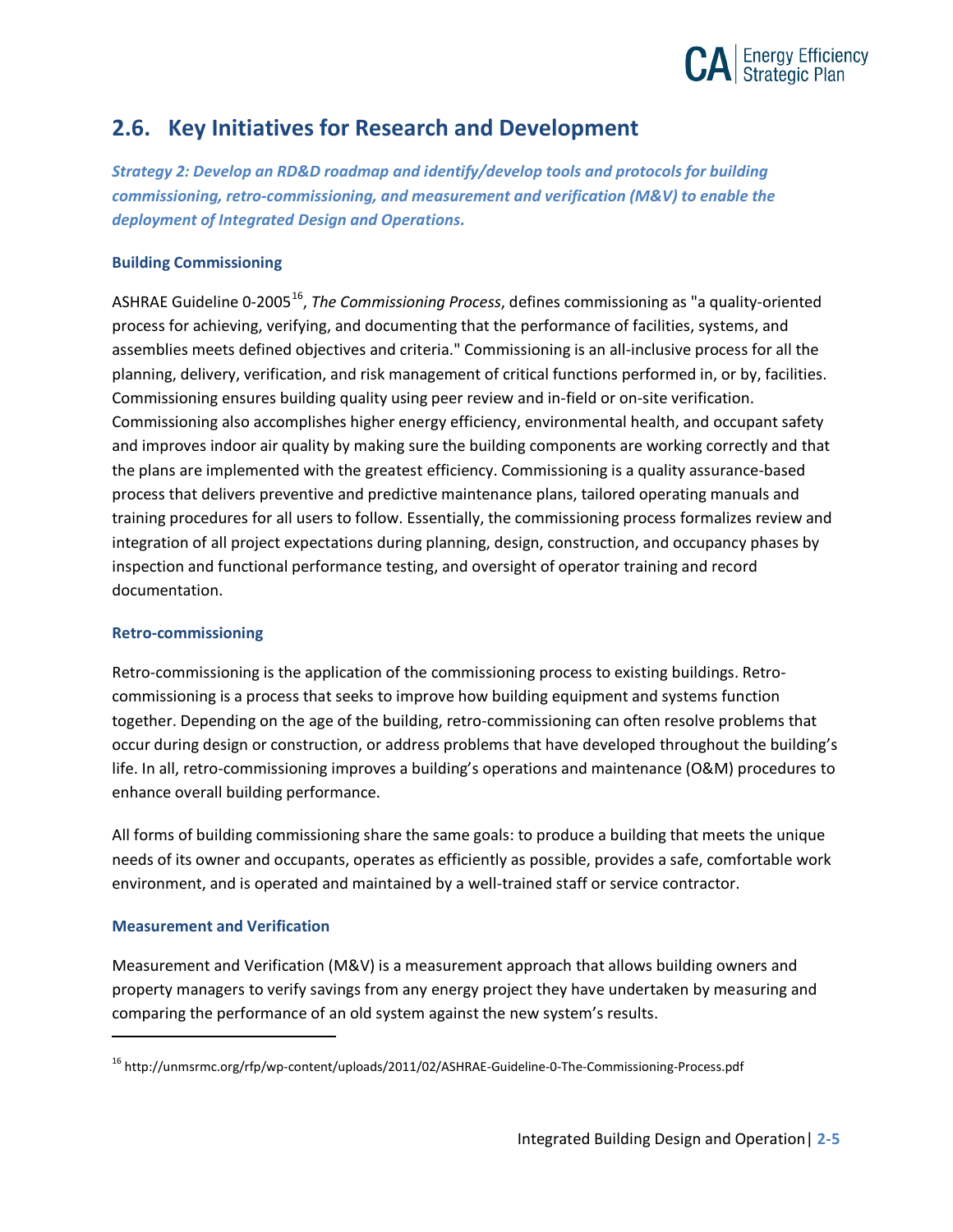## 2.6. Key Initiatives for Research and Development

***Strategy 2: Develop an RD&D roadmap and identify/develop tools and protocols for building commissioning, retro-commissioning, and measurement and verification (M&V) to enable the deployment of Integrated Design and Operations.***

### Building Commissioning

ASHRAE Guideline 0-2005[16], *The Commissioning Process*, defines commissioning as "a quality-oriented process for achieving, verifying, and documenting that the performance of facilities, systems, and assemblies meets defined objectives and criteria." Commissioning is an all-inclusive process for all the planning, delivery, verification, and risk management of critical functions performed in, or by, facilities. Commissioning ensures building quality using peer review and in-field or on-site verification. Commissioning also accomplishes higher energy efficiency, environmental health, and occupant safety and improves indoor air quality by making sure the building components are working correctly and that the plans are implemented with the greatest efficiency. Commissioning is a quality assurance-based process that delivers preventive and predictive maintenance plans, tailored operating manuals and training procedures for all users to follow. Essentially, the commissioning process formalizes review and integration of all project expectations during planning, design, construction, and occupancy phases by inspection and functional performance testing, and oversight of operator training and record documentation.

### Retro-commissioning

Retro-commissioning is the application of the commissioning process to existing buildings. Retro-commissioning is a process that seeks to improve how building equipment and systems function together. Depending on the age of the building, retro-commissioning can often resolve problems that occur during design or construction, or address problems that have developed throughout the building's life. In all, retro-commissioning improves a building's operations and maintenance (O&M) procedures to enhance overall building performance.

All forms of building commissioning share the same goals: to produce a building that meets the unique needs of its owner and occupants, operates as efficiently as possible, provides a safe, comfortable work environment, and is operated and maintained by a well-trained staff or service contractor.

### Measurement and Verification

Measurement and Verification (M&V) is a measurement approach that allows building owners and property managers to verify savings from any energy project they have undertaken by measuring and comparing the performance of an old system against the new system's results.

---

[16] http://unmsrmc.org/rfp/wp-content/uploads/2011/02/ASHRAE-Guideline-0-The-Commissioning-Process.pdf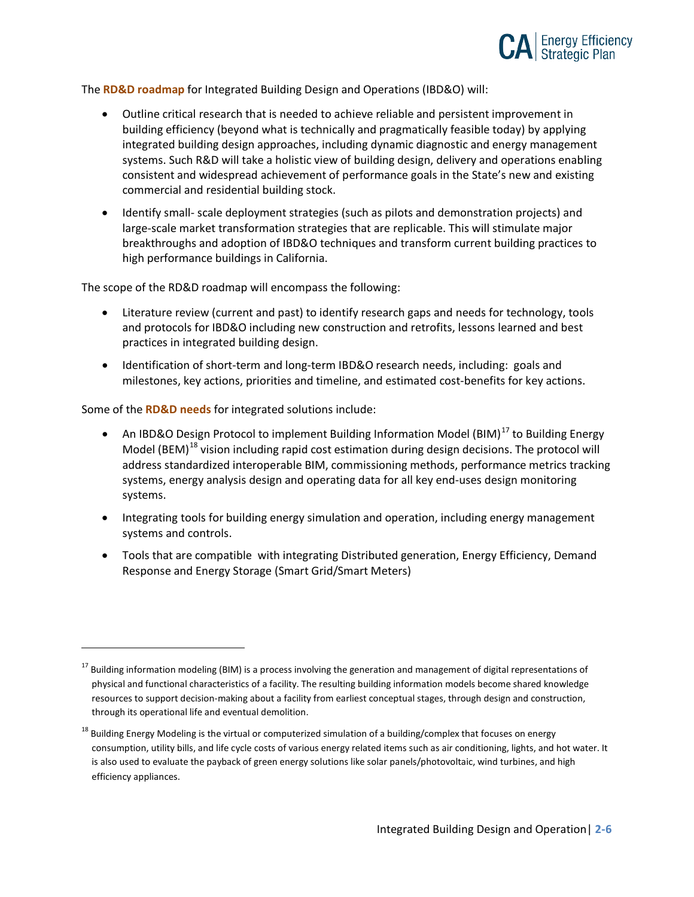The **RD&D roadmap** for Integrated Building Design and Operations (IBD&O) will:

- Outline critical research that is needed to achieve reliable and persistent improvement in building efficiency (beyond what is technically and pragmatically feasible today) by applying integrated building design approaches, including dynamic diagnostic and energy management systems. Such R&D will take a holistic view of building design, delivery and operations enabling consistent and widespread achievement of performance goals in the State's new and existing commercial and residential building stock.
- Identify small- scale deployment strategies (such as pilots and demonstration projects) and large-scale market transformation strategies that are replicable. This will stimulate major breakthroughs and adoption of IBD&O techniques and transform current building practices to high performance buildings in California.

The scope of the RD&D roadmap will encompass the following:

- Literature review (current and past) to identify research gaps and needs for technology, tools and protocols for IBD&O including new construction and retrofits, lessons learned and best practices in integrated building design.
- Identification of short-term and long-term IBD&O research needs, including: goals and milestones, key actions, priorities and timeline, and estimated cost-benefits for key actions.

Some of the **RD&D needs** for integrated solutions include:

- An IBD&O Design Protocol to implement Building Information Model (BIM)[17] to Building Energy Model (BEM)[18] vision including rapid cost estimation during design decisions. The protocol will address standardized interoperable BIM, commissioning methods, performance metrics tracking systems, energy analysis design and operating data for all key end-uses design monitoring systems.
- Integrating tools for building energy simulation and operation, including energy management systems and controls.
- Tools that are compatible with integrating Distributed generation, Energy Efficiency, Demand Response and Energy Storage (Smart Grid/Smart Meters)

---

[17] Building information modeling (BIM) is a process involving the generation and management of digital representations of physical and functional characteristics of a facility. The resulting building information models become shared knowledge resources to support decision-making about a facility from earliest conceptual stages, through design and construction, through its operational life and eventual demolition.

[18] Building Energy Modeling is the virtual or computerized simulation of a building/complex that focuses on energy consumption, utility bills, and life cycle costs of various energy related items such as air conditioning, lights, and hot water. It is also used to evaluate the payback of green energy solutions like solar panels/photovoltaic, wind turbines, and high efficiency appliances.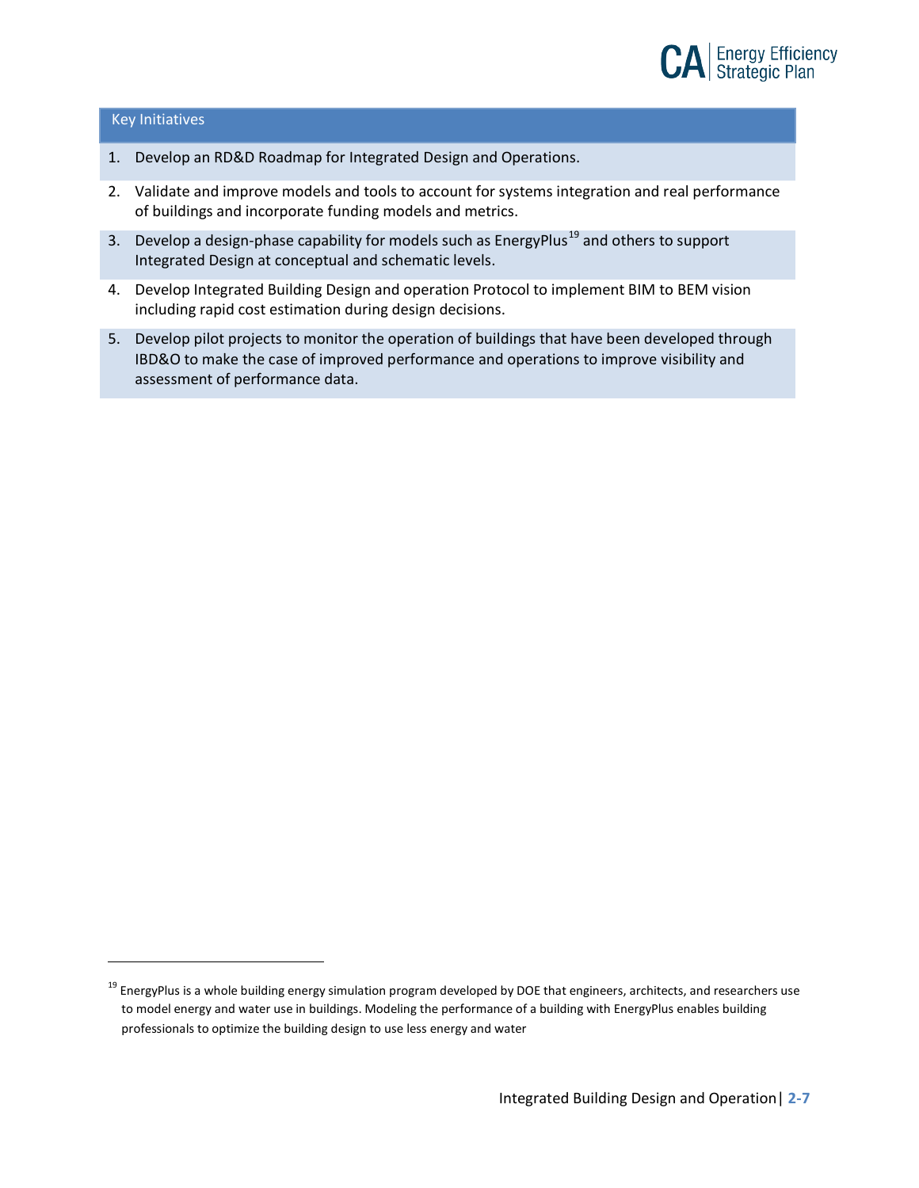| Key Initiatives |
| --- |
| 1. Develop an RD&D Roadmap for Integrated Design and Operations. |
| 2. Validate and improve models and tools to account for systems integration and real performance of buildings and incorporate funding models and metrics. |
| 3. Develop a design-phase capability for models such as EnergyPlus[19] and others to support Integrated Design at conceptual and schematic levels. |
| 4. Develop Integrated Building Design and operation Protocol to implement BIM to BEM vision including rapid cost estimation during design decisions. |
| 5. Develop pilot projects to monitor the operation of buildings that have been developed through IBD&O to make the case of improved performance and operations to improve visibility and assessment of performance data. |

[19] EnergyPlus is a whole building energy simulation program developed by DOE that engineers, architects, and researchers use to model energy and water use in buildings. Modeling the performance of a building with EnergyPlus enables building professionals to optimize the building design to use less energy and water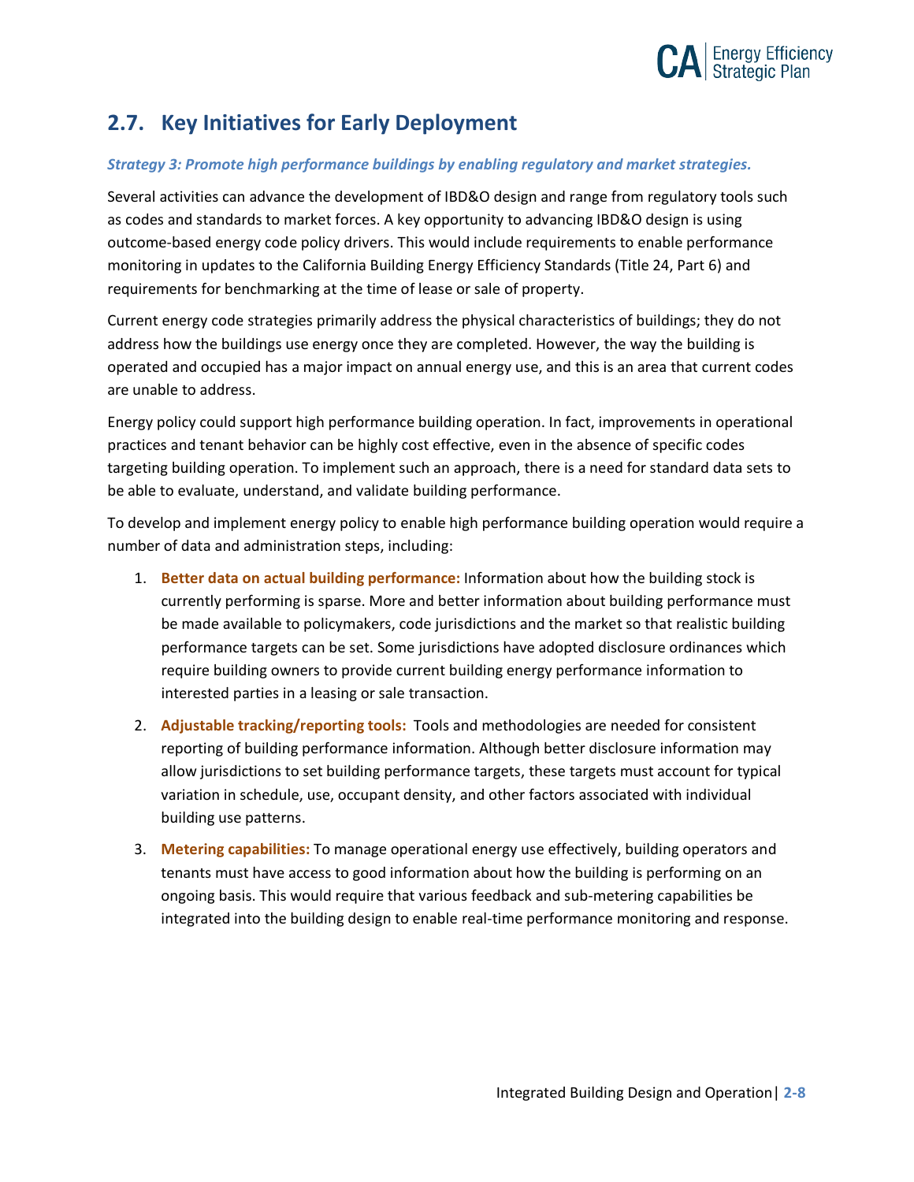## 2.7. Key Initiatives for Early Deployment

***Strategy 3: Promote high performance buildings by enabling regulatory and market strategies.***

Several activities can advance the development of IBD&O design and range from regulatory tools such as codes and standards to market forces. A key opportunity to advancing IBD&O design is using outcome-based energy code policy drivers. This would include requirements to enable performance monitoring in updates to the California Building Energy Efficiency Standards (Title 24, Part 6) and requirements for benchmarking at the time of lease or sale of property.

Current energy code strategies primarily address the physical characteristics of buildings; they do not address how the buildings use energy once they are completed. However, the way the building is operated and occupied has a major impact on annual energy use, and this is an area that current codes are unable to address.

Energy policy could support high performance building operation. In fact, improvements in operational practices and tenant behavior can be highly cost effective, even in the absence of specific codes targeting building operation. To implement such an approach, there is a need for standard data sets to be able to evaluate, understand, and validate building performance.

To develop and implement energy policy to enable high performance building operation would require a number of data and administration steps, including:

1. **Better data on actual building performance:** Information about how the building stock is currently performing is sparse. More and better information about building performance must be made available to policymakers, code jurisdictions and the market so that realistic building performance targets can be set. Some jurisdictions have adopted disclosure ordinances which require building owners to provide current building energy performance information to interested parties in a leasing or sale transaction.
2. **Adjustable tracking/reporting tools:** Tools and methodologies are needed for consistent reporting of building performance information. Although better disclosure information may allow jurisdictions to set building performance targets, these targets must account for typical variation in schedule, use, occupant density, and other factors associated with individual building use patterns.
3. **Metering capabilities:** To manage operational energy use effectively, building operators and tenants must have access to good information about how the building is performing on an ongoing basis. This would require that various feedback and sub-metering capabilities be integrated into the building design to enable real-time performance monitoring and response.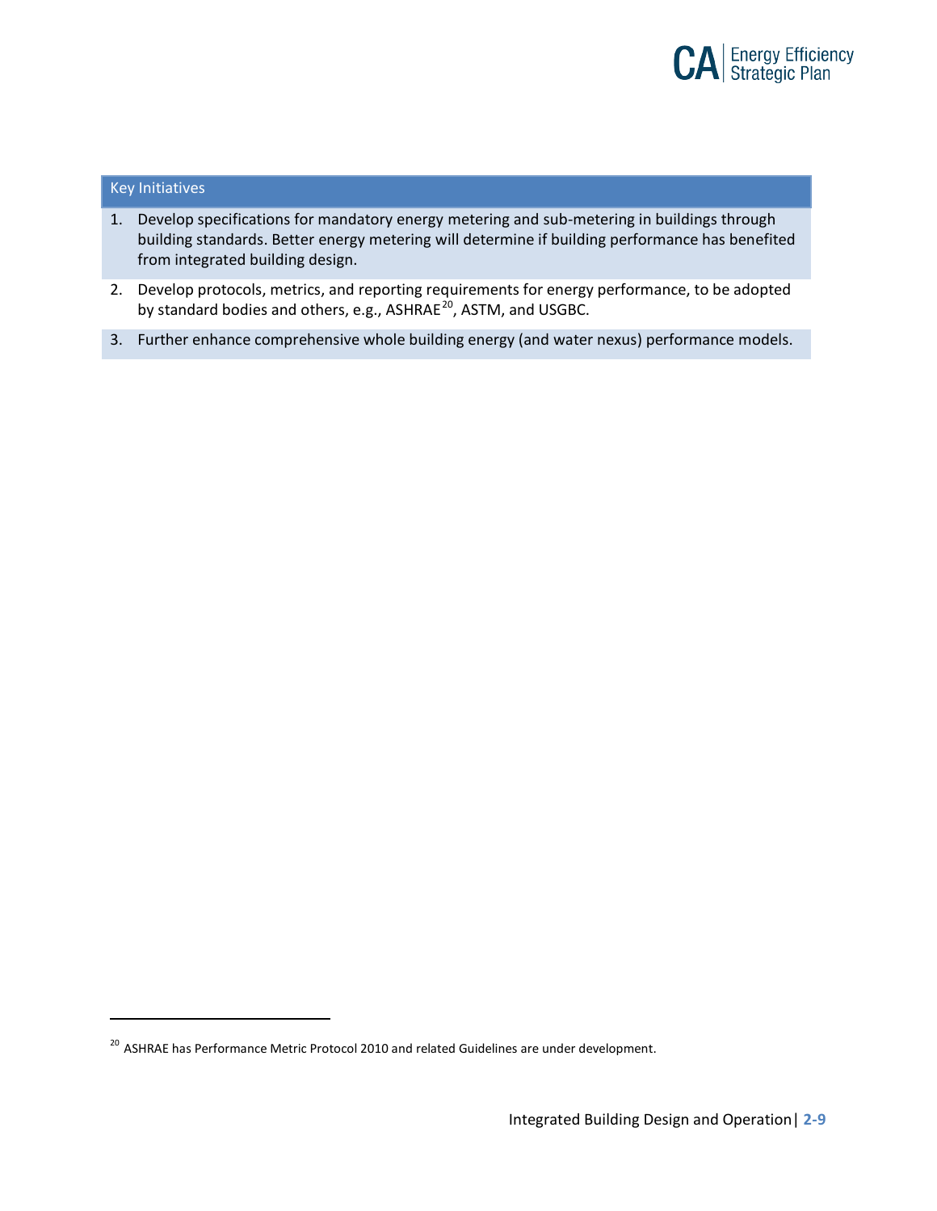| Key Initiatives |
| --- |
| 1. Develop specifications for mandatory energy metering and sub-metering in buildings through building standards. Better energy metering will determine if building performance has benefited from integrated building design. |
| 2. Develop protocols, metrics, and reporting requirements for energy performance, to be adopted by standard bodies and others, e.g., ASHRAE[20], ASTM, and USGBC. |
| 3. Further enhance comprehensive whole building energy (and water nexus) performance models. |

[20] ASHRAE has Performance Metric Protocol 2010 and related Guidelines are under development.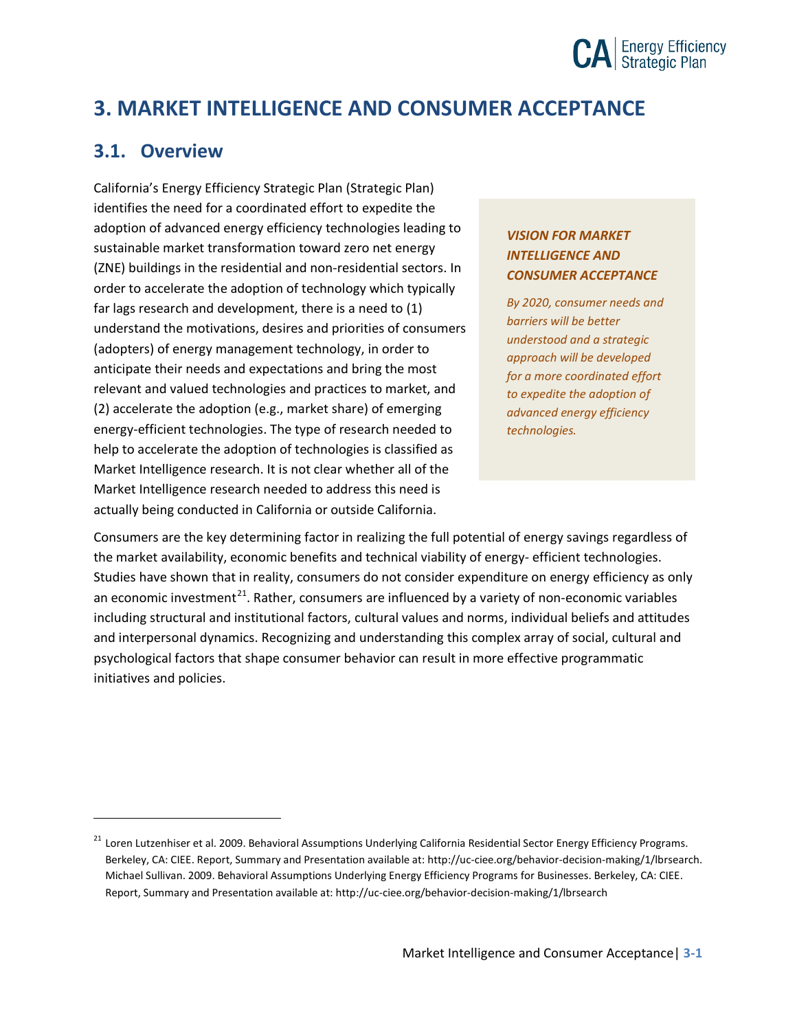# 3. MARKET INTELLIGENCE AND CONSUMER ACCEPTANCE

## 3.1. Overview

California's Energy Efficiency Strategic Plan (Strategic Plan) identifies the need for a coordinated effort to expedite the adoption of advanced energy efficiency technologies leading to sustainable market transformation toward zero net energy (ZNE) buildings in the residential and non-residential sectors. In order to accelerate the adoption of technology which typically far lags research and development, there is a need to (1) understand the motivations, desires and priorities of consumers (adopters) of energy management technology, in order to anticipate their needs and expectations and bring the most relevant and valued technologies and practices to market, and (2) accelerate the adoption (e.g., market share) of emerging energy-efficient technologies. The type of research needed to help to accelerate the adoption of technologies is classified as Market Intelligence research. It is not clear whether all of the Market Intelligence research needed to address this need is actually being conducted in California or outside California.

> ***VISION FOR MARKET INTELLIGENCE AND CONSUMER ACCEPTANCE***
>
> *By 2020, consumer needs and barriers will be better understood and a strategic approach will be developed for a more coordinated effort to expedite the adoption of advanced energy efficiency technologies.*

Consumers are the key determining factor in realizing the full potential of energy savings regardless of the market availability, economic benefits and technical viability of energy- efficient technologies. Studies have shown that in reality, consumers do not consider expenditure on energy efficiency as only an economic investment[21]. Rather, consumers are influenced by a variety of non-economic variables including structural and institutional factors, cultural values and norms, individual beliefs and attitudes and interpersonal dynamics. Recognizing and understanding this complex array of social, cultural and psychological factors that shape consumer behavior can result in more effective programmatic initiatives and policies.

---

[21] Loren Lutzenhiser et al. 2009. Behavioral Assumptions Underlying California Residential Sector Energy Efficiency Programs. Berkeley, CA: CIEE. Report, Summary and Presentation available at: http://uc-ciee.org/behavior-decision-making/1/lbrsearch. Michael Sullivan. 2009. Behavioral Assumptions Underlying Energy Efficiency Programs for Businesses. Berkeley, CA: CIEE. Report, Summary and Presentation available at: http://uc-ciee.org/behavior-decision-making/1/lbrsearch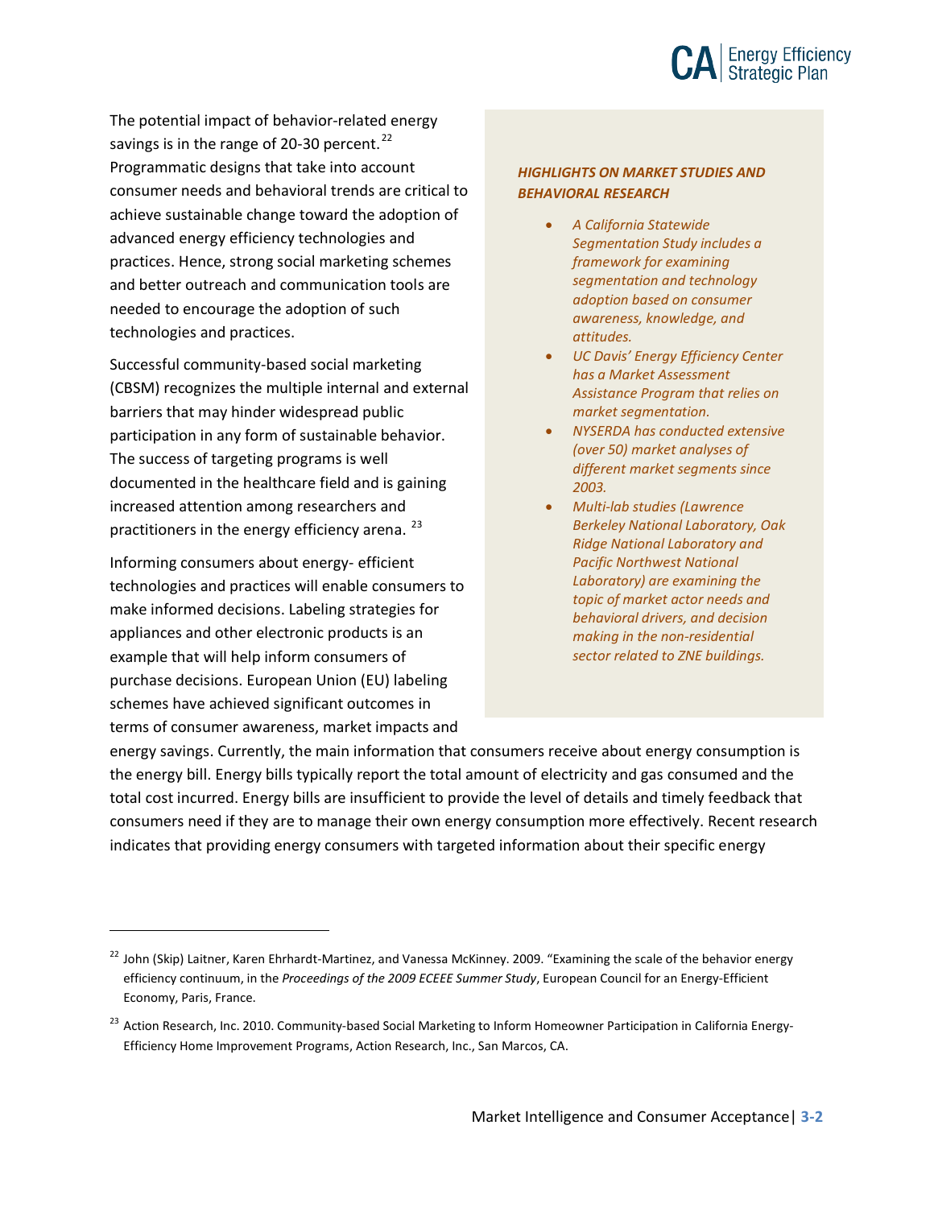The potential impact of behavior-related energy savings is in the range of 20-30 percent.[22] Programmatic designs that take into account consumer needs and behavioral trends are critical to achieve sustainable change toward the adoption of advanced energy efficiency technologies and practices. Hence, strong social marketing schemes and better outreach and communication tools are needed to encourage the adoption of such technologies and practices.

Successful community-based social marketing (CBSM) recognizes the multiple internal and external barriers that may hinder widespread public participation in any form of sustainable behavior. The success of targeting programs is well documented in the healthcare field and is gaining increased attention among researchers and practitioners in the energy efficiency arena.[23]

Informing consumers about energy- efficient technologies and practices will enable consumers to make informed decisions. Labeling strategies for appliances and other electronic products is an example that will help inform consumers of purchase decisions. European Union (EU) labeling schemes have achieved significant outcomes in terms of consumer awareness, market impacts and energy savings. Currently, the main information that consumers receive about energy consumption is the energy bill. Energy bills typically report the total amount of electricity and gas consumed and the total cost incurred. Energy bills are insufficient to provide the level of details and timely feedback that consumers need if they are to manage their own energy consumption more effectively. Recent research indicates that providing energy consumers with targeted information about their specific energy

> ***HIGHLIGHTS ON MARKET STUDIES AND BEHAVIORAL RESEARCH***
>
> - *A California Statewide Segmentation Study includes a framework for examining segmentation and technology adoption based on consumer awareness, knowledge, and attitudes.*
> - *UC Davis' Energy Efficiency Center has a Market Assessment Assistance Program that relies on market segmentation.*
> - *NYSERDA has conducted extensive (over 50) market analyses of different market segments since 2003.*
> - *Multi-lab studies (Lawrence Berkeley National Laboratory, Oak Ridge National Laboratory and Pacific Northwest National Laboratory) are examining the topic of market actor needs and behavioral drivers, and decision making in the non-residential sector related to ZNE buildings.*

---

[22] John (Skip) Laitner, Karen Ehrhardt-Martinez, and Vanessa McKinney. 2009. "Examining the scale of the behavior energy efficiency continuum, in the *Proceedings of the 2009 ECEEE Summer Study*, European Council for an Energy-Efficient Economy, Paris, France.

[23] Action Research, Inc. 2010. Community-based Social Marketing to Inform Homeowner Participation in California Energy-Efficiency Home Improvement Programs, Action Research, Inc., San Marcos, CA.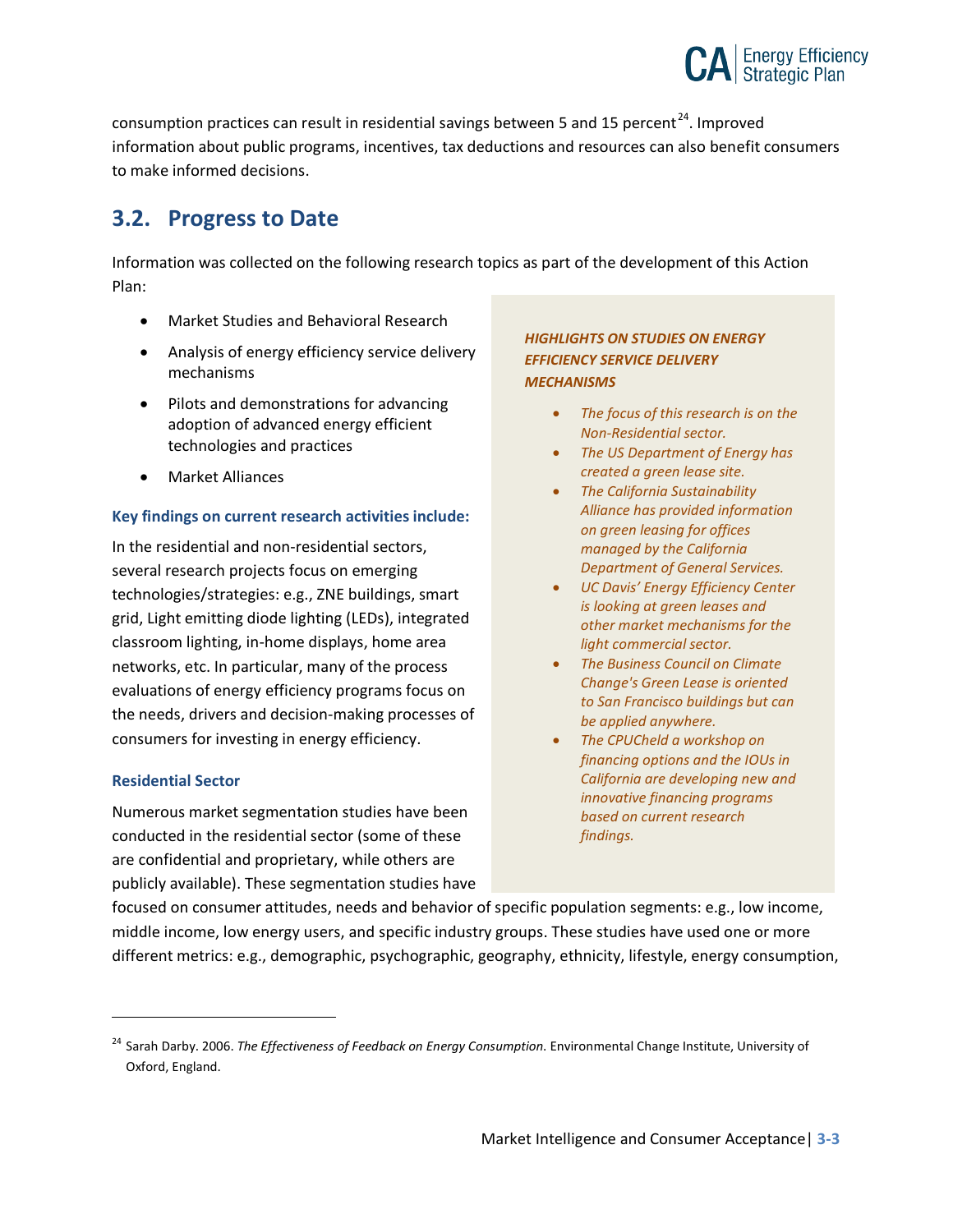consumption practices can result in residential savings between 5 and 15 percent[24]. Improved information about public programs, incentives, tax deductions and resources can also benefit consumers to make informed decisions.

## 3.2. Progress to Date

Information was collected on the following research topics as part of the development of this Action Plan:

- Market Studies and Behavioral Research
- Analysis of energy efficiency service delivery mechanisms
- Pilots and demonstrations for advancing adoption of advanced energy efficient technologies and practices
- Market Alliances

***HIGHLIGHTS ON STUDIES ON ENERGY EFFICIENCY SERVICE DELIVERY MECHANISMS***

- *The focus of this research is on the Non-Residential sector.*
- *The US Department of Energy has created a green lease site.*
- *The California Sustainability Alliance has provided information on green leasing for offices managed by the California Department of General Services.*
- *UC Davis' Energy Efficiency Center is looking at green leases and other market mechanisms for the light commercial sector.*
- *The Business Council on Climate Change's Green Lease is oriented to San Francisco buildings but can be applied anywhere.*
- *The CPUCheld a workshop on financing options and the IOUs in California are developing new and innovative financing programs based on current research findings.*

### Key findings on current research activities include:

In the residential and non-residential sectors, several research projects focus on emerging technologies/strategies: e.g., ZNE buildings, smart grid, Light emitting diode lighting (LEDs), integrated classroom lighting, in-home displays, home area networks, etc. In particular, many of the process evaluations of energy efficiency programs focus on the needs, drivers and decision-making processes of consumers for investing in energy efficiency.

### Residential Sector

Numerous market segmentation studies have been conducted in the residential sector (some of these are confidential and proprietary, while others are publicly available). These segmentation studies have focused on consumer attitudes, needs and behavior of specific population segments: e.g., low income, middle income, low energy users, and specific industry groups. These studies have used one or more different metrics: e.g., demographic, psychographic, geography, ethnicity, lifestyle, energy consumption,

---

[24] Sarah Darby. 2006. *The Effectiveness of Feedback on Energy Consumption.* Environmental Change Institute, University of Oxford, England.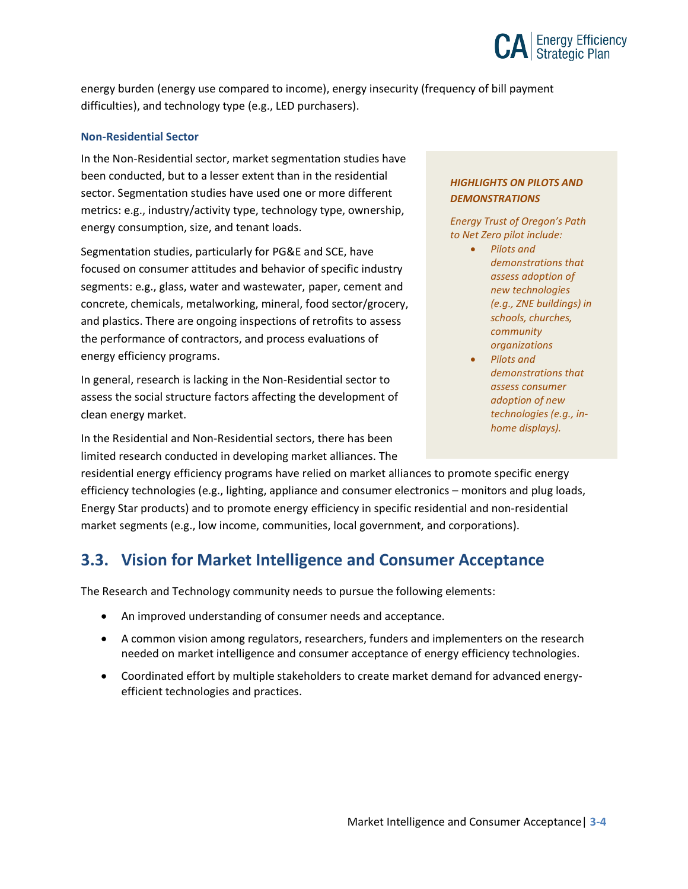energy burden (energy use compared to income), energy insecurity (frequency of bill payment difficulties), and technology type (e.g., LED purchasers).

### Non-Residential Sector

In the Non-Residential sector, market segmentation studies have been conducted, but to a lesser extent than in the residential sector. Segmentation studies have used one or more different metrics: e.g., industry/activity type, technology type, ownership, energy consumption, size, and tenant loads.

Segmentation studies, particularly for PG&E and SCE, have focused on consumer attitudes and behavior of specific industry segments: e.g., glass, water and wastewater, paper, cement and concrete, chemicals, metalworking, mineral, food sector/grocery, and plastics. There are ongoing inspections of retrofits to assess the performance of contractors, and process evaluations of energy efficiency programs.

In general, research is lacking in the Non-Residential sector to assess the social structure factors affecting the development of clean energy market.

In the Residential and Non-Residential sectors, there has been limited research conducted in developing market alliances. The residential energy efficiency programs have relied on market alliances to promote specific energy efficiency technologies (e.g., lighting, appliance and consumer electronics – monitors and plug loads, Energy Star products) and to promote energy efficiency in specific residential and non-residential market segments (e.g., low income, communities, local government, and corporations).

> ***HIGHLIGHTS ON PILOTS AND DEMONSTRATIONS***
>
> *Energy Trust of Oregon's Path to Net Zero pilot include:*
>
> - *Pilots and demonstrations that assess adoption of new technologies (e.g., ZNE buildings) in schools, churches, community organizations*
> - *Pilots and demonstrations that assess consumer adoption of new technologies (e.g., in-home displays).*

## 3.3. Vision for Market Intelligence and Consumer Acceptance

The Research and Technology community needs to pursue the following elements:

- An improved understanding of consumer needs and acceptance.
- A common vision among regulators, researchers, funders and implementers on the research needed on market intelligence and consumer acceptance of energy efficiency technologies.
- Coordinated effort by multiple stakeholders to create market demand for advanced energy-efficient technologies and practices.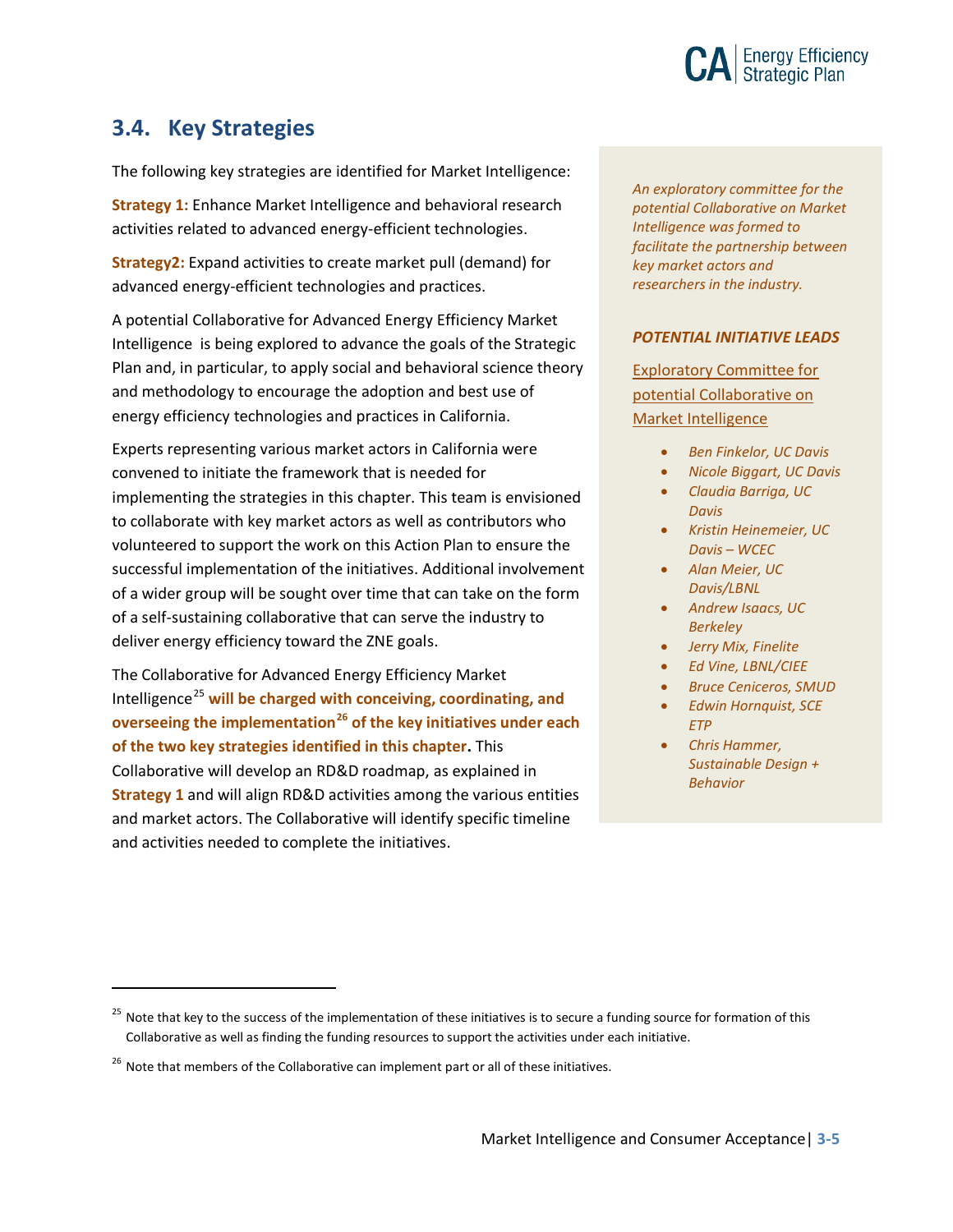## 3.4. Key Strategies

The following key strategies are identified for Market Intelligence:

**Strategy 1:** Enhance Market Intelligence and behavioral research activities related to advanced energy-efficient technologies.

**Strategy2:** Expand activities to create market pull (demand) for advanced energy-efficient technologies and practices.

A potential Collaborative for Advanced Energy Efficiency Market Intelligence is being explored to advance the goals of the Strategic Plan and, in particular, to apply social and behavioral science theory and methodology to encourage the adoption and best use of energy efficiency technologies and practices in California.

Experts representing various market actors in California were convened to initiate the framework that is needed for implementing the strategies in this chapter. This team is envisioned to collaborate with key market actors as well as contributors who volunteered to support the work on this Action Plan to ensure the successful implementation of the initiatives. Additional involvement of a wider group will be sought over time that can take on the form of a self-sustaining collaborative that can serve the industry to deliver energy efficiency toward the ZNE goals.

The Collaborative for Advanced Energy Efficiency Market Intelligence[25] **will be charged with conceiving, coordinating, and overseeing the implementation[26] of the key initiatives under each of the two key strategies identified in this chapter.** This Collaborative will develop an RD&D roadmap, as explained in **Strategy 1** and will align RD&D activities among the various entities and market actors. The Collaborative will identify specific timeline and activities needed to complete the initiatives.

*An exploratory committee for the potential Collaborative on Market Intelligence was formed to facilitate the partnership between key market actors and researchers in the industry.*

***POTENTIAL INITIATIVE LEADS***

Exploratory Committee for potential Collaborative on Market Intelligence

- *Ben Finkelor, UC Davis*
- *Nicole Biggart, UC Davis*
- *Claudia Barriga, UC Davis*
- *Kristin Heinemeier, UC Davis – WCEC*
- *Alan Meier, UC Davis/LBNL*
- *Andrew Isaacs, UC Berkeley*
- *Jerry Mix, Finelite*
- *Ed Vine, LBNL/CIEE*
- *Bruce Ceniceros, SMUD*
- *Edwin Hornquist, SCE ETP*
- *Chris Hammer, Sustainable Design + Behavior*

[25] Note that key to the success of the implementation of these initiatives is to secure a funding source for formation of this Collaborative as well as finding the funding resources to support the activities under each initiative.

[26] Note that members of the Collaborative can implement part or all of these initiatives.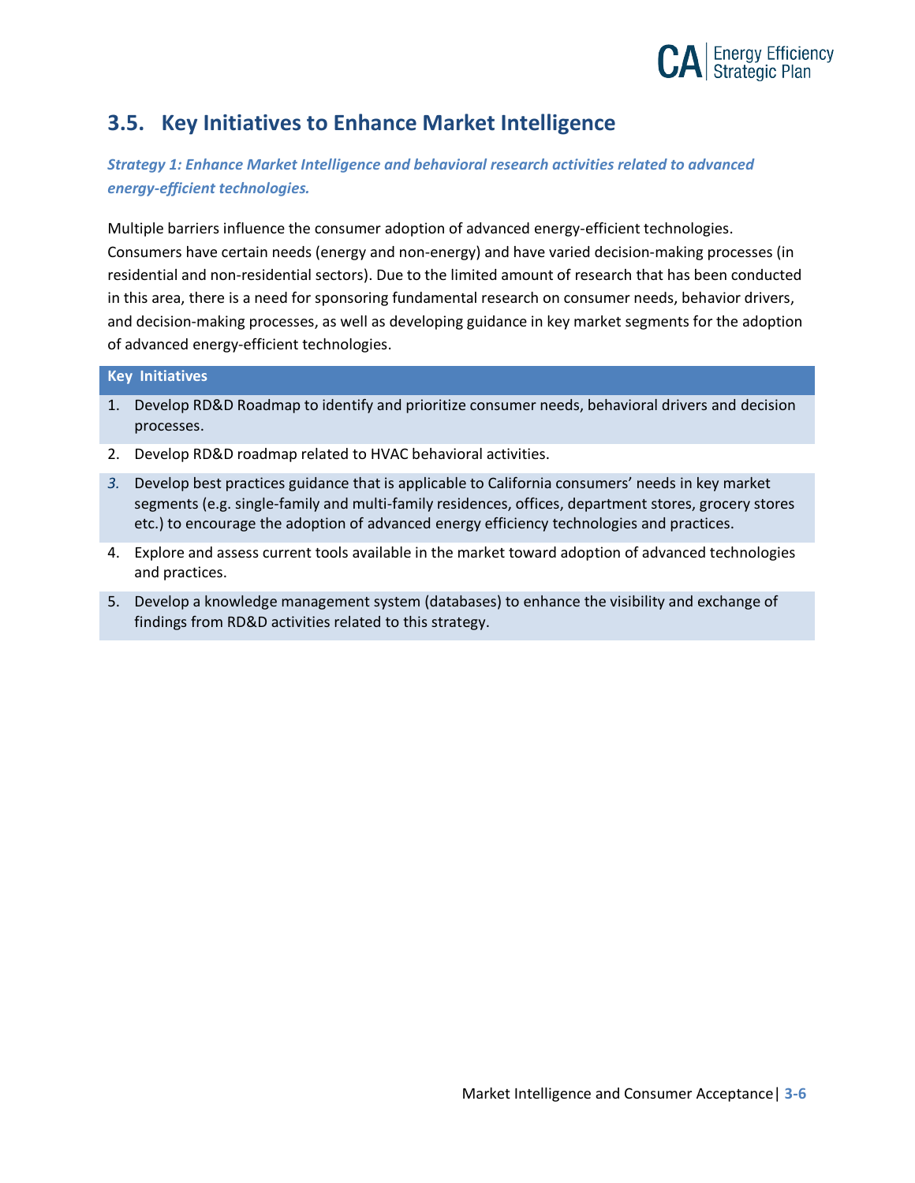## 3.5. Key Initiatives to Enhance Market Intelligence

***Strategy 1: Enhance Market Intelligence and behavioral research activities related to advanced energy-efficient technologies.***

Multiple barriers influence the consumer adoption of advanced energy-efficient technologies. Consumers have certain needs (energy and non-energy) and have varied decision-making processes (in residential and non-residential sectors). Due to the limited amount of research that has been conducted in this area, there is a need for sponsoring fundamental research on consumer needs, behavior drivers, and decision-making processes, as well as developing guidance in key market segments for the adoption of advanced energy-efficient technologies.

| Key Initiatives |
|---|
| 1. Develop RD&D Roadmap to identify and prioritize consumer needs, behavioral drivers and decision processes. |
| 2. Develop RD&D roadmap related to HVAC behavioral activities. |
| 3. Develop best practices guidance that is applicable to California consumers' needs in key market segments (e.g. single-family and multi-family residences, offices, department stores, grocery stores etc.) to encourage the adoption of advanced energy efficiency technologies and practices. |
| 4. Explore and assess current tools available in the market toward adoption of advanced technologies and practices. |
| 5. Develop a knowledge management system (databases) to enhance the visibility and exchange of findings from RD&D activities related to this strategy. |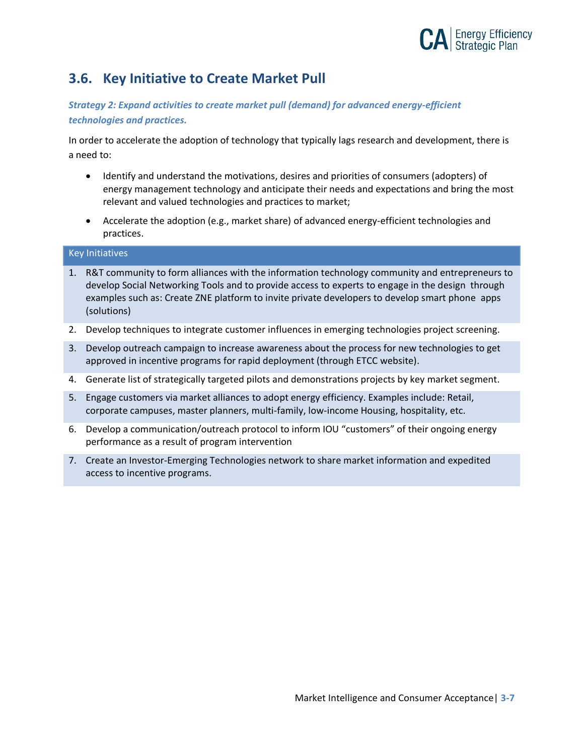## 3.6. Key Initiative to Create Market Pull

***Strategy 2: Expand activities to create market pull (demand) for advanced energy-efficient technologies and practices.***

In order to accelerate the adoption of technology that typically lags research and development, there is a need to:

- Identify and understand the motivations, desires and priorities of consumers (adopters) of energy management technology and anticipate their needs and expectations and bring the most relevant and valued technologies and practices to market;
- Accelerate the adoption (e.g., market share) of advanced energy-efficient technologies and practices.

| Key Initiatives |
|---|
| 1. R&T community to form alliances with the information technology community and entrepreneurs to develop Social Networking Tools and to provide access to experts to engage in the design through examples such as: Create ZNE platform to invite private developers to develop smart phone apps (solutions) |
| 2. Develop techniques to integrate customer influences in emerging technologies project screening. |
| 3. Develop outreach campaign to increase awareness about the process for new technologies to get approved in incentive programs for rapid deployment (through ETCC website). |
| 4. Generate list of strategically targeted pilots and demonstrations projects by key market segment. |
| 5. Engage customers via market alliances to adopt energy efficiency. Examples include: Retail, corporate campuses, master planners, multi-family, low-income Housing, hospitality, etc. |
| 6. Develop a communication/outreach protocol to inform IOU "customers" of their ongoing energy performance as a result of program intervention |
| 7. Create an Investor-Emerging Technologies network to share market information and expedited access to incentive programs. |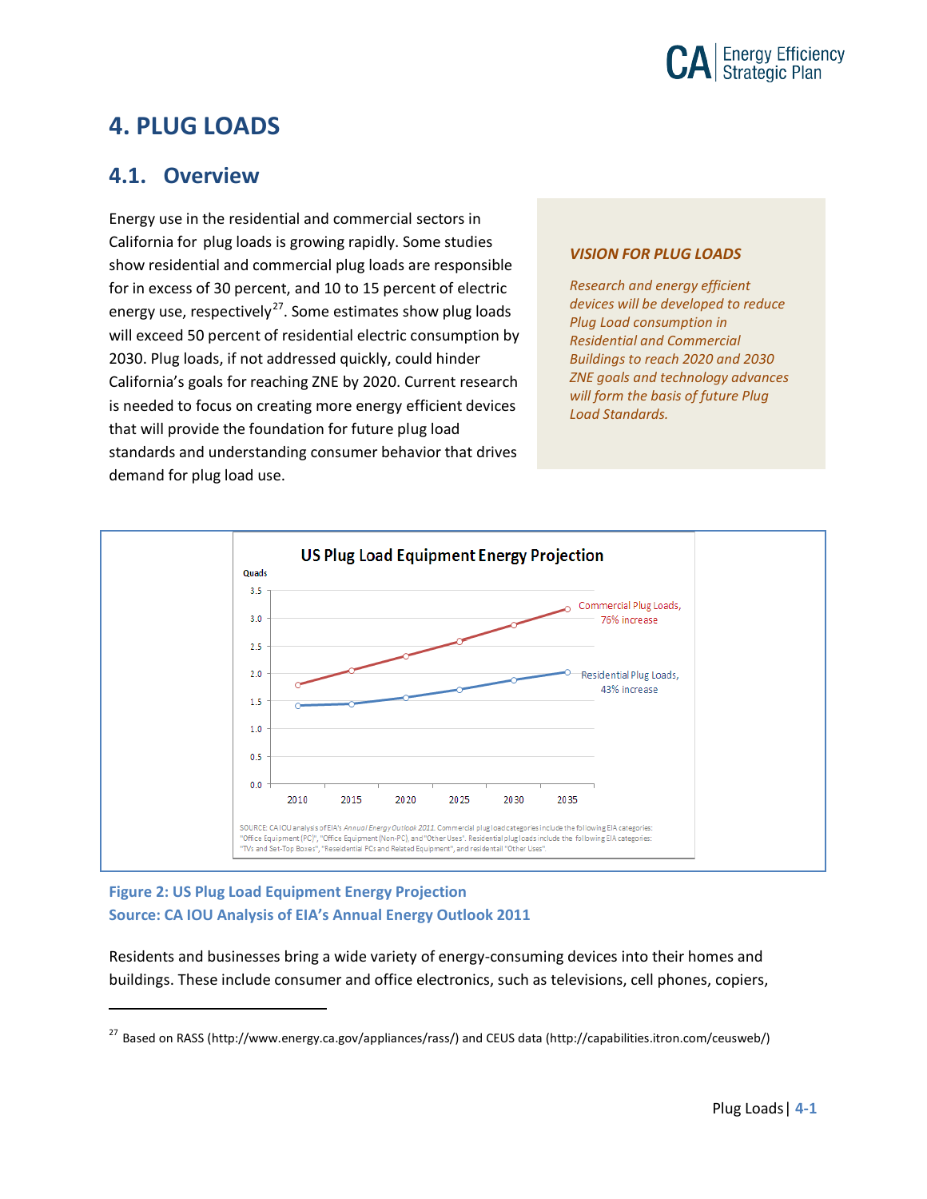# 4. PLUG LOADS

## 4.1. Overview

Energy use in the residential and commercial sectors in California for plug loads is growing rapidly. Some studies show residential and commercial plug loads are responsible for in excess of 30 percent, and 10 to 15 percent of electric energy use, respectively[27]. Some estimates show plug loads will exceed 50 percent of residential electric consumption by 2030. Plug loads, if not addressed quickly, could hinder California's goals for reaching ZNE by 2020. Current research is needed to focus on creating more energy efficient devices that will provide the foundation for future plug load standards and understanding consumer behavior that drives demand for plug load use.

***VISION FOR PLUG LOADS***

*Research and energy efficient devices will be developed to reduce Plug Load consumption in Residential and Commercial Buildings to reach 2020 and 2030 ZNE goals and technology advances will form the basis of future Plug Load Standards.*

**US Plug Load Equipment Energy Projection**

Quads

Commercial Plug Loads, 76% increase

Residential Plug Loads, 43% increase

SOURCE: CA IOU analysis of EIA's *Annual Energy Outlook 2011*. Commercial plug load categories include the following EIA categories: "Office Equipment (PC)", "Office Equipment (Non-PC), and "Other Uses". Residential plug loads include the following EIA categories: "TVs and Set-Top Boxes", "Residential PCs and Related Equipment", and residential "Other Uses".

**Figure 2: US Plug Load Equipment Energy Projection**
**Source: CA IOU Analysis of EIA's Annual Energy Outlook 2011**

Residents and businesses bring a wide variety of energy-consuming devices into their homes and buildings. These include consumer and office electronics, such as televisions, cell phones, copiers,

---

[27] Based on RASS (http://www.energy.ca.gov/appliances/rass/) and CEUS data (http://capabilities.itron.com/ceusweb/)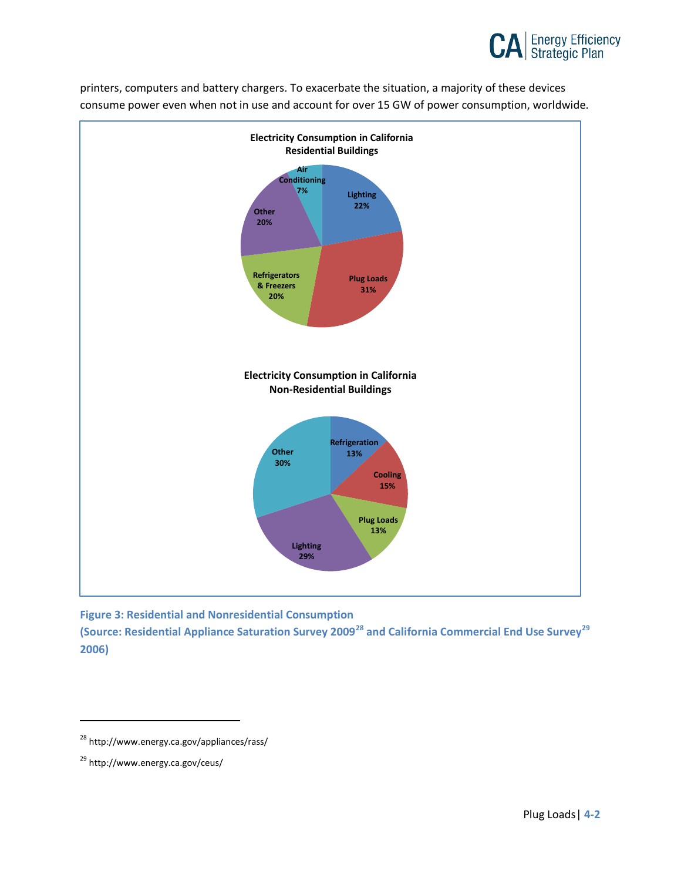printers, computers and battery chargers. To exacerbate the situation, a majority of these devices consume power even when not in use and account for over 15 GW of power consumption, worldwide.

**Electricity Consumption in California Residential Buildings**

| Category | Share |
| --- | --- |
| Lighting | 22% |
| Plug Loads | 31% |
| Refrigerators & Freezers | 20% |
| Other | 20% |
| Air Conditioning | 7% |

**Electricity Consumption in California Non-Residential Buildings**

| Category | Share |
| --- | --- |
| Refrigeration | 13% |
| Cooling | 15% |
| Plug Loads | 13% |
| Lighting | 29% |
| Other | 30% |

**Figure 3: Residential and Nonresidential Consumption (Source: Residential Appliance Saturation Survey 2009[28] and California Commercial End Use Survey[29] 2006)**

[28] http://www.energy.ca.gov/appliances/rass/

[29] http://www.energy.ca.gov/ceus/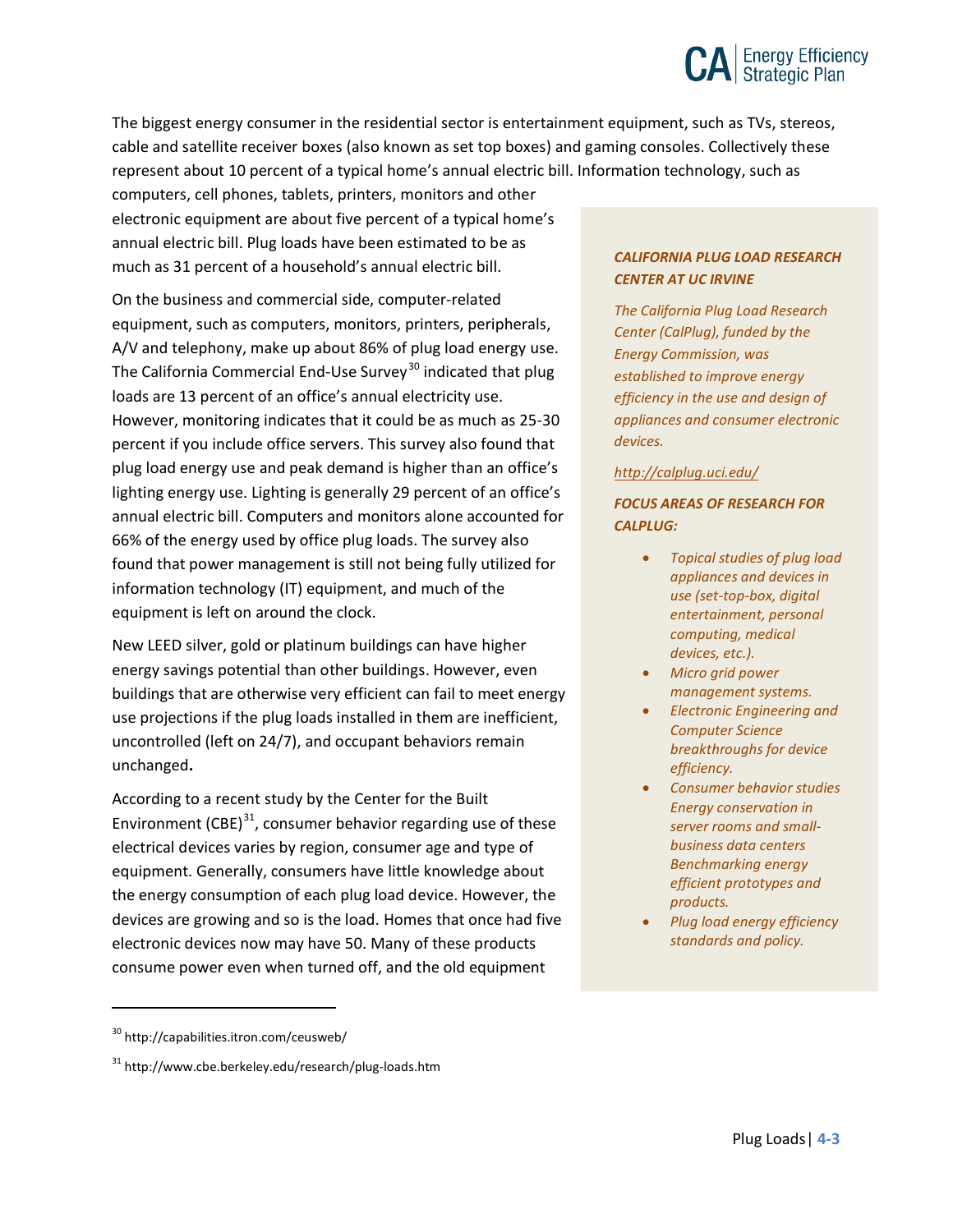The biggest energy consumer in the residential sector is entertainment equipment, such as TVs, stereos, cable and satellite receiver boxes (also known as set top boxes) and gaming consoles. Collectively these represent about 10 percent of a typical home's annual electric bill. Information technology, such as computers, cell phones, tablets, printers, monitors and other electronic equipment are about five percent of a typical home's annual electric bill. Plug loads have been estimated to be as much as 31 percent of a household's annual electric bill.

On the business and commercial side, computer-related equipment, such as computers, monitors, printers, peripherals, A/V and telephony, make up about 86% of plug load energy use. The California Commercial End-Use Survey[30] indicated that plug loads are 13 percent of an office's annual electricity use. However, monitoring indicates that it could be as much as 25-30 percent if you include office servers. This survey also found that plug load energy use and peak demand is higher than an office's lighting energy use. Lighting is generally 29 percent of an office's annual electric bill. Computers and monitors alone accounted for 66% of the energy used by office plug loads. The survey also found that power management is still not being fully utilized for information technology (IT) equipment, and much of the equipment is left on around the clock.

New LEED silver, gold or platinum buildings can have higher energy savings potential than other buildings. However, even buildings that are otherwise very efficient can fail to meet energy use projections if the plug loads installed in them are inefficient, uncontrolled (left on 24/7), and occupant behaviors remain unchanged**.**

According to a recent study by the Center for the Built Environment (CBE)[31], consumer behavior regarding use of these electrical devices varies by region, consumer age and type of equipment. Generally, consumers have little knowledge about the energy consumption of each plug load device. However, the devices are growing and so is the load. Homes that once had five electronic devices now may have 50. Many of these products consume power even when turned off, and the old equipment

***CALIFORNIA PLUG LOAD RESEARCH CENTER AT UC IRVINE***

*The California Plug Load Research Center (CalPlug), funded by the Energy Commission, was established to improve energy efficiency in the use and design of appliances and consumer electronic devices.*

*http://calplug.uci.edu/*

***FOCUS AREAS OF RESEARCH FOR CALPLUG:***

- *Topical studies of plug load appliances and devices in use (set-top-box, digital entertainment, personal computing, medical devices, etc.).*
- *Micro grid power management systems.*
- *Electronic Engineering and Computer Science breakthroughs for device efficiency.*
- *Consumer behavior studies Energy conservation in server rooms and small-business data centers Benchmarking energy efficient prototypes and products.*
- *Plug load energy efficiency standards and policy.*

---

[30] http://capabilities.itron.com/ceusweb/

[31] http://www.cbe.berkeley.edu/research/plug-loads.htm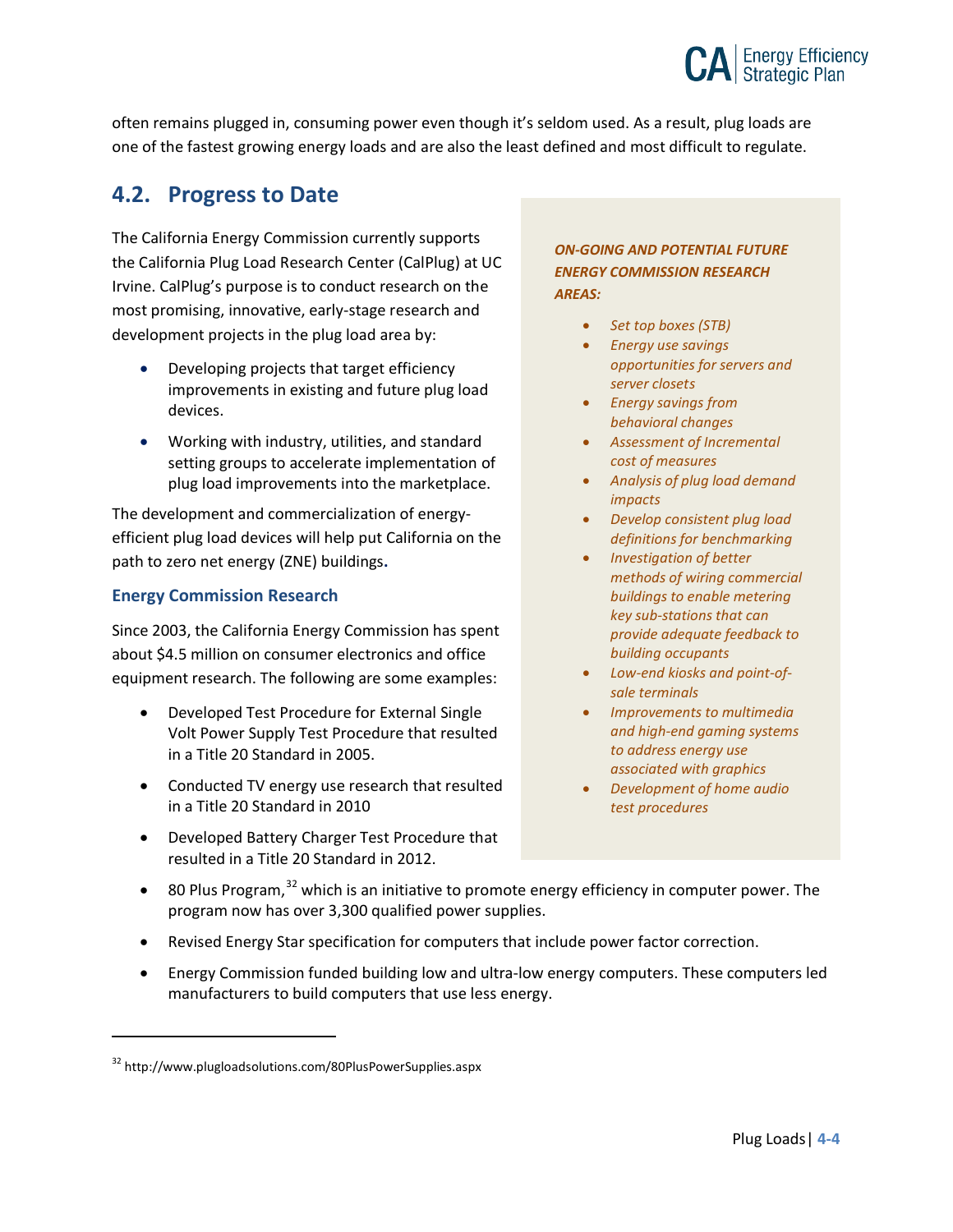often remains plugged in, consuming power even though it's seldom used. As a result, plug loads are one of the fastest growing energy loads and are also the least defined and most difficult to regulate.

## 4.2. Progress to Date

The California Energy Commission currently supports the California Plug Load Research Center (CalPlug) at UC Irvine. CalPlug's purpose is to conduct research on the most promising, innovative, early-stage research and development projects in the plug load area by:

- Developing projects that target efficiency improvements in existing and future plug load devices.
- Working with industry, utilities, and standard setting groups to accelerate implementation of plug load improvements into the marketplace.

The development and commercialization of energy-efficient plug load devices will help put California on the path to zero net energy (ZNE) buildings**.**

***ON-GOING AND POTENTIAL FUTURE ENERGY COMMISSION RESEARCH AREAS:***

- *Set top boxes (STB)*
- *Energy use savings opportunities for servers and server closets*
- *Energy savings from behavioral changes*
- *Assessment of Incremental cost of measures*
- *Analysis of plug load demand impacts*
- *Develop consistent plug load definitions for benchmarking*
- *Investigation of better methods of wiring commercial buildings to enable metering key sub-stations that can provide adequate feedback to building occupants*
- *Low-end kiosks and point-of-sale terminals*
- *Improvements to multimedia and high-end gaming systems to address energy use associated with graphics*
- *Development of home audio test procedures*

### Energy Commission Research

Since 2003, the California Energy Commission has spent about $4.5 million on consumer electronics and office equipment research. The following are some examples:

- Developed Test Procedure for External Single Volt Power Supply Test Procedure that resulted in a Title 20 Standard in 2005.
- Conducted TV energy use research that resulted in a Title 20 Standard in 2010
- Developed Battery Charger Test Procedure that resulted in a Title 20 Standard in 2012.
- 80 Plus Program,[32] which is an initiative to promote energy efficiency in computer power. The program now has over 3,300 qualified power supplies.
- Revised Energy Star specification for computers that include power factor correction.
- Energy Commission funded building low and ultra-low energy computers. These computers led manufacturers to build computers that use less energy.

[32] http://www.plugloadsolutions.com/80PlusPowerSupplies.aspx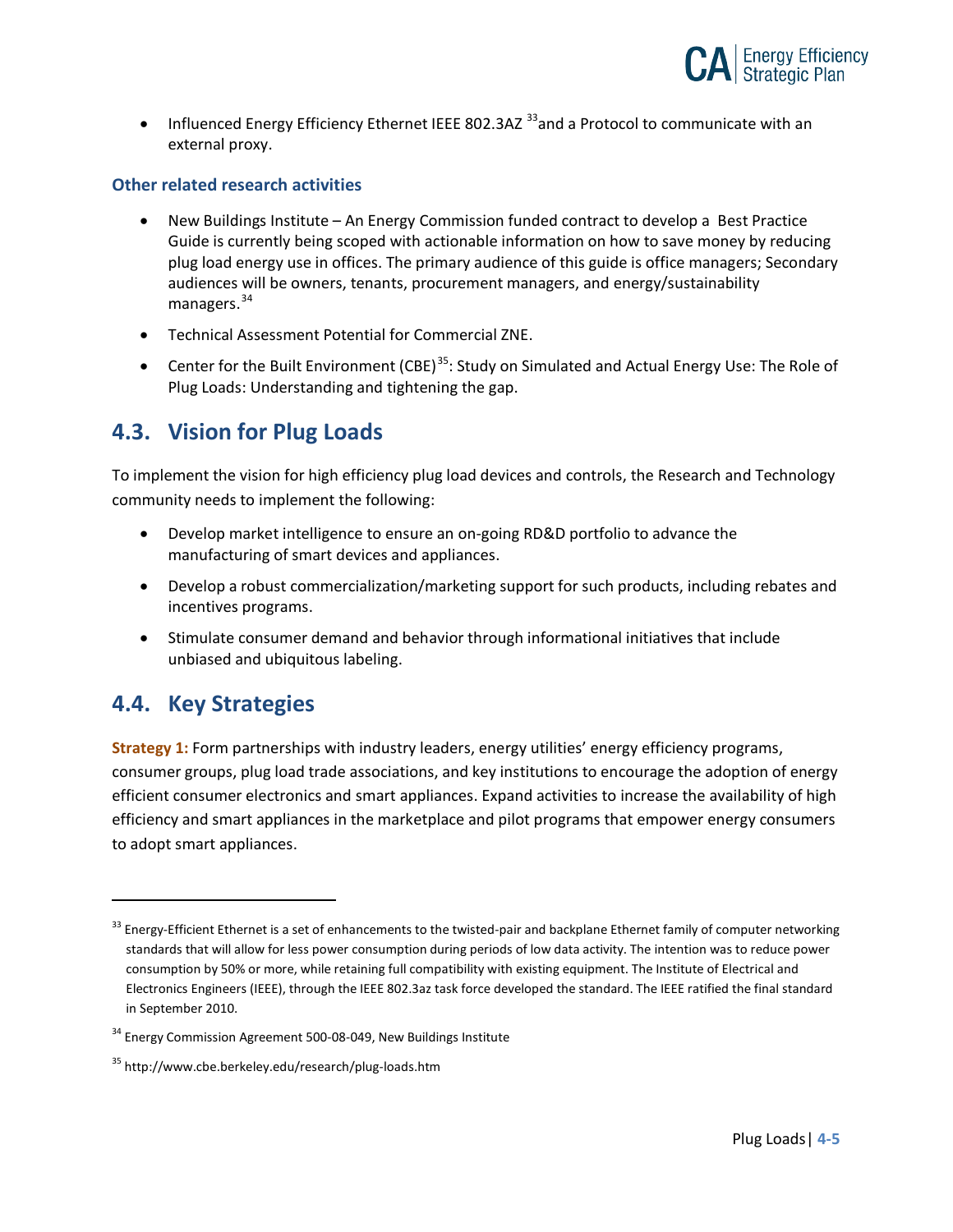- Influenced Energy Efficiency Ethernet IEEE 802.3AZ [33] and a Protocol to communicate with an external proxy.

### Other related research activities

- New Buildings Institute – An Energy Commission funded contract to develop a Best Practice Guide is currently being scoped with actionable information on how to save money by reducing plug load energy use in offices. The primary audience of this guide is office managers; Secondary audiences will be owners, tenants, procurement managers, and energy/sustainability managers.[34]
- Technical Assessment Potential for Commercial ZNE.
- Center for the Built Environment (CBE)[35]: Study on Simulated and Actual Energy Use: The Role of Plug Loads: Understanding and tightening the gap.

## 4.3. Vision for Plug Loads

To implement the vision for high efficiency plug load devices and controls, the Research and Technology community needs to implement the following:

- Develop market intelligence to ensure an on-going RD&D portfolio to advance the manufacturing of smart devices and appliances.
- Develop a robust commercialization/marketing support for such products, including rebates and incentives programs.
- Stimulate consumer demand and behavior through informational initiatives that include unbiased and ubiquitous labeling.

## 4.4. Key Strategies

**Strategy 1:** Form partnerships with industry leaders, energy utilities' energy efficiency programs, consumer groups, plug load trade associations, and key institutions to encourage the adoption of energy efficient consumer electronics and smart appliances. Expand activities to increase the availability of high efficiency and smart appliances in the marketplace and pilot programs that empower energy consumers to adopt smart appliances.

---

[33] Energy-Efficient Ethernet is a set of enhancements to the twisted-pair and backplane Ethernet family of computer networking standards that will allow for less power consumption during periods of low data activity. The intention was to reduce power consumption by 50% or more, while retaining full compatibility with existing equipment. The Institute of Electrical and Electronics Engineers (IEEE), through the IEEE 802.3az task force developed the standard. The IEEE ratified the final standard in September 2010.

[34] Energy Commission Agreement 500-08-049, New Buildings Institute

[35] http://www.cbe.berkeley.edu/research/plug-loads.htm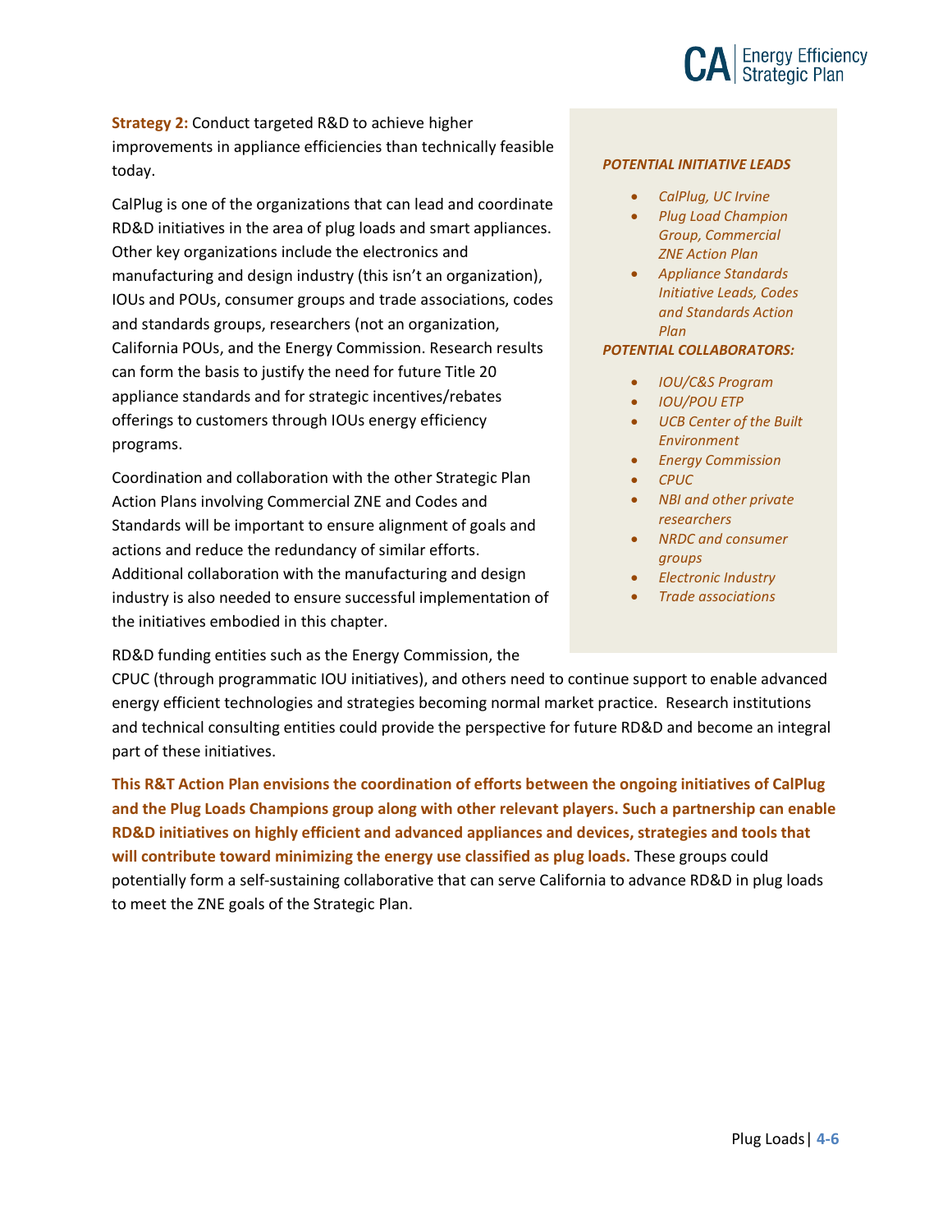**Strategy 2:** Conduct targeted R&D to achieve higher improvements in appliance efficiencies than technically feasible today.

CalPlug is one of the organizations that can lead and coordinate RD&D initiatives in the area of plug loads and smart appliances. Other key organizations include the electronics and manufacturing and design industry (this isn't an organization), IOUs and POUs, consumer groups and trade associations, codes and standards groups, researchers (not an organization, California POUs, and the Energy Commission. Research results can form the basis to justify the need for future Title 20 appliance standards and for strategic incentives/rebates offerings to customers through IOUs energy efficiency programs.

Coordination and collaboration with the other Strategic Plan Action Plans involving Commercial ZNE and Codes and Standards will be important to ensure alignment of goals and actions and reduce the redundancy of similar efforts. Additional collaboration with the manufacturing and design industry is also needed to ensure successful implementation of the initiatives embodied in this chapter.

RD&D funding entities such as the Energy Commission, the CPUC (through programmatic IOU initiatives), and others need to continue support to enable advanced energy efficient technologies and strategies becoming normal market practice. Research institutions and technical consulting entities could provide the perspective for future RD&D and become an integral part of these initiatives.

***POTENTIAL INITIATIVE LEADS***

- *CalPlug, UC Irvine*
- *Plug Load Champion Group, Commercial ZNE Action Plan*
- *Appliance Standards Initiative Leads, Codes and Standards Action Plan*

***POTENTIAL COLLABORATORS:***

- *IOU/C&S Program*
- *IOU/POU ETP*
- *UCB Center of the Built Environment*
- *Energy Commission*
- *CPUC*
- *NBI and other private researchers*
- *NRDC and consumer groups*
- *Electronic Industry*
- *Trade associations*

**This R&T Action Plan envisions the coordination of efforts between the ongoing initiatives of CalPlug and the Plug Loads Champions group along with other relevant players. Such a partnership can enable RD&D initiatives on highly efficient and advanced appliances and devices, strategies and tools that will contribute toward minimizing the energy use classified as plug loads.** These groups could potentially form a self-sustaining collaborative that can serve California to advance RD&D in plug loads to meet the ZNE goals of the Strategic Plan.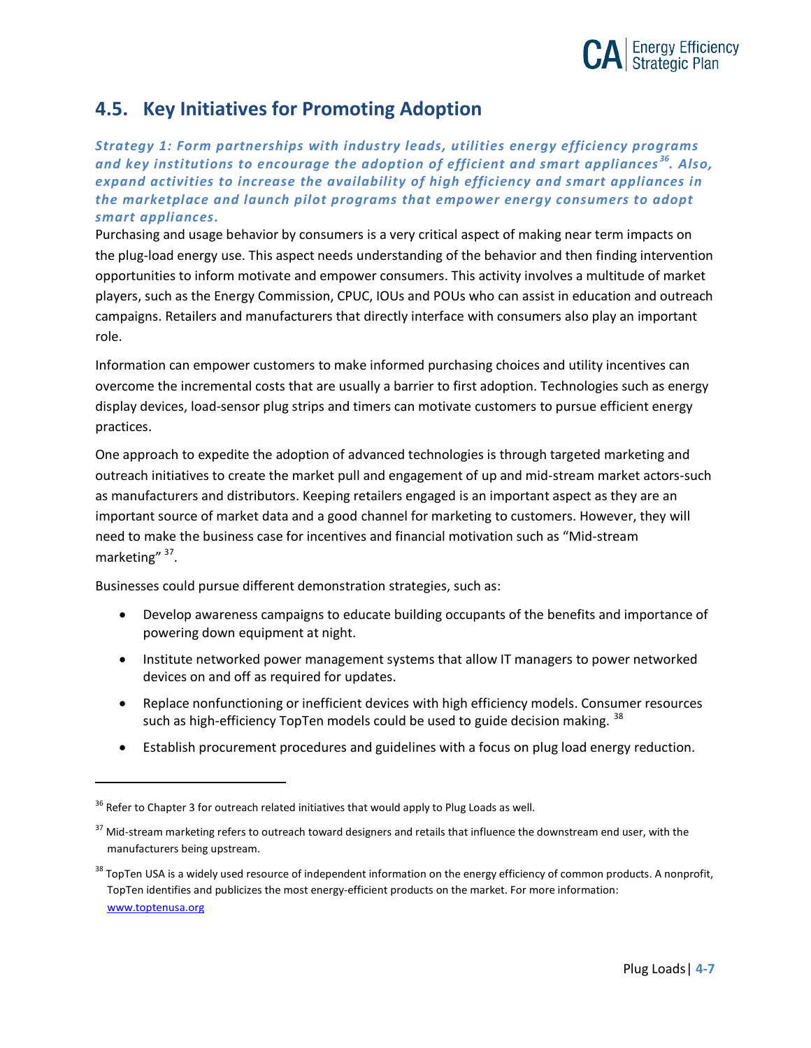## 4.5. Key Initiatives for Promoting Adoption

***Strategy 1: Form partnerships with industry leads, utilities energy efficiency programs and key institutions to encourage the adoption of efficient and smart appliances[36]. Also, expand activities to increase the availability of high efficiency and smart appliances in the marketplace and launch pilot programs that empower energy consumers to adopt smart appliances.***

Purchasing and usage behavior by consumers is a very critical aspect of making near term impacts on the plug-load energy use. This aspect needs understanding of the behavior and then finding intervention opportunities to inform motivate and empower consumers. This activity involves a multitude of market players, such as the Energy Commission, CPUC, IOUs and POUs who can assist in education and outreach campaigns. Retailers and manufacturers that directly interface with consumers also play an important role.

Information can empower customers to make informed purchasing choices and utility incentives can overcome the incremental costs that are usually a barrier to first adoption. Technologies such as energy display devices, load-sensor plug strips and timers can motivate customers to pursue efficient energy practices.

One approach to expedite the adoption of advanced technologies is through targeted marketing and outreach initiatives to create the market pull and engagement of up and mid-stream market actors-such as manufacturers and distributors. Keeping retailers engaged is an important aspect as they are an important source of market data and a good channel for marketing to customers. However, they will need to make the business case for incentives and financial motivation such as "Mid-stream marketing" [37].

Businesses could pursue different demonstration strategies, such as:

- Develop awareness campaigns to educate building occupants of the benefits and importance of powering down equipment at night.
- Institute networked power management systems that allow IT managers to power networked devices on and off as required for updates.
- Replace nonfunctioning or inefficient devices with high efficiency models. Consumer resources such as high-efficiency TopTen models could be used to guide decision making. [38]
- Establish procurement procedures and guidelines with a focus on plug load energy reduction.

---

[36] Refer to Chapter 3 for outreach related initiatives that would apply to Plug Loads as well.

[37] Mid-stream marketing refers to outreach toward designers and retails that influence the downstream end user, with the manufacturers being upstream.

[38] TopTen USA is a widely used resource of independent information on the energy efficiency of common products. A nonprofit, TopTen identifies and publicizes the most energy-efficient products on the market. For more information: www.toptenusa.org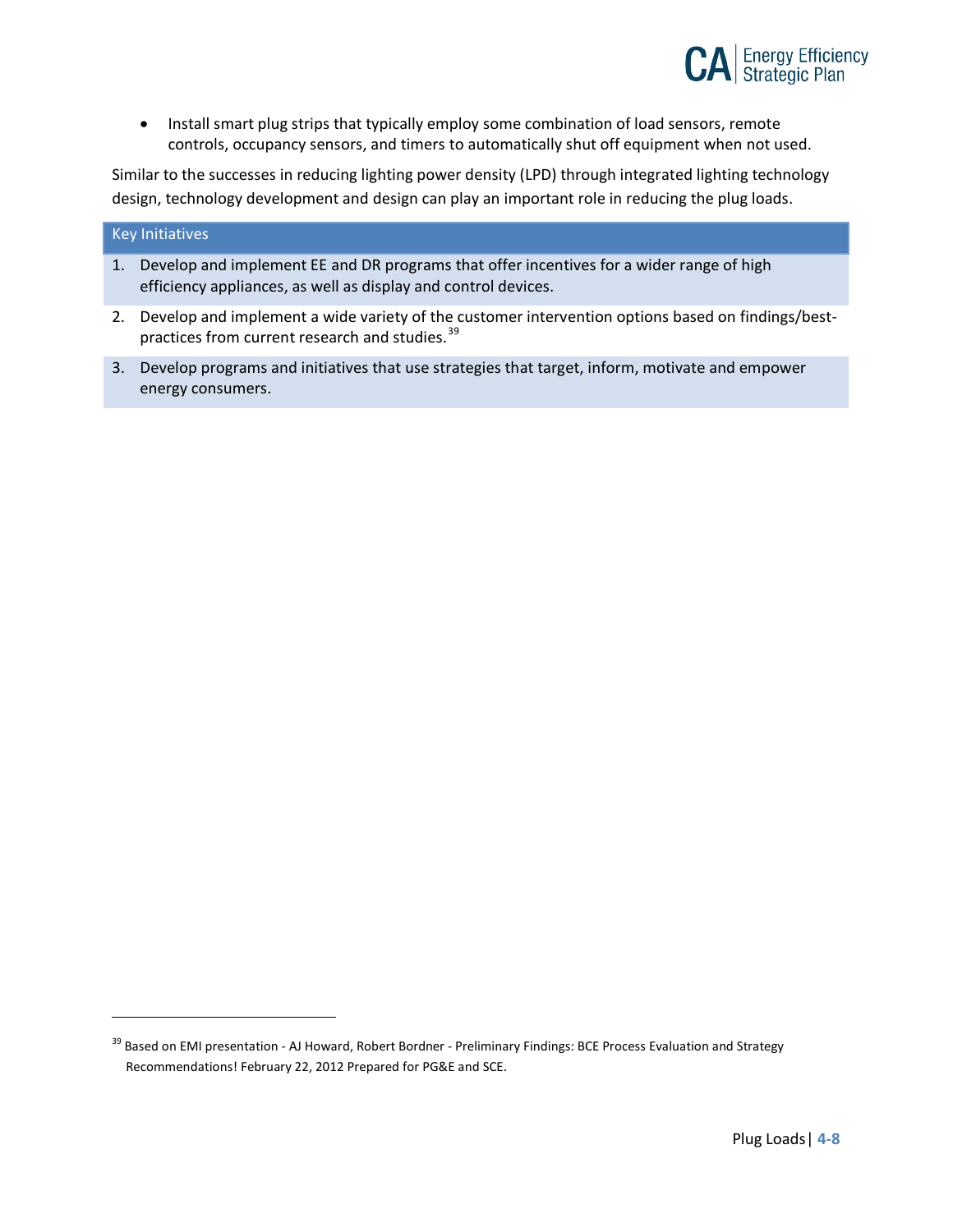- Install smart plug strips that typically employ some combination of load sensors, remote controls, occupancy sensors, and timers to automatically shut off equipment when not used.

Similar to the successes in reducing lighting power density (LPD) through integrated lighting technology design, technology development and design can play an important role in reducing the plug loads.

| Key Initiatives |
| --- |
| 1. Develop and implement EE and DR programs that offer incentives for a wider range of high efficiency appliances, as well as display and control devices. |
| 2. Develop and implement a wide variety of the customer intervention options based on findings/best-practices from current research and studies.[39] |
| 3. Develop programs and initiatives that use strategies that target, inform, motivate and empower energy consumers. |

[39] Based on EMI presentation - AJ Howard, Robert Bordner - Preliminary Findings: BCE Process Evaluation and Strategy Recommendations! February 22, 2012 Prepared for PG&E and SCE.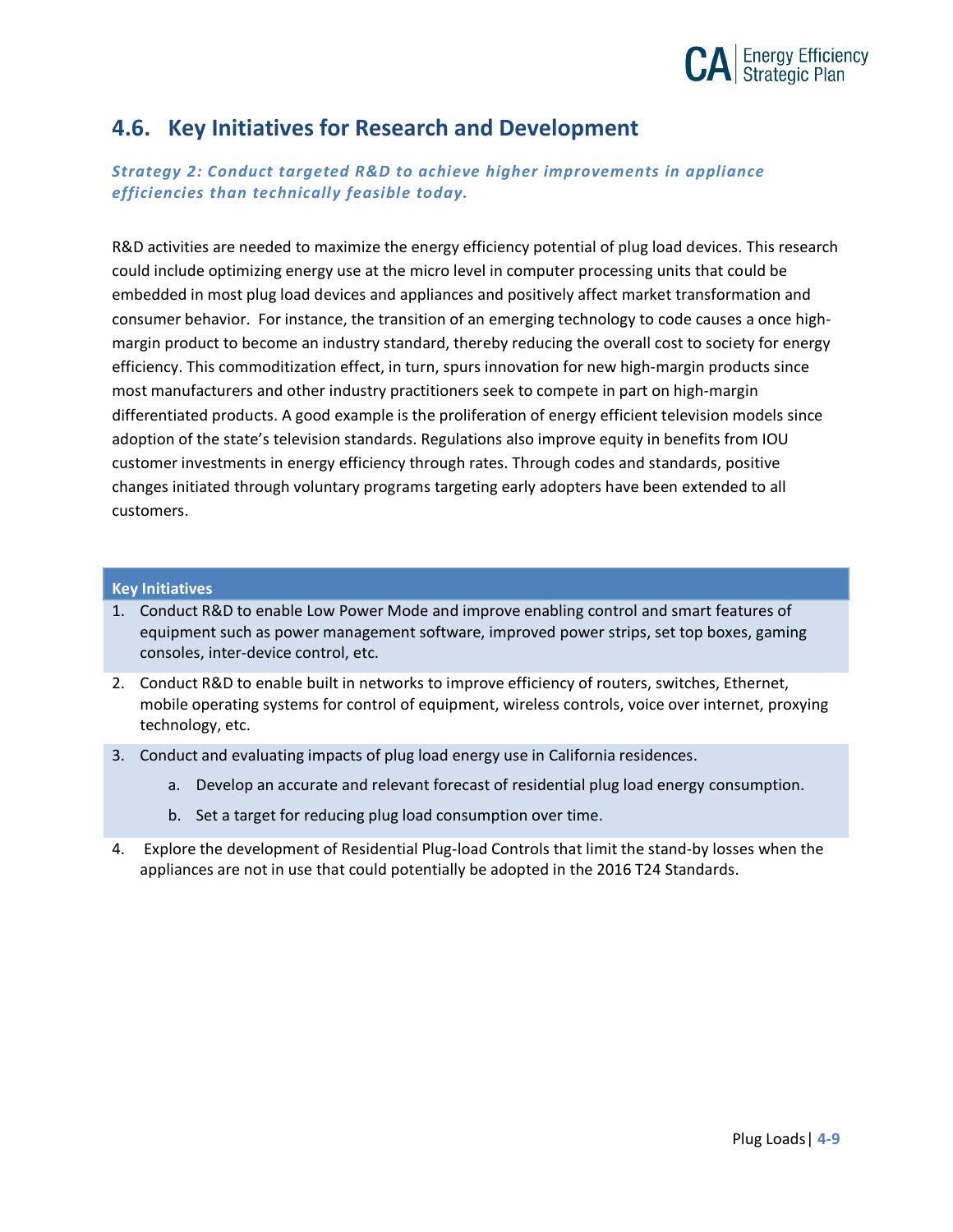## 4.6. Key Initiatives for Research and Development

***Strategy 2: Conduct targeted R&D to achieve higher improvements in appliance efficiencies than technically feasible today.***

R&D activities are needed to maximize the energy efficiency potential of plug load devices. This research could include optimizing energy use at the micro level in computer processing units that could be embedded in most plug load devices and appliances and positively affect market transformation and consumer behavior. For instance, the transition of an emerging technology to code causes a once high-margin product to become an industry standard, thereby reducing the overall cost to society for energy efficiency. This commoditization effect, in turn, spurs innovation for new high-margin products since most manufacturers and other industry practitioners seek to compete in part on high-margin differentiated products. A good example is the proliferation of energy efficient television models since adoption of the state's television standards. Regulations also improve equity in benefits from IOU customer investments in energy efficiency through rates. Through codes and standards, positive changes initiated through voluntary programs targeting early adopters have been extended to all customers.

**Key Initiatives**

1. Conduct R&D to enable Low Power Mode and improve enabling control and smart features of equipment such as power management software, improved power strips, set top boxes, gaming consoles, inter-device control, etc.
2. Conduct R&D to enable built in networks to improve efficiency of routers, switches, Ethernet, mobile operating systems for control of equipment, wireless controls, voice over internet, proxying technology, etc.
3. Conduct and evaluating impacts of plug load energy use in California residences.
   a. Develop an accurate and relevant forecast of residential plug load energy consumption.
   b. Set a target for reducing plug load consumption over time.
4. Explore the development of Residential Plug-load Controls that limit the stand-by losses when the appliances are not in use that could potentially be adopted in the 2016 T24 Standards.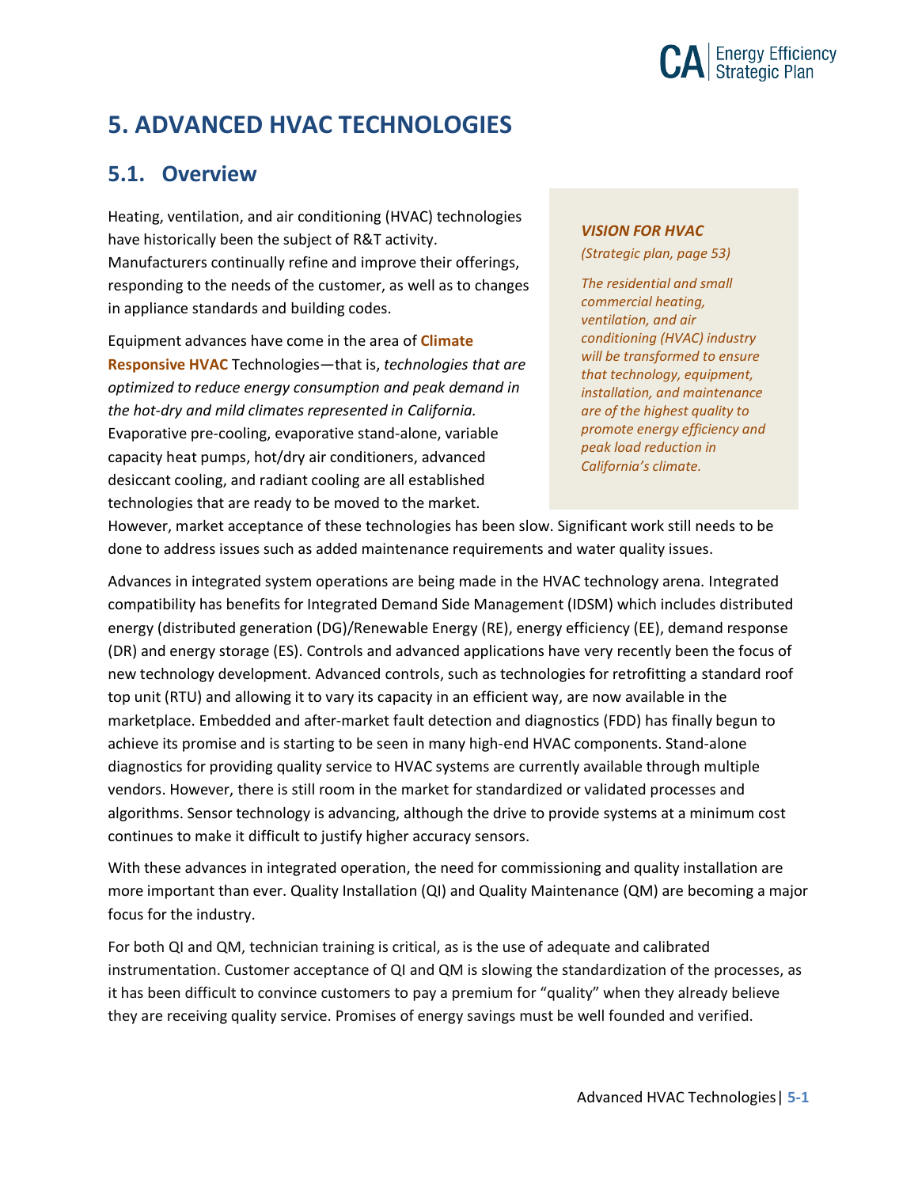# 5. ADVANCED HVAC TECHNOLOGIES

## 5.1. Overview

Heating, ventilation, and air conditioning (HVAC) technologies have historically been the subject of R&T activity. Manufacturers continually refine and improve their offerings, responding to the needs of the customer, as well as to changes in appliance standards and building codes.

> ***VISION FOR HVAC***
>
> *(Strategic plan, page 53)*
>
> *The residential and small commercial heating, ventilation, and air conditioning (HVAC) industry will be transformed to ensure that technology, equipment, installation, and maintenance are of the highest quality to promote energy efficiency and peak load reduction in California's climate.*

Equipment advances have come in the area of **Climate Responsive HVAC** Technologies—that is, *technologies that are optimized to reduce energy consumption and peak demand in the hot-dry and mild climates represented in California.* Evaporative pre-cooling, evaporative stand-alone, variable capacity heat pumps, hot/dry air conditioners, advanced desiccant cooling, and radiant cooling are all established technologies that are ready to be moved to the market. However, market acceptance of these technologies has been slow. Significant work still needs to be done to address issues such as added maintenance requirements and water quality issues.

Advances in integrated system operations are being made in the HVAC technology arena. Integrated compatibility has benefits for Integrated Demand Side Management (IDSM) which includes distributed energy (distributed generation (DG)/Renewable Energy (RE), energy efficiency (EE), demand response (DR) and energy storage (ES). Controls and advanced applications have very recently been the focus of new technology development. Advanced controls, such as technologies for retrofitting a standard roof top unit (RTU) and allowing it to vary its capacity in an efficient way, are now available in the marketplace. Embedded and after-market fault detection and diagnostics (FDD) has finally begun to achieve its promise and is starting to be seen in many high-end HVAC components. Stand-alone diagnostics for providing quality service to HVAC systems are currently available through multiple vendors. However, there is still room in the market for standardized or validated processes and algorithms. Sensor technology is advancing, although the drive to provide systems at a minimum cost continues to make it difficult to justify higher accuracy sensors.

With these advances in integrated operation, the need for commissioning and quality installation are more important than ever. Quality Installation (QI) and Quality Maintenance (QM) are becoming a major focus for the industry.

For both QI and QM, technician training is critical, as is the use of adequate and calibrated instrumentation. Customer acceptance of QI and QM is slowing the standardization of the processes, as it has been difficult to convince customers to pay a premium for "quality" when they already believe they are receiving quality service. Promises of energy savings must be well founded and verified.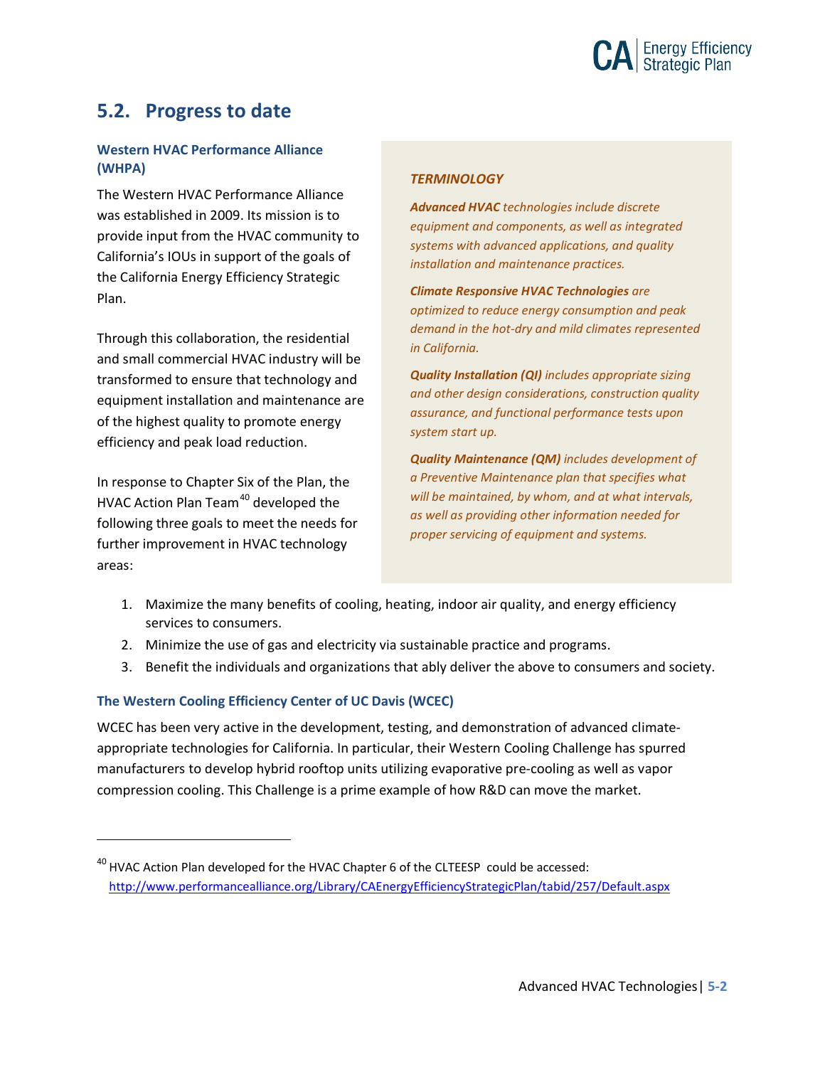## 5.2. Progress to date

### Western HVAC Performance Alliance (WHPA)

The Western HVAC Performance Alliance was established in 2009. Its mission is to provide input from the HVAC community to California's IOUs in support of the goals of the California Energy Efficiency Strategic Plan.

Through this collaboration, the residential and small commercial HVAC industry will be transformed to ensure that technology and equipment installation and maintenance are of the highest quality to promote energy efficiency and peak load reduction.

In response to Chapter Six of the Plan, the HVAC Action Plan Team[40] developed the following three goals to meet the needs for further improvement in HVAC technology areas:

1. Maximize the many benefits of cooling, heating, indoor air quality, and energy efficiency services to consumers.
2. Minimize the use of gas and electricity via sustainable practice and programs.
3. Benefit the individuals and organizations that ably deliver the above to consumers and society.

> ***TERMINOLOGY***
>
> ***Advanced HVAC*** *technologies include discrete equipment and components, as well as integrated systems with advanced applications, and quality installation and maintenance practices.*
>
> ***Climate Responsive HVAC Technologies*** *are optimized to reduce energy consumption and peak demand in the hot-dry and mild climates represented in California.*
>
> ***Quality Installation (QI)*** *includes appropriate sizing and other design considerations, construction quality assurance, and functional performance tests upon system start up.*
>
> ***Quality Maintenance (QM)*** *includes development of a Preventive Maintenance plan that specifies what will be maintained, by whom, and at what intervals, as well as providing other information needed for proper servicing of equipment and systems.*

### The Western Cooling Efficiency Center of UC Davis (WCEC)

WCEC has been very active in the development, testing, and demonstration of advanced climate-appropriate technologies for California. In particular, their Western Cooling Challenge has spurred manufacturers to develop hybrid rooftop units utilizing evaporative pre-cooling as well as vapor compression cooling. This Challenge is a prime example of how R&D can move the market.

---

[40] HVAC Action Plan developed for the HVAC Chapter 6 of the CLTEESP could be accessed: http://www.performancealliance.org/Library/CAEnergyEfficiencyStrategicPlan/tabid/257/Default.aspx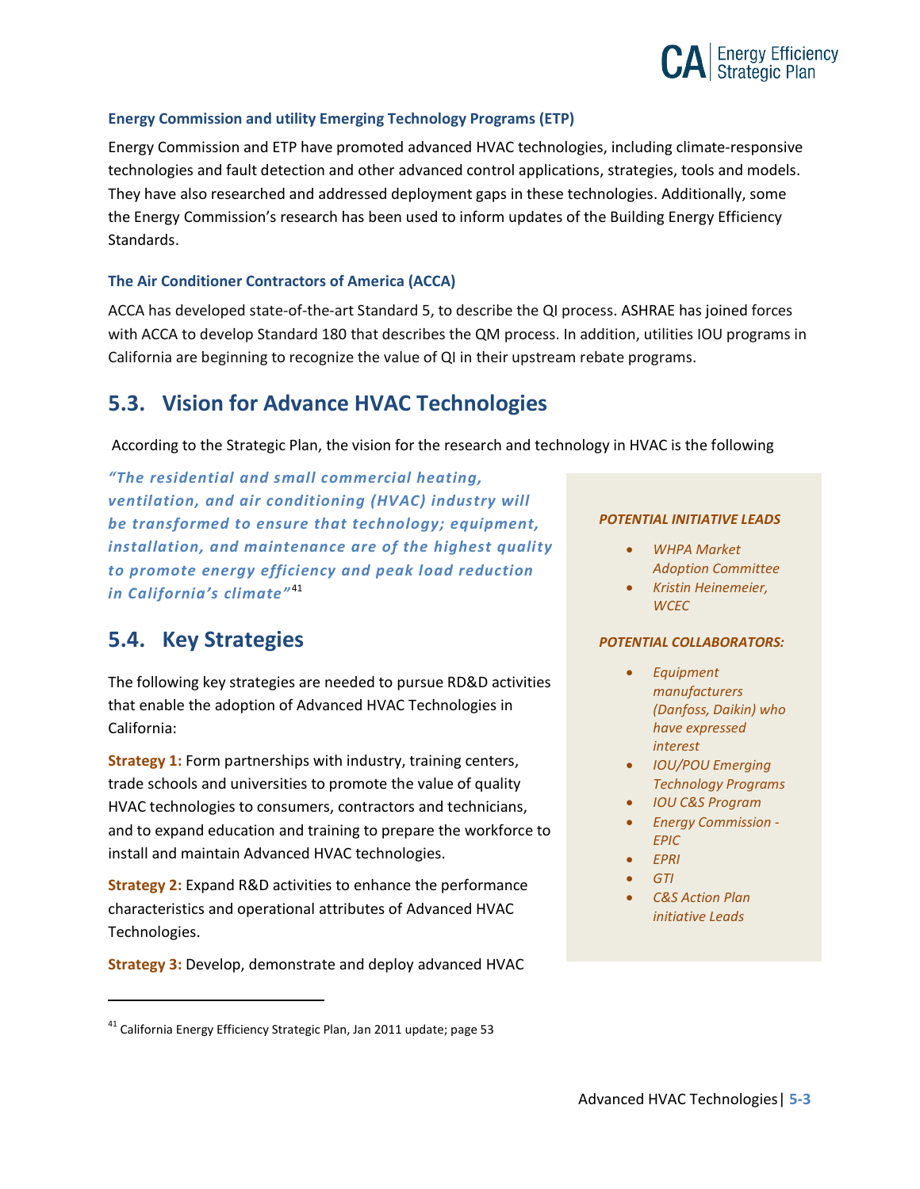#### Energy Commission and utility Emerging Technology Programs (ETP)

Energy Commission and ETP have promoted advanced HVAC technologies, including climate-responsive technologies and fault detection and other advanced control applications, strategies, tools and models. They have also researched and addressed deployment gaps in these technologies. Additionally, some the Energy Commission's research has been used to inform updates of the Building Energy Efficiency Standards.

#### The Air Conditioner Contractors of America (ACCA)

ACCA has developed state-of-the-art Standard 5, to describe the QI process. ASHRAE has joined forces with ACCA to develop Standard 180 that describes the QM process. In addition, utilities IOU programs in California are beginning to recognize the value of QI in their upstream rebate programs.

## 5.3. Vision for Advance HVAC Technologies

According to the Strategic Plan, the vision for the research and technology in HVAC is the following

***"The residential and small commercial heating, ventilation, and air conditioning (HVAC) industry will be transformed to ensure that technology; equipment, installation, and maintenance are of the highest quality to promote energy efficiency and peak load reduction in California's climate"***[41]

***POTENTIAL INITIATIVE LEADS***

- *WHPA Market Adoption Committee*
- *Kristin Heinemeier, WCEC*

***POTENTIAL COLLABORATORS:***

- *Equipment manufacturers (Danfoss, Daikin) who have expressed interest*
- *IOU/POU Emerging Technology Programs*
- *IOU C&S Program*
- *Energy Commission - EPIC*
- *EPRI*
- *GTI*
- *C&S Action Plan initiative Leads*

## 5.4. Key Strategies

The following key strategies are needed to pursue RD&D activities that enable the adoption of Advanced HVAC Technologies in California:

**Strategy 1:** Form partnerships with industry, training centers, trade schools and universities to promote the value of quality HVAC technologies to consumers, contractors and technicians, and to expand education and training to prepare the workforce to install and maintain Advanced HVAC technologies.

**Strategy 2:** Expand R&D activities to enhance the performance characteristics and operational attributes of Advanced HVAC Technologies.

**Strategy 3:** Develop, demonstrate and deploy advanced HVAC

---

[41] California Energy Efficiency Strategic Plan, Jan 2011 update; page 53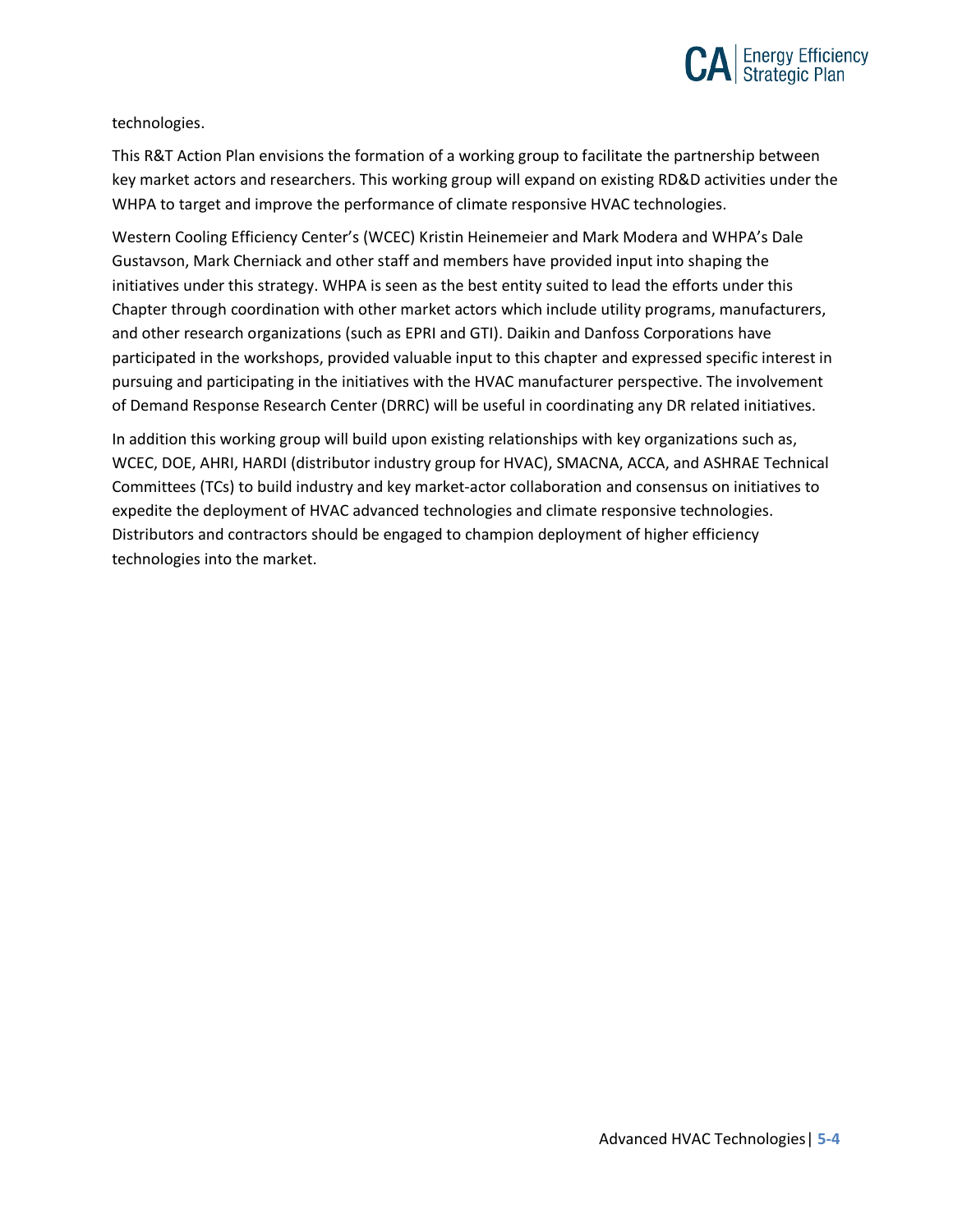technologies.

This R&T Action Plan envisions the formation of a working group to facilitate the partnership between key market actors and researchers. This working group will expand on existing RD&D activities under the WHPA to target and improve the performance of climate responsive HVAC technologies.

Western Cooling Efficiency Center's (WCEC) Kristin Heinemeier and Mark Modera and WHPA's Dale Gustavson, Mark Cherniack and other staff and members have provided input into shaping the initiatives under this strategy. WHPA is seen as the best entity suited to lead the efforts under this Chapter through coordination with other market actors which include utility programs, manufacturers, and other research organizations (such as EPRI and GTI). Daikin and Danfoss Corporations have participated in the workshops, provided valuable input to this chapter and expressed specific interest in pursuing and participating in the initiatives with the HVAC manufacturer perspective. The involvement of Demand Response Research Center (DRRC) will be useful in coordinating any DR related initiatives.

In addition this working group will build upon existing relationships with key organizations such as, WCEC, DOE, AHRI, HARDI (distributor industry group for HVAC), SMACNA, ACCA, and ASHRAE Technical Committees (TCs) to build industry and key market-actor collaboration and consensus on initiatives to expedite the deployment of HVAC advanced technologies and climate responsive technologies. Distributors and contractors should be engaged to champion deployment of higher efficiency technologies into the market.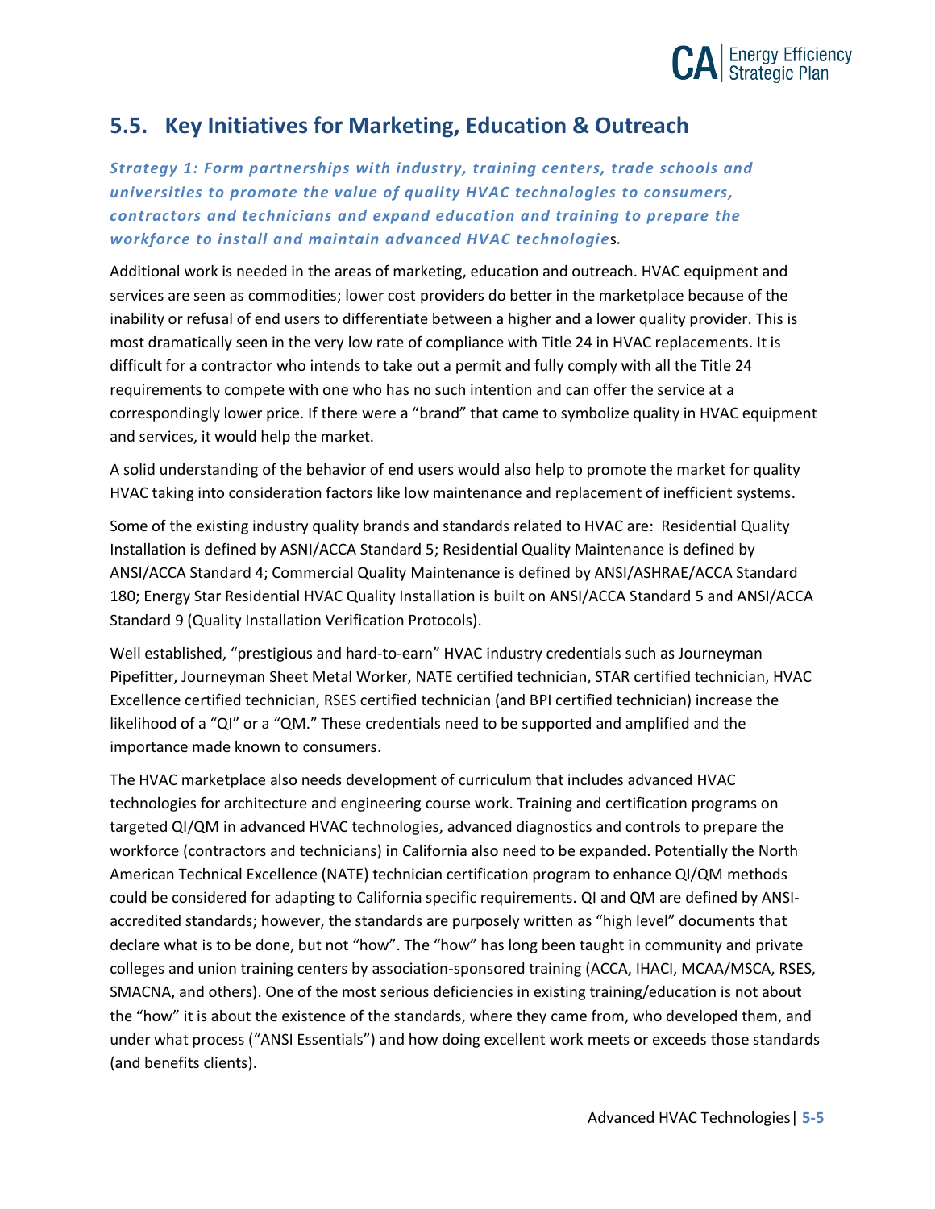## 5.5. Key Initiatives for Marketing, Education & Outreach

***Strategy 1: Form partnerships with industry, training centers, trade schools and universities to promote the value of quality HVAC technologies to consumers, contractors and technicians and expand education and training to prepare the workforce to install and maintain advanced HVAC technologies.***

Additional work is needed in the areas of marketing, education and outreach. HVAC equipment and services are seen as commodities; lower cost providers do better in the marketplace because of the inability or refusal of end users to differentiate between a higher and a lower quality provider. This is most dramatically seen in the very low rate of compliance with Title 24 in HVAC replacements. It is difficult for a contractor who intends to take out a permit and fully comply with all the Title 24 requirements to compete with one who has no such intention and can offer the service at a correspondingly lower price. If there were a "brand" that came to symbolize quality in HVAC equipment and services, it would help the market.

A solid understanding of the behavior of end users would also help to promote the market for quality HVAC taking into consideration factors like low maintenance and replacement of inefficient systems.

Some of the existing industry quality brands and standards related to HVAC are: Residential Quality Installation is defined by ASNI/ACCA Standard 5; Residential Quality Maintenance is defined by ANSI/ACCA Standard 4; Commercial Quality Maintenance is defined by ANSI/ASHRAE/ACCA Standard 180; Energy Star Residential HVAC Quality Installation is built on ANSI/ACCA Standard 5 and ANSI/ACCA Standard 9 (Quality Installation Verification Protocols).

Well established, "prestigious and hard-to-earn" HVAC industry credentials such as Journeyman Pipefitter, Journeyman Sheet Metal Worker, NATE certified technician, STAR certified technician, HVAC Excellence certified technician, RSES certified technician (and BPI certified technician) increase the likelihood of a "QI" or a "QM." These credentials need to be supported and amplified and the importance made known to consumers.

The HVAC marketplace also needs development of curriculum that includes advanced HVAC technologies for architecture and engineering course work. Training and certification programs on targeted QI/QM in advanced HVAC technologies, advanced diagnostics and controls to prepare the workforce (contractors and technicians) in California also need to be expanded. Potentially the North American Technical Excellence (NATE) technician certification program to enhance QI/QM methods could be considered for adapting to California specific requirements. QI and QM are defined by ANSI-accredited standards; however, the standards are purposely written as "high level" documents that declare what is to be done, but not "how". The "how" has long been taught in community and private colleges and union training centers by association-sponsored training (ACCA, IHACI, MCAA/MSCA, RSES, SMACNA, and others). One of the most serious deficiencies in existing training/education is not about the "how" it is about the existence of the standards, where they came from, who developed them, and under what process ("ANSI Essentials") and how doing excellent work meets or exceeds those standards (and benefits clients).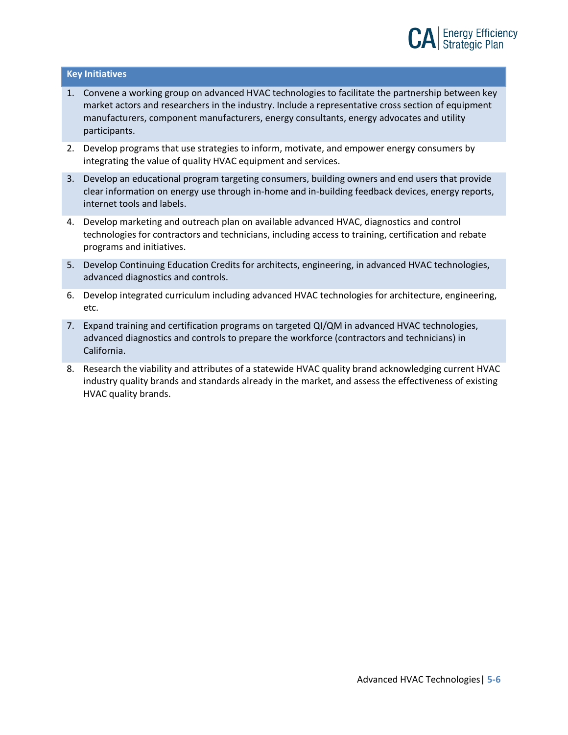| Key Initiatives |
| --- |
| 1. Convene a working group on advanced HVAC technologies to facilitate the partnership between key market actors and researchers in the industry. Include a representative cross section of equipment manufacturers, component manufacturers, energy consultants, energy advocates and utility participants. |
| 2. Develop programs that use strategies to inform, motivate, and empower energy consumers by integrating the value of quality HVAC equipment and services. |
| 3. Develop an educational program targeting consumers, building owners and end users that provide clear information on energy use through in-home and in-building feedback devices, energy reports, internet tools and labels. |
| 4. Develop marketing and outreach plan on available advanced HVAC, diagnostics and control technologies for contractors and technicians, including access to training, certification and rebate programs and initiatives. |
| 5. Develop Continuing Education Credits for architects, engineering, in advanced HVAC technologies, advanced diagnostics and controls. |
| 6. Develop integrated curriculum including advanced HVAC technologies for architecture, engineering, etc. |
| 7. Expand training and certification programs on targeted QI/QM in advanced HVAC technologies, advanced diagnostics and controls to prepare the workforce (contractors and technicians) in California. |
| 8. Research the viability and attributes of a statewide HVAC quality brand acknowledging current HVAC industry quality brands and standards already in the market, and assess the effectiveness of existing HVAC quality brands. |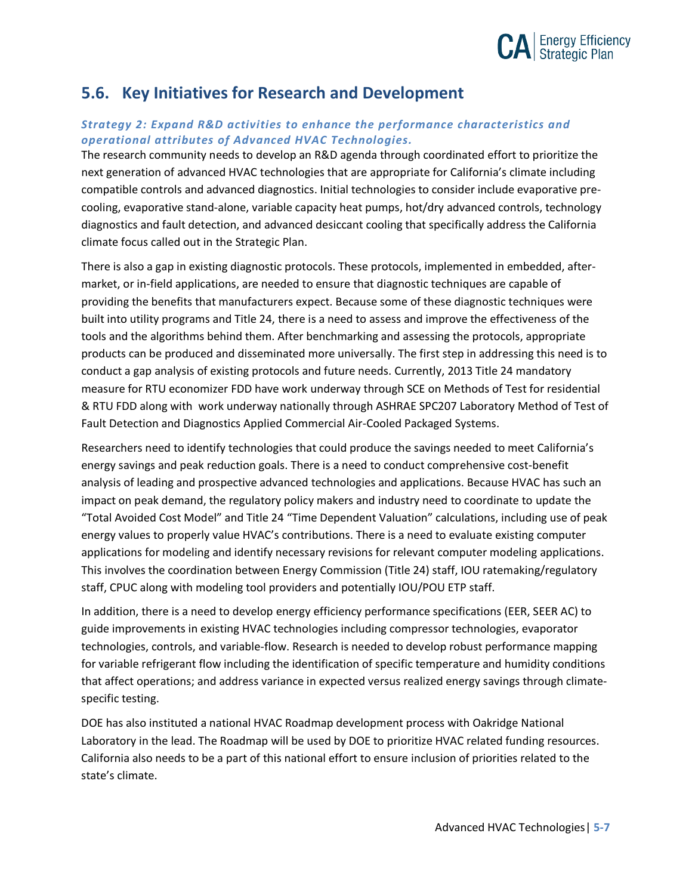## 5.6. Key Initiatives for Research and Development

### *Strategy 2: Expand R&D activities to enhance the performance characteristics and operational attributes of Advanced HVAC Technologies.*

The research community needs to develop an R&D agenda through coordinated effort to prioritize the next generation of advanced HVAC technologies that are appropriate for California's climate including compatible controls and advanced diagnostics. Initial technologies to consider include evaporative pre-cooling, evaporative stand-alone, variable capacity heat pumps, hot/dry advanced controls, technology diagnostics and fault detection, and advanced desiccant cooling that specifically address the California climate focus called out in the Strategic Plan.

There is also a gap in existing diagnostic protocols. These protocols, implemented in embedded, after-market, or in-field applications, are needed to ensure that diagnostic techniques are capable of providing the benefits that manufacturers expect. Because some of these diagnostic techniques were built into utility programs and Title 24, there is a need to assess and improve the effectiveness of the tools and the algorithms behind them. After benchmarking and assessing the protocols, appropriate products can be produced and disseminated more universally. The first step in addressing this need is to conduct a gap analysis of existing protocols and future needs. Currently, 2013 Title 24 mandatory measure for RTU economizer FDD have work underway through SCE on Methods of Test for residential & RTU FDD along with work underway nationally through ASHRAE SPC207 Laboratory Method of Test of Fault Detection and Diagnostics Applied Commercial Air-Cooled Packaged Systems.

Researchers need to identify technologies that could produce the savings needed to meet California's energy savings and peak reduction goals. There is a need to conduct comprehensive cost-benefit analysis of leading and prospective advanced technologies and applications. Because HVAC has such an impact on peak demand, the regulatory policy makers and industry need to coordinate to update the "Total Avoided Cost Model" and Title 24 "Time Dependent Valuation" calculations, including use of peak energy values to properly value HVAC's contributions. There is a need to evaluate existing computer applications for modeling and identify necessary revisions for relevant computer modeling applications. This involves the coordination between Energy Commission (Title 24) staff, IOU ratemaking/regulatory staff, CPUC along with modeling tool providers and potentially IOU/POU ETP staff.

In addition, there is a need to develop energy efficiency performance specifications (EER, SEER AC) to guide improvements in existing HVAC technologies including compressor technologies, evaporator technologies, controls, and variable-flow. Research is needed to develop robust performance mapping for variable refrigerant flow including the identification of specific temperature and humidity conditions that affect operations; and address variance in expected versus realized energy savings through climate-specific testing.

DOE has also instituted a national HVAC Roadmap development process with Oakridge National Laboratory in the lead. The Roadmap will be used by DOE to prioritize HVAC related funding resources. California also needs to be a part of this national effort to ensure inclusion of priorities related to the state's climate.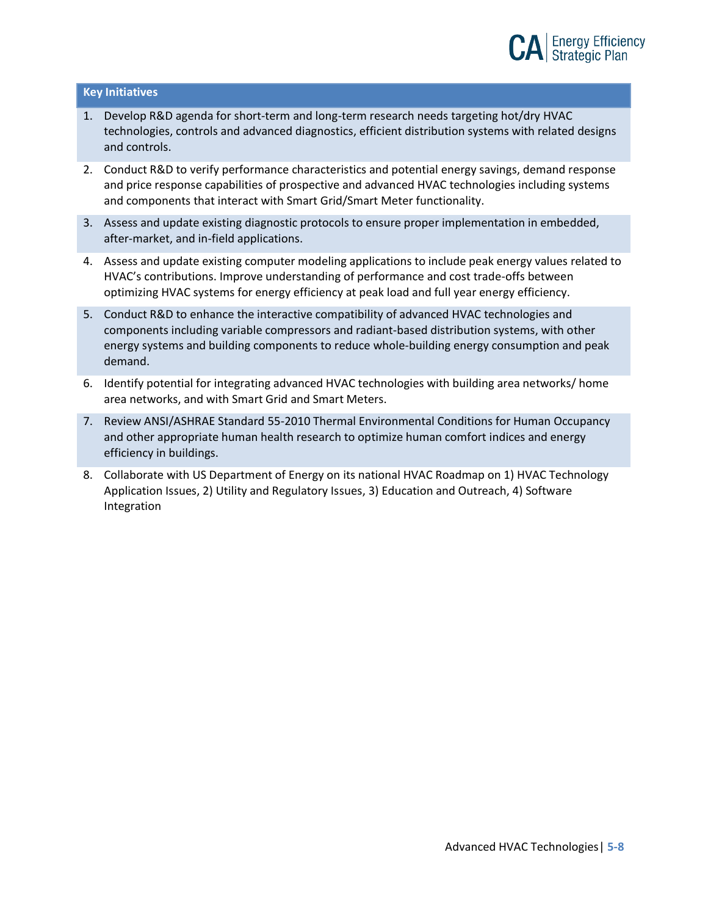**Key Initiatives**

1. Develop R&D agenda for short-term and long-term research needs targeting hot/dry HVAC technologies, controls and advanced diagnostics, efficient distribution systems with related designs and controls.
2. Conduct R&D to verify performance characteristics and potential energy savings, demand response and price response capabilities of prospective and advanced HVAC technologies including systems and components that interact with Smart Grid/Smart Meter functionality.
3. Assess and update existing diagnostic protocols to ensure proper implementation in embedded, after-market, and in-field applications.
4. Assess and update existing computer modeling applications to include peak energy values related to HVAC's contributions. Improve understanding of performance and cost trade-offs between optimizing HVAC systems for energy efficiency at peak load and full year energy efficiency.
5. Conduct R&D to enhance the interactive compatibility of advanced HVAC technologies and components including variable compressors and radiant-based distribution systems, with other energy systems and building components to reduce whole-building energy consumption and peak demand.
6. Identify potential for integrating advanced HVAC technologies with building area networks/ home area networks, and with Smart Grid and Smart Meters.
7. Review ANSI/ASHRAE Standard 55-2010 Thermal Environmental Conditions for Human Occupancy and other appropriate human health research to optimize human comfort indices and energy efficiency in buildings.
8. Collaborate with US Department of Energy on its national HVAC Roadmap on 1) HVAC Technology Application Issues, 2) Utility and Regulatory Issues, 3) Education and Outreach, 4) Software Integration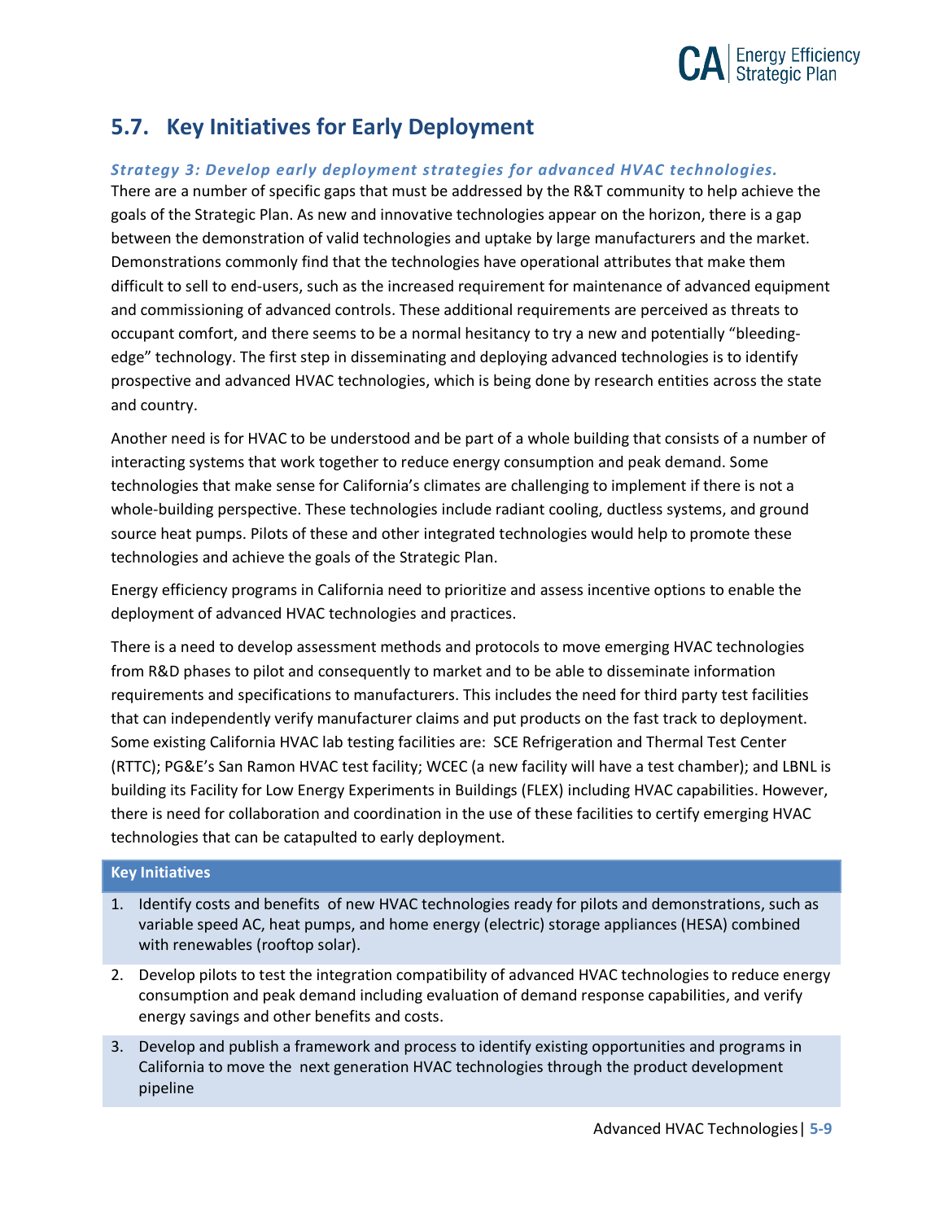## 5.7. Key Initiatives for Early Deployment

***Strategy 3: Develop early deployment strategies for advanced HVAC technologies.***

There are a number of specific gaps that must be addressed by the R&T community to help achieve the goals of the Strategic Plan. As new and innovative technologies appear on the horizon, there is a gap between the demonstration of valid technologies and uptake by large manufacturers and the market. Demonstrations commonly find that the technologies have operational attributes that make them difficult to sell to end-users, such as the increased requirement for maintenance of advanced equipment and commissioning of advanced controls. These additional requirements are perceived as threats to occupant comfort, and there seems to be a normal hesitancy to try a new and potentially "bleeding-edge" technology. The first step in disseminating and deploying advanced technologies is to identify prospective and advanced HVAC technologies, which is being done by research entities across the state and country.

Another need is for HVAC to be understood and be part of a whole building that consists of a number of interacting systems that work together to reduce energy consumption and peak demand. Some technologies that make sense for California's climates are challenging to implement if there is not a whole-building perspective. These technologies include radiant cooling, ductless systems, and ground source heat pumps. Pilots of these and other integrated technologies would help to promote these technologies and achieve the goals of the Strategic Plan.

Energy efficiency programs in California need to prioritize and assess incentive options to enable the deployment of advanced HVAC technologies and practices.

There is a need to develop assessment methods and protocols to move emerging HVAC technologies from R&D phases to pilot and consequently to market and to be able to disseminate information requirements and specifications to manufacturers. This includes the need for third party test facilities that can independently verify manufacturer claims and put products on the fast track to deployment. Some existing California HVAC lab testing facilities are: SCE Refrigeration and Thermal Test Center (RTTC); PG&E's San Ramon HVAC test facility; WCEC (a new facility will have a test chamber); and LBNL is building its Facility for Low Energy Experiments in Buildings (FLEX) including HVAC capabilities. However, there is need for collaboration and coordination in the use of these facilities to certify emerging HVAC technologies that can be catapulted to early deployment.

| Key Initiatives |
|---|
| 1. Identify costs and benefits of new HVAC technologies ready for pilots and demonstrations, such as variable speed AC, heat pumps, and home energy (electric) storage appliances (HESA) combined with renewables (rooftop solar). |
| 2. Develop pilots to test the integration compatibility of advanced HVAC technologies to reduce energy consumption and peak demand including evaluation of demand response capabilities, and verify energy savings and other benefits and costs. |
| 3. Develop and publish a framework and process to identify existing opportunities and programs in California to move the next generation HVAC technologies through the product development pipeline |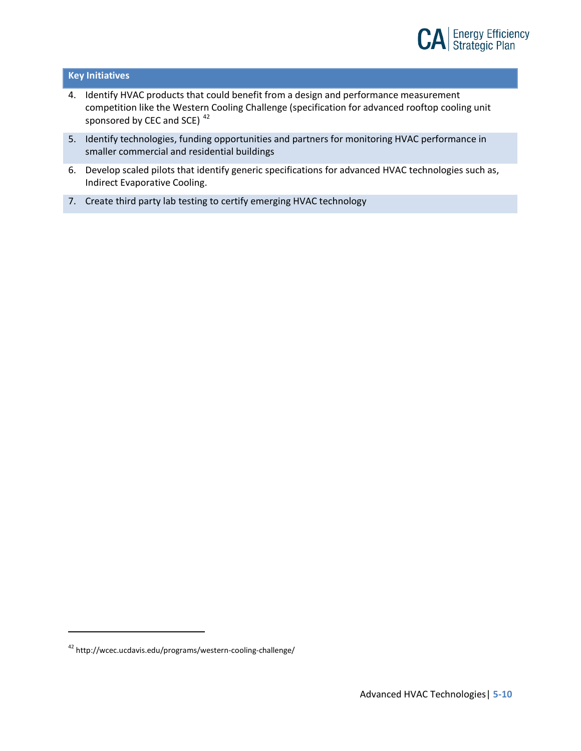| Key Initiatives |
| --- |
| 4. Identify HVAC products that could benefit from a design and performance measurement competition like the Western Cooling Challenge (specification for advanced rooftop cooling unit sponsored by CEC and SCE) [42] |
| 5. Identify technologies, funding opportunities and partners for monitoring HVAC performance in smaller commercial and residential buildings |
| 6. Develop scaled pilots that identify generic specifications for advanced HVAC technologies such as, Indirect Evaporative Cooling. |
| 7. Create third party lab testing to certify emerging HVAC technology |

[42] http://wcec.ucdavis.edu/programs/western-cooling-challenge/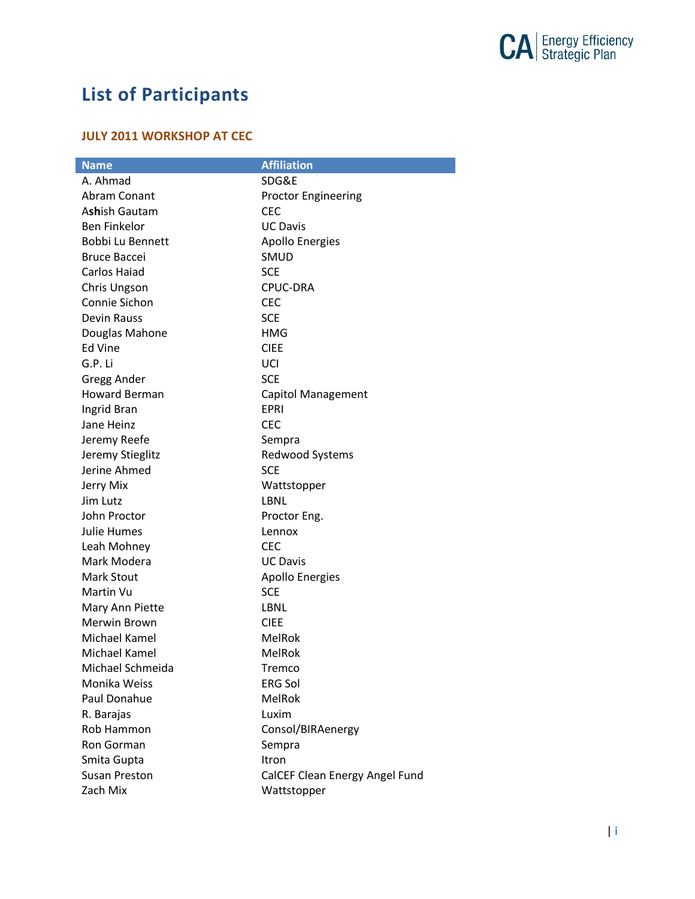# List of Participants

### JULY 2011 WORKSHOP AT CEC

| Name | Affiliation |
|---|---|
| A. Ahmad | SDG&E |
| Abram Conant | Proctor Engineering |
| Ashish Gautam | CEC |
| Ben Finkelor | UC Davis |
| Bobbi Lu Bennett | Apollo Energies |
| Bruce Baccei | SMUD |
| Carlos Haiad | SCE |
| Chris Ungson | CPUC-DRA |
| Connie Sichon | CEC |
| Devin Rauss | SCE |
| Douglas Mahone | HMG |
| Ed Vine | CIEE |
| G.P. Li | UCI |
| Gregg Ander | SCE |
| Howard Berman | Capitol Management |
| Ingrid Bran | EPRI |
| Jane Heinz | CEC |
| Jeremy Reefe | Sempra |
| Jeremy Stieglitz | Redwood Systems |
| Jerine Ahmed | SCE |
| Jerry Mix | Wattstopper |
| Jim Lutz | LBNL |
| John Proctor | Proctor Eng. |
| Julie Humes | Lennox |
| Leah Mohney | CEC |
| Mark Modera | UC Davis |
| Mark Stout | Apollo Energies |
| Martin Vu | SCE |
| Mary Ann Piette | LBNL |
| Merwin Brown | CIEE |
| Michael Kamel | MelRok |
| Michael Kamel | MelRok |
| Michael Schmeida | Tremco |
| Monika Weiss | ERG Sol |
| Paul Donahue | MelRok |
| R. Barajas | Luxim |
| Rob Hammon | Consol/BIRAenergy |
| Ron Gorman | Sempra |
| Smita Gupta | Itron |
| Susan Preston | CalCEF Clean Energy Angel Fund |
| Zach Mix | Wattstopper |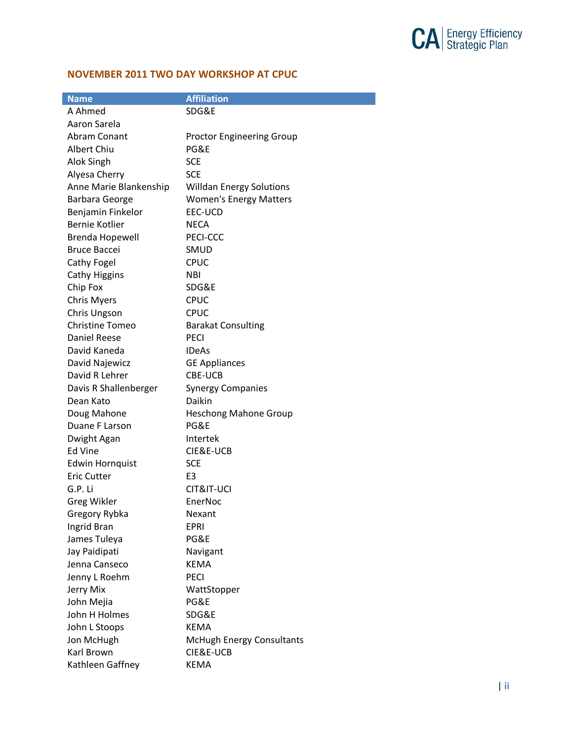## NOVEMBER 2011 TWO DAY WORKSHOP AT CPUC

| Name | Affiliation |
|---|---|
| A Ahmed | SDG&E |
| Aaron Sarela | |
| Abram Conant | Proctor Engineering Group |
| Albert Chiu | PG&E |
| Alok Singh | SCE |
| Alyesa Cherry | SCE |
| Anne Marie Blankenship | Willdan Energy Solutions |
| Barbara George | Women's Energy Matters |
| Benjamin Finkelor | EEC-UCD |
| Bernie Kotlier | NECA |
| Brenda Hopewell | PECI-CCC |
| Bruce Baccei | SMUD |
| Cathy Fogel | CPUC |
| Cathy Higgins | NBI |
| Chip Fox | SDG&E |
| Chris Myers | CPUC |
| Chris Ungson | CPUC |
| Christine Tomeo | Barakat Consulting |
| Daniel Reese | PECI |
| David Kaneda | IDeAs |
| David Najewicz | GE Appliances |
| David R Lehrer | CBE-UCB |
| Davis R Shallenberger | Synergy Companies |
| Dean Kato | Daikin |
| Doug Mahone | Heschong Mahone Group |
| Duane F Larson | PG&E |
| Dwight Agan | Intertek |
| Ed Vine | CIE&E-UCB |
| Edwin Hornquist | SCE |
| Eric Cutter | E3 |
| G.P. Li | CIT&IT-UCI |
| Greg Wikler | EnerNoc |
| Gregory Rybka | Nexant |
| Ingrid Bran | EPRI |
| James Tuleya | PG&E |
| Jay Paidipati | Navigant |
| Jenna Canseco | KEMA |
| Jenny L Roehm | PECI |
| Jerry Mix | WattStopper |
| John Mejia | PG&E |
| John H Holmes | SDG&E |
| John L Stoops | KEMA |
| Jon McHugh | McHugh Energy Consultants |
| Karl Brown | CIE&E-UCB |
| Kathleen Gaffney | KEMA |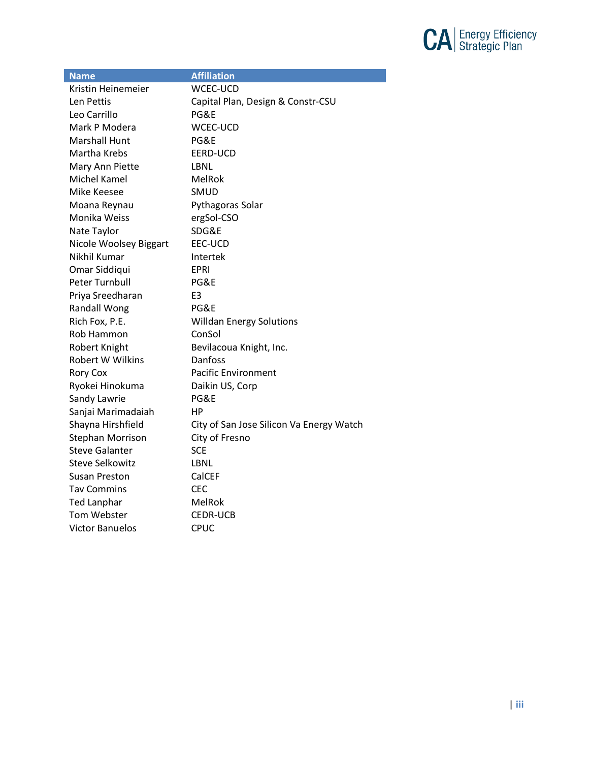| Name | Affiliation |
| --- | --- |
| Kristin Heinemeier | WCEC-UCD |
| Len Pettis | Capital Plan, Design & Constr-CSU |
| Leo Carrillo | PG&E |
| Mark P Modera | WCEC-UCD |
| Marshall Hunt | PG&E |
| Martha Krebs | EERD-UCD |
| Mary Ann Piette | LBNL |
| Michel Kamel | MelRok |
| Mike Keesee | SMUD |
| Moana Reynau | Pythagoras Solar |
| Monika Weiss | ergSol-CSO |
| Nate Taylor | SDG&E |
| Nicole Woolsey Biggart | EEC-UCD |
| Nikhil Kumar | Intertek |
| Omar Siddiqui | EPRI |
| Peter Turnbull | PG&E |
| Priya Sreedharan | E3 |
| Randall Wong | PG&E |
| Rich Fox, P.E. | Willdan Energy Solutions |
| Rob Hammon | ConSol |
| Robert Knight | Bevilacoua Knight, Inc. |
| Robert W Wilkins | Danfoss |
| Rory Cox | Pacific Environment |
| Ryokei Hinokuma | Daikin US, Corp |
| Sandy Lawrie | PG&E |
| Sanjai Marimadaiah | HP |
| Shayna Hirshfield | City of San Jose Silicon Va Energy Watch |
| Stephan Morrison | City of Fresno |
| Steve Galanter | SCE |
| Steve Selkowitz | LBNL |
| Susan Preston | CalCEF |
| Tav Commins | CEC |
| Ted Lanphar | MelRok |
| Tom Webster | CEDR-UCB |
| Victor Banuelos | CPUC |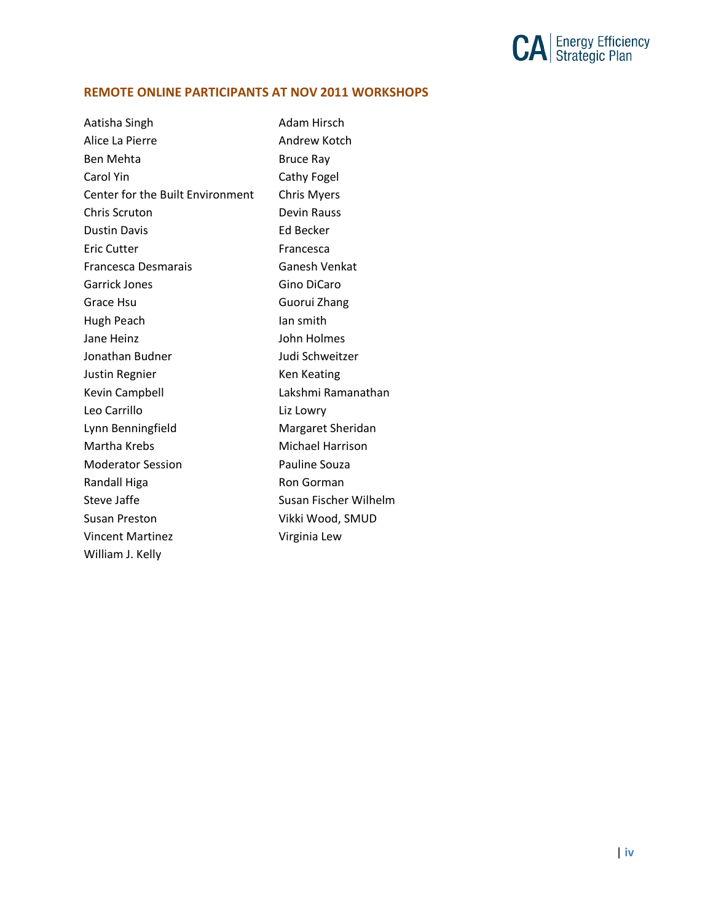## REMOTE ONLINE PARTICIPANTS AT NOV 2011 WORKSHOPS

Aatisha Singh
Adam Hirsch
Alice La Pierre
Andrew Kotch
Ben Mehta
Bruce Ray
Carol Yin
Cathy Fogel
Center for the Built Environment
Chris Myers
Chris Scruton
Devin Rauss
Dustin Davis
Ed Becker
Eric Cutter
Francesca
Francesca Desmarais
Ganesh Venkat
Garrick Jones
Gino DiCaro
Grace Hsu
Guorui Zhang
Hugh Peach
Ian smith
Jane Heinz
John Holmes
Jonathan Budner
Judi Schweitzer
Justin Regnier
Ken Keating
Kevin Campbell
Lakshmi Ramanathan
Leo Carrillo
Liz Lowry
Lynn Benningfield
Margaret Sheridan
Martha Krebs
Michael Harrison
Moderator Session
Pauline Souza
Randall Higa
Ron Gorman
Steve Jaffe
Susan Fischer Wilhelm
Susan Preston
Vikki Wood, SMUD
Vincent Martinez
Virginia Lew
William J. Kelly